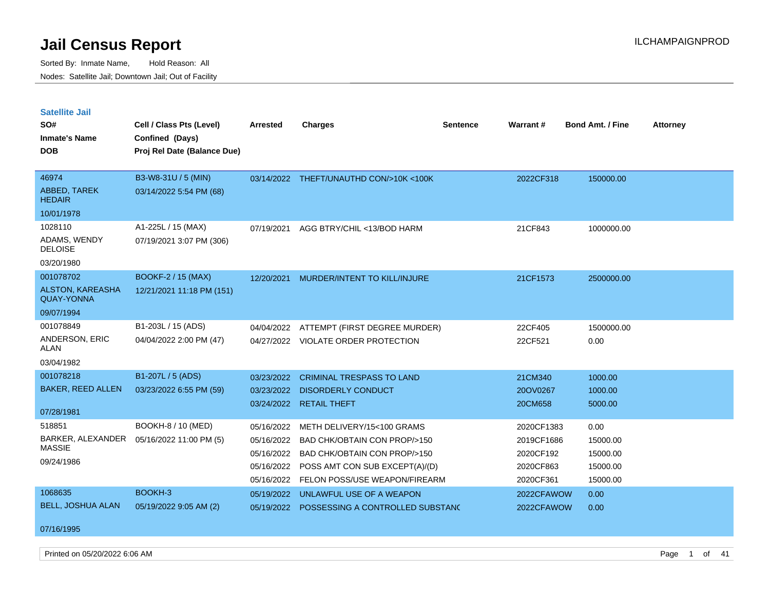# Jail Census Report

ILCHAMPAIGNPROD

Sorted By: Inmate Name, Hold Reason: All

Nodes: Satellite Jail; Downtown Jail; Out of Facility

## Satellite Jail

| SO# / Inmate's Name / DOB | Cell / Class Pts (Level) / Confined (Days) / Proj Rel Date (Balance Due) | Arrested | Charges | Sentence | Warrant # | Bond Amt. / Fine | Attorney |
|---|---|---|---|---|---|---|---|
| 46974<br>ABBED, TAREK HEDAIR<br>10/01/1978 | B3-W8-31U / 5 (MIN)<br>03/14/2022 5:54 PM (68) | 03/14/2022 | THEFT/UNAUTHD CON/>10K <100K | | 2022CF318 | 150000.00 | |
| 1028110<br>ADAMS, WENDY DELOISE<br>03/20/1980 | A1-225L / 15 (MAX)<br>07/19/2021 3:07 PM (306) | 07/19/2021 | AGG BTRY/CHIL <13/BOD HARM | | 21CF843 | 1000000.00 | |
| 001078702<br>ALSTON, KAREASHA QUAY-YONNA<br>09/07/1994 | BOOKF-2 / 15 (MAX)<br>12/21/2021 11:18 PM (151) | 12/20/2021 | MURDER/INTENT TO KILL/INJURE | | 21CF1573 | 2500000.00 | |
| 001078849<br>ANDERSON, ERIC ALAN<br>03/04/1982 | B1-203L / 15 (ADS)<br>04/04/2022 2:00 PM (47) | 04/04/2022 | ATTEMPT (FIRST DEGREE MURDER) | | 22CF405 | 1500000.00 | |
| | | 04/27/2022 | VIOLATE ORDER PROTECTION | | 22CF521 | 0.00 | |
| 001078218<br>BAKER, REED ALLEN<br>07/28/1981 | B1-207L / 5 (ADS)<br>03/23/2022 6:55 PM (59) | 03/23/2022 | CRIMINAL TRESPASS TO LAND | | 21CM340 | 1000.00 | |
| | | 03/23/2022 | DISORDERLY CONDUCT | | 20OV0267 | 1000.00 | |
| | | 03/24/2022 | RETAIL THEFT | | 20CM658 | 5000.00 | |
| 518851<br>BARKER, ALEXANDER MASSIE<br>09/24/1986 | BOOKH-8 / 10 (MED)<br>05/16/2022 11:00 PM (5) | 05/16/2022 | METH DELIVERY/15<100 GRAMS | | 2020CF1383 | 0.00 | |
| | | 05/16/2022 | BAD CHK/OBTAIN CON PROP/>150 | | 2019CF1686 | 15000.00 | |
| | | 05/16/2022 | BAD CHK/OBTAIN CON PROP/>150 | | 2020CF192 | 15000.00 | |
| | | 05/16/2022 | POSS AMT CON SUB EXCEPT(A)/(D) | | 2020CF863 | 15000.00 | |
| | | 05/16/2022 | FELON POSS/USE WEAPON/FIREARM | | 2020CF361 | 15000.00 | |
| 1068635<br>BELL, JOSHUA ALAN<br>07/16/1995 | BOOKH-3<br>05/19/2022 9:05 AM (2) | 05/19/2022 | UNLAWFUL USE OF A WEAPON | | 2022CFAWOW | 0.00 | |
| | | 05/19/2022 | POSSESSING A CONTROLLED SUBSTANC | | 2022CFAWOW | 0.00 | |

Printed on 05/20/2022 6:06 AM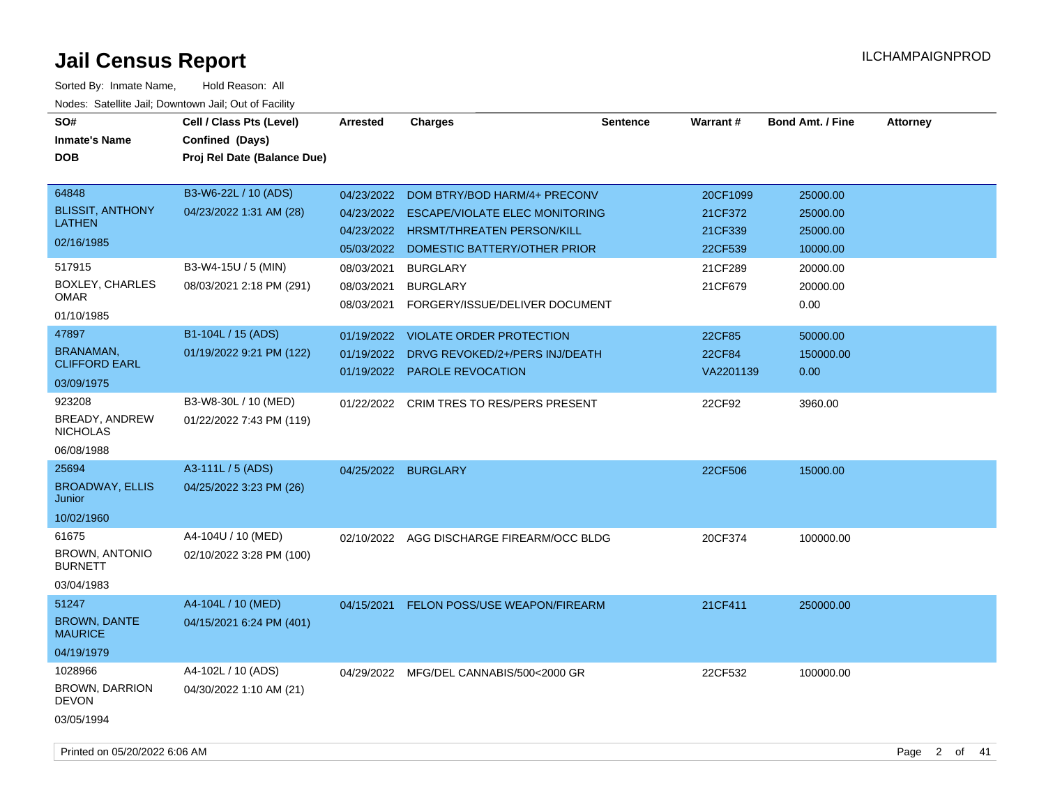# Jail Census Report

ILCHAMPAIGNPROD

Sorted By: Inmate Name, Hold Reason: All

Nodes: Satellite Jail; Downtown Jail; Out of Facility

| SO# / Inmate's Name / DOB | Cell / Class Pts (Level) / Confined (Days) / Proj Rel Date (Balance Due) | Arrested | Charges | Sentence | Warrant # | Bond Amt. / Fine | Attorney |
|---|---|---|---|---|---|---|---|
| 64848<br>BLISSIT, ANTHONY LATHEN<br>02/16/1985 | B3-W6-22L / 10 (ADS)<br>04/23/2022 1:31 AM (28) | 04/23/2022 | DOM BTRY/BOD HARM/4+ PRECONV | | 20CF1099 | 25000.00 | |
| | | 04/23/2022 | ESCAPE/VIOLATE ELEC MONITORING | | 21CF372 | 25000.00 | |
| | | 04/23/2022 | HRSMT/THREATEN PERSON/KILL | | 21CF339 | 25000.00 | |
| | | 05/03/2022 | DOMESTIC BATTERY/OTHER PRIOR | | 22CF539 | 10000.00 | |
| 517915<br>BOXLEY, CHARLES OMAR<br>01/10/1985 | B3-W4-15U / 5 (MIN)<br>08/03/2021 2:18 PM (291) | 08/03/2021 | BURGLARY | | 21CF289 | 20000.00 | |
| | | 08/03/2021 | BURGLARY | | 21CF679 | 20000.00 | |
| | | 08/03/2021 | FORGERY/ISSUE/DELIVER DOCUMENT | | | 0.00 | |
| 47897<br>BRANAMAN, CLIFFORD EARL<br>03/09/1975 | B1-104L / 15 (ADS)<br>01/19/2022 9:21 PM (122) | 01/19/2022 | VIOLATE ORDER PROTECTION | | 22CF85 | 50000.00 | |
| | | 01/19/2022 | DRVG REVOKED/2+/PERS INJ/DEATH | | 22CF84 | 150000.00 | |
| | | 01/19/2022 | PAROLE REVOCATION | | VA2201139 | 0.00 | |
| 923208<br>BREADY, ANDREW NICHOLAS<br>06/08/1988 | B3-W8-30L / 10 (MED)<br>01/22/2022 7:43 PM (119) | 01/22/2022 | CRIM TRES TO RES/PERS PRESENT | | 22CF92 | 3960.00 | |
| 25694<br>BROADWAY, ELLIS Junior<br>10/02/1960 | A3-111L / 5 (ADS)<br>04/25/2022 3:23 PM (26) | 04/25/2022 | BURGLARY | | 22CF506 | 15000.00 | |
| 61675<br>BROWN, ANTONIO BURNETT<br>03/04/1983 | A4-104U / 10 (MED)<br>02/10/2022 3:28 PM (100) | 02/10/2022 | AGG DISCHARGE FIREARM/OCC BLDG | | 20CF374 | 100000.00 | |
| 51247<br>BROWN, DANTE MAURICE<br>04/19/1979 | A4-104L / 10 (MED)<br>04/15/2021 6:24 PM (401) | 04/15/2021 | FELON POSS/USE WEAPON/FIREARM | | 21CF411 | 250000.00 | |
| 1028966<br>BROWN, DARRION DEVON<br>03/05/1994 | A4-102L / 10 (ADS)<br>04/30/2022 1:10 AM (21) | 04/29/2022 | MFG/DEL CANNABIS/500<2000 GR | | 22CF532 | 100000.00 | |

Printed on 05/20/2022 6:06 AM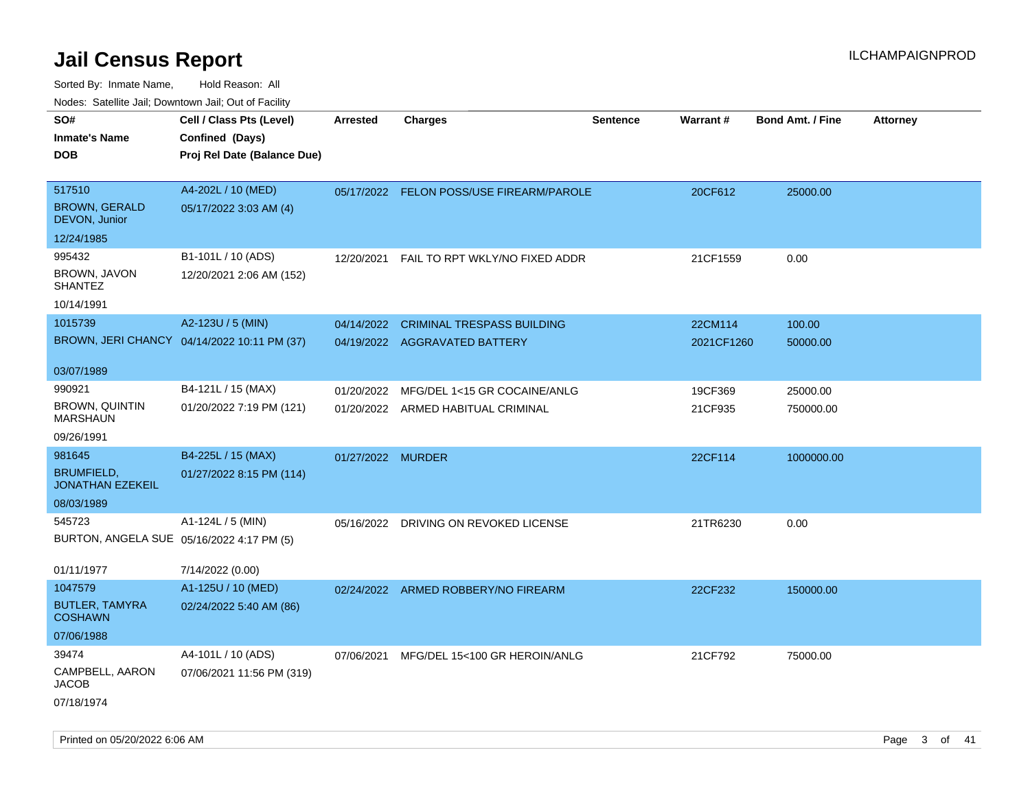# Jail Census Report

ILCHAMPAIGNPROD

Sorted By: Inmate Name, Hold Reason: All

Nodes: Satellite Jail; Downtown Jail; Out of Facility

| SO# / Inmate's Name / DOB | Cell / Class Pts (Level) / Confined (Days) / Proj Rel Date (Balance Due) | Arrested | Charges | Sentence | Warrant # | Bond Amt. / Fine | Attorney |
|---|---|---|---|---|---|---|---|
| 517510<br>BROWN, GERALD DEVON, Junior<br>12/24/1985 | A4-202L / 10 (MED)<br>05/17/2022 3:03 AM (4) | 05/17/2022 | FELON POSS/USE FIREARM/PAROLE | | 20CF612 | 25000.00 | |
| 995432<br>BROWN, JAVON SHANTEZ<br>10/14/1991 | B1-101L / 10 (ADS)<br>12/20/2021 2:06 AM (152) | 12/20/2021 | FAIL TO RPT WKLY/NO FIXED ADDR | | 21CF1559 | 0.00 | |
| 1015739<br>BROWN, JERI CHANCY<br>03/07/1989 | A2-123U / 5 (MIN)<br>04/14/2022 10:11 PM (37) | 04/14/2022 | CRIMINAL TRESPASS BUILDING | | 22CM114 | 100.00 | |
| | | 04/19/2022 | AGGRAVATED BATTERY | | 2021CF1260 | 50000.00 | |
| 990921<br>BROWN, QUINTIN MARSHAUN<br>09/26/1991 | B4-121L / 15 (MAX)<br>01/20/2022 7:19 PM (121) | 01/20/2022 | MFG/DEL 1<15 GR COCAINE/ANLG | | 19CF369 | 25000.00 | |
| | | 01/20/2022 | ARMED HABITUAL CRIMINAL | | 21CF935 | 750000.00 | |
| 981645<br>BRUMFIELD, JONATHAN EZEKEIL<br>08/03/1989 | B4-225L / 15 (MAX)<br>01/27/2022 8:15 PM (114) | 01/27/2022 | MURDER | | 22CF114 | 1000000.00 | |
| 545723<br>BURTON, ANGELA SUE<br>01/11/1977 | A1-124L / 5 (MIN)<br>05/16/2022 4:17 PM (5)<br>7/14/2022 (0.00) | 05/16/2022 | DRIVING ON REVOKED LICENSE | | 21TR6230 | 0.00 | |
| 1047579<br>BUTLER, TAMYRA COSHAWN<br>07/06/1988 | A1-125U / 10 (MED)<br>02/24/2022 5:40 AM (86) | 02/24/2022 | ARMED ROBBERY/NO FIREARM | | 22CF232 | 150000.00 | |
| 39474<br>CAMPBELL, AARON JACOB<br>07/18/1974 | A4-101L / 10 (ADS)<br>07/06/2021 11:56 PM (319) | 07/06/2021 | MFG/DEL 15<100 GR HEROIN/ANLG | | 21CF792 | 75000.00 | |

Printed on 05/20/2022 6:06 AM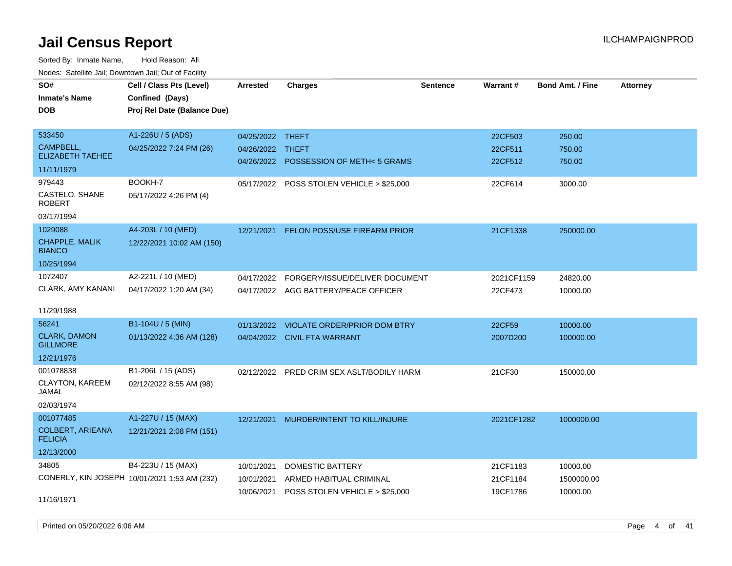# Jail Census Report

ILCHAMPAIGNPROD

Sorted By: Inmate Name, Hold Reason: All

Nodes: Satellite Jail; Downtown Jail; Out of Facility

| SO# / Inmate's Name / DOB | Cell / Class Pts (Level) / Confined (Days) / Proj Rel Date (Balance Due) | Arrested | Charges | Sentence | Warrant # | Bond Amt. / Fine | Attorney |
|---|---|---|---|---|---|---|---|
| 533450<br>CAMPBELL, ELIZABETH TAEHEE<br>11/11/1979 | A1-226U / 5 (ADS)<br>04/25/2022 7:24 PM (26) | 04/25/2022<br>04/26/2022<br>04/26/2022 | THEFT<br>THEFT<br>POSSESSION OF METH< 5 GRAMS | | 22CF503<br>22CF511<br>22CF512 | 250.00<br>750.00<br>750.00 | |
| 979443<br>CASTELO, SHANE ROBERT<br>03/17/1994 | BOOKH-7<br>05/17/2022 4:26 PM (4) | 05/17/2022 | POSS STOLEN VEHICLE > $25,000 | | 22CF614 | 3000.00 | |
| 1029088<br>CHAPPLE, MALIK BIANCO<br>10/25/1994 | A4-203L / 10 (MED)<br>12/22/2021 10:02 AM (150) | 12/21/2021 | FELON POSS/USE FIREARM PRIOR | | 21CF1338 | 250000.00 | |
| 1072407<br>CLARK, AMY KANANI<br>11/29/1988 | A2-221L / 10 (MED)<br>04/17/2022 1:20 AM (34) | 04/17/2022<br>04/17/2022 | FORGERY/ISSUE/DELIVER DOCUMENT<br>AGG BATTERY/PEACE OFFICER | | 2021CF1159<br>22CF473 | 24820.00<br>10000.00 | |
| 56241<br>CLARK, DAMON GILLMORE<br>12/21/1976 | B1-104U / 5 (MIN)<br>01/13/2022 4:36 AM (128) | 01/13/2022<br>04/04/2022 | VIOLATE ORDER/PRIOR DOM BTRY<br>CIVIL FTA WARRANT | | 22CF59<br>2007D200 | 10000.00<br>100000.00 | |
| 001078838<br>CLAYTON, KAREEM JAMAL<br>02/03/1974 | B1-206L / 15 (ADS)<br>02/12/2022 8:55 AM (98) | 02/12/2022 | PRED CRIM SEX ASLT/BODILY HARM | | 21CF30 | 150000.00 | |
| 001077485<br>COLBERT, ARIEANA FELICIA<br>12/13/2000 | A1-227U / 15 (MAX)<br>12/21/2021 2:08 PM (151) | 12/21/2021 | MURDER/INTENT TO KILL/INJURE | | 2021CF1282 | 1000000.00 | |
| 34805<br>CONERLY, KIN JOSEPH<br>11/16/1971 | B4-223U / 15 (MAX)<br>10/01/2021 1:53 AM (232) | 10/01/2021<br>10/01/2021<br>10/06/2021 | DOMESTIC BATTERY<br>ARMED HABITUAL CRIMINAL<br>POSS STOLEN VEHICLE > $25,000 | | 21CF1183<br>21CF1184<br>19CF1786 | 10000.00<br>1500000.00<br>10000.00 | |

Printed on 05/20/2022 6:06 AM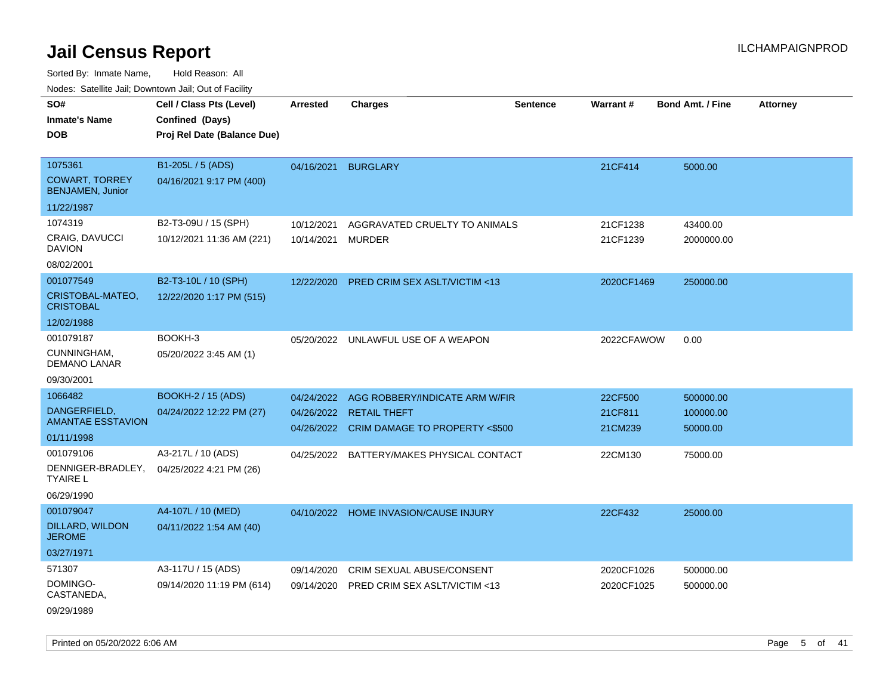# Jail Census Report

ILCHAMPAIGNPROD

Sorted By: Inmate Name, Hold Reason: All

Nodes: Satellite Jail; Downtown Jail; Out of Facility

| SO# / Inmate's Name / DOB | Cell / Class Pts (Level) / Confined (Days) / Proj Rel Date (Balance Due) | Arrested | Charges | Sentence | Warrant # | Bond Amt. / Fine | Attorney |
|---|---|---|---|---|---|---|---|
| 1075361<br>COWART, TORREY BENJAMEN, Junior<br>11/22/1987 | B1-205L / 5 (ADS)<br>04/16/2021 9:17 PM (400) | 04/16/2021 | BURGLARY | | 21CF414 | 5000.00 | |
| 1074319<br>CRAIG, DAVUCCI DAVION<br>08/02/2001 | B2-T3-09U / 15 (SPH)<br>10/12/2021 11:36 AM (221) | 10/12/2021<br>10/14/2021 | AGGRAVATED CRUELTY TO ANIMALS<br>MURDER | | 21CF1238<br>21CF1239 | 43400.00<br>2000000.00 | |
| 001077549<br>CRISTOBAL-MATEO, CRISTOBAL<br>12/02/1988 | B2-T3-10L / 10 (SPH)<br>12/22/2020 1:17 PM (515) | 12/22/2020 | PRED CRIM SEX ASLT/VICTIM <13 | | 2020CF1469 | 250000.00 | |
| 001079187<br>CUNNINGHAM, DEMANO LANAR<br>09/30/2001 | BOOKH-3<br>05/20/2022 3:45 AM (1) | 05/20/2022 | UNLAWFUL USE OF A WEAPON | | 2022CFAWOW | 0.00 | |
| 1066482<br>DANGERFIELD, AMANTAE ESSTAVION<br>01/11/1998 | BOOKH-2 / 15 (ADS)<br>04/24/2022 12:22 PM (27) | 04/24/2022<br>04/26/2022<br>04/26/2022 | AGG ROBBERY/INDICATE ARM W/FIR<br>RETAIL THEFT<br>CRIM DAMAGE TO PROPERTY <$500 | | 22CF500<br>21CF811<br>21CM239 | 500000.00<br>100000.00<br>50000.00 | |
| 001079106<br>DENNIGER-BRADLEY, TYAIRE L<br>06/29/1990 | A3-217L / 10 (ADS)<br>04/25/2022 4:21 PM (26) | 04/25/2022 | BATTERY/MAKES PHYSICAL CONTACT | | 22CM130 | 75000.00 | |
| 001079047<br>DILLARD, WILDON JEROME<br>03/27/1971 | A4-107L / 10 (MED)<br>04/11/2022 1:54 AM (40) | 04/10/2022 | HOME INVASION/CAUSE INJURY | | 22CF432 | 25000.00 | |
| 571307<br>DOMINGO-CASTANEDA,<br>09/29/1989 | A3-117U / 15 (ADS)<br>09/14/2020 11:19 PM (614) | 09/14/2020<br>09/14/2020 | CRIM SEXUAL ABUSE/CONSENT<br>PRED CRIM SEX ASLT/VICTIM <13 | | 2020CF1026<br>2020CF1025 | 500000.00<br>500000.00 | |

Printed on 05/20/2022 6:06 AM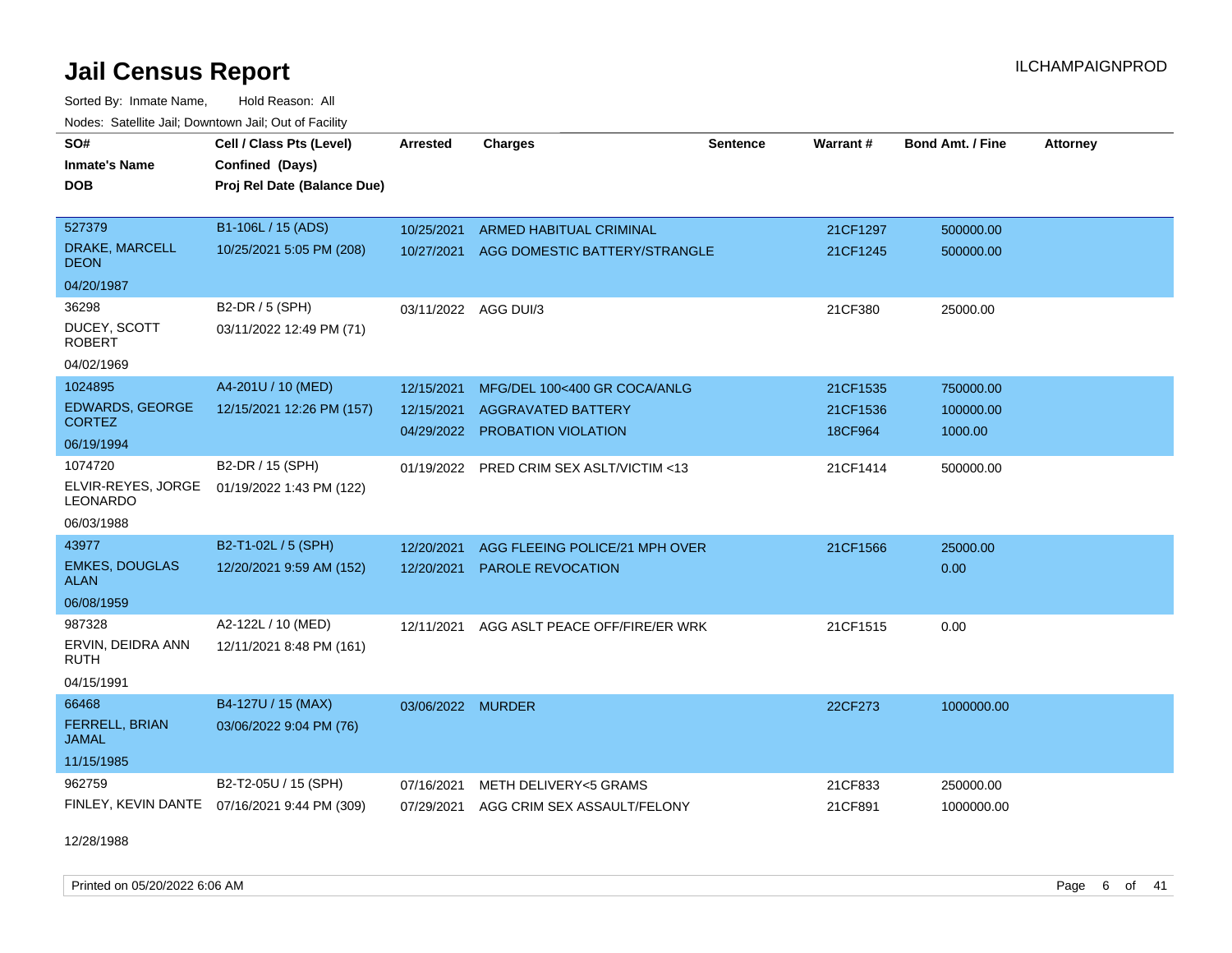# Jail Census Report

ILCHAMPAIGNPROD

Sorted By: Inmate Name, Hold Reason: All

Nodes: Satellite Jail; Downtown Jail; Out of Facility

| SO# / Inmate's Name / DOB | Cell / Class Pts (Level) / Confined (Days) / Proj Rel Date (Balance Due) | Arrested | Charges | Sentence | Warrant # | Bond Amt. / Fine | Attorney |
|---|---|---|---|---|---|---|---|
| 527379<br>DRAKE, MARCELL DEON<br>04/20/1987 | B1-106L / 15 (ADS)<br>10/25/2021 5:05 PM (208) | 10/25/2021<br>10/27/2021 | ARMED HABITUAL CRIMINAL<br>AGG DOMESTIC BATTERY/STRANGLE | | 21CF1297<br>21CF1245 | 500000.00<br>500000.00 | |
| 36298<br>DUCEY, SCOTT ROBERT<br>04/02/1969 | B2-DR / 5 (SPH)<br>03/11/2022 12:49 PM (71) | 03/11/2022 | AGG DUI/3 | | 21CF380 | 25000.00 | |
| 1024895<br>EDWARDS, GEORGE CORTEZ<br>06/19/1994 | A4-201U / 10 (MED)<br>12/15/2021 12:26 PM (157) | 12/15/2021<br>12/15/2021<br>04/29/2022 | MFG/DEL 100<400 GR COCA/ANLG<br>AGGRAVATED BATTERY<br>PROBATION VIOLATION | | 21CF1535<br>21CF1536<br>18CF964 | 750000.00<br>100000.00<br>1000.00 | |
| 1074720<br>ELVIR-REYES, JORGE LEONARDO<br>06/03/1988 | B2-DR / 15 (SPH)<br>01/19/2022 1:43 PM (122) | 01/19/2022 | PRED CRIM SEX ASLT/VICTIM <13 | | 21CF1414 | 500000.00 | |
| 43977<br>EMKES, DOUGLAS ALAN<br>06/08/1959 | B2-T1-02L / 5 (SPH)<br>12/20/2021 9:59 AM (152) | 12/20/2021<br>12/20/2021 | AGG FLEEING POLICE/21 MPH OVER<br>PAROLE REVOCATION | | 21CF1566 | 25000.00<br>0.00 | |
| 987328<br>ERVIN, DEIDRA ANN RUTH<br>04/15/1991 | A2-122L / 10 (MED)<br>12/11/2021 8:48 PM (161) | 12/11/2021 | AGG ASLT PEACE OFF/FIRE/ER WRK | | 21CF1515 | 0.00 | |
| 66468<br>FERRELL, BRIAN JAMAL<br>11/15/1985 | B4-127U / 15 (MAX)<br>03/06/2022 9:04 PM (76) | 03/06/2022 | MURDER | | 22CF273 | 1000000.00 | |
| 962759<br>FINLEY, KEVIN DANTE<br>12/28/1988 | B2-T2-05U / 15 (SPH)<br>07/16/2021 9:44 PM (309) | 07/16/2021<br>07/29/2021 | METH DELIVERY<5 GRAMS<br>AGG CRIM SEX ASSAULT/FELONY | | 21CF833<br>21CF891 | 250000.00<br>1000000.00 | |

Printed on 05/20/2022 6:06 AM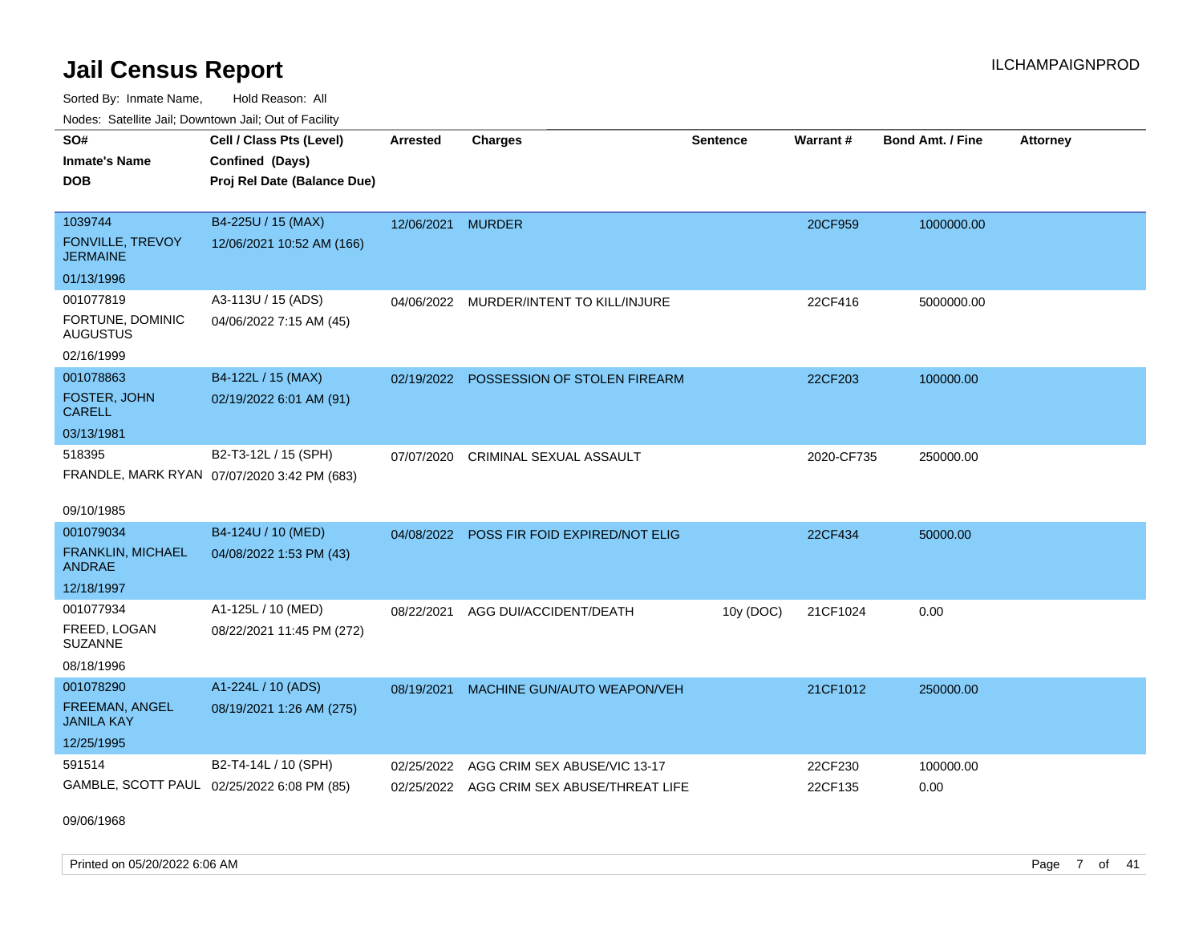# Jail Census Report

Sorted By: Inmate Name, Hold Reason: All

Nodes: Satellite Jail; Downtown Jail; Out of Facility

| SO# / Inmate's Name / DOB | Cell / Class Pts (Level) / Confined (Days) / Proj Rel Date (Balance Due) | Arrested | Charges | Sentence | Warrant # | Bond Amt. / Fine | Attorney |
|---|---|---|---|---|---|---|---|
| 1039744 FONVILLE, TREVOY JERMAINE 01/13/1996 | B4-225U / 15 (MAX) 12/06/2021 10:52 AM (166) | 12/06/2021 | MURDER | | 20CF959 | 1000000.00 | |
| 001077819 FORTUNE, DOMINIC AUGUSTUS 02/16/1999 | A3-113U / 15 (ADS) 04/06/2022 7:15 AM (45) | 04/06/2022 | MURDER/INTENT TO KILL/INJURE | | 22CF416 | 5000000.00 | |
| 001078863 FOSTER, JOHN CARELL 03/13/1981 | B4-122L / 15 (MAX) 02/19/2022 6:01 AM (91) | 02/19/2022 | POSSESSION OF STOLEN FIREARM | | 22CF203 | 100000.00 | |
| 518395 FRANDLE, MARK RYAN 09/10/1985 | B2-T3-12L / 15 (SPH) 07/07/2020 3:42 PM (683) | 07/07/2020 | CRIMINAL SEXUAL ASSAULT | | 2020-CF735 | 250000.00 | |
| 001079034 FRANKLIN, MICHAEL ANDRAE 12/18/1997 | B4-124U / 10 (MED) 04/08/2022 1:53 PM (43) | 04/08/2022 | POSS FIR FOID EXPIRED/NOT ELIG | | 22CF434 | 50000.00 | |
| 001077934 FREED, LOGAN SUZANNE 08/18/1996 | A1-125L / 10 (MED) 08/22/2021 11:45 PM (272) | 08/22/2021 | AGG DUI/ACCIDENT/DEATH | 10y (DOC) | 21CF1024 | 0.00 | |
| 001078290 FREEMAN, ANGEL JANILA KAY 12/25/1995 | A1-224L / 10 (ADS) 08/19/2021 1:26 AM (275) | 08/19/2021 | MACHINE GUN/AUTO WEAPON/VEH | | 21CF1012 | 250000.00 | |
| 591514 GAMBLE, SCOTT PAUL 09/06/1968 | B2-T4-14L / 10 (SPH) 02/25/2022 6:08 PM (85) | 02/25/2022 | AGG CRIM SEX ABUSE/VIC 13-17 | | 22CF230 | 100000.00 | |
| | | 02/25/2022 | AGG CRIM SEX ABUSE/THREAT LIFE | | 22CF135 | 0.00 | |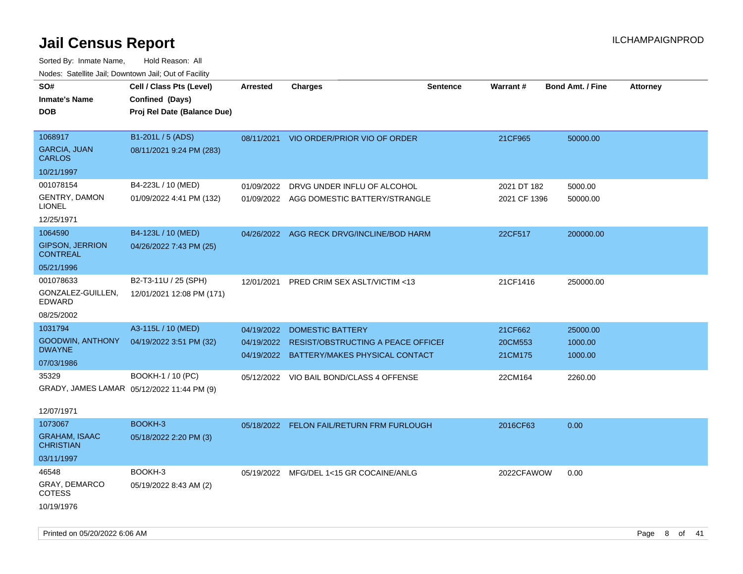# Jail Census Report

Sorted By: Inmate Name, Hold Reason: All

Nodes: Satellite Jail; Downtown Jail; Out of Facility

| SO# / Inmate's Name / DOB | Cell / Class Pts (Level) / Confined (Days) / Proj Rel Date (Balance Due) | Arrested | Charges | Sentence | Warrant # | Bond Amt. / Fine | Attorney |
|---|---|---|---|---|---|---|---|
| 1068917<br>GARCIA, JUAN CARLOS<br>10/21/1997 | B1-201L / 5 (ADS)<br>08/11/2021 9:24 PM (283) | 08/11/2021 | VIO ORDER/PRIOR VIO OF ORDER | | 21CF965 | 50000.00 | |
| 001078154<br>GENTRY, DAMON LIONEL<br>12/25/1971 | B4-223L / 10 (MED)<br>01/09/2022 4:41 PM (132) | 01/09/2022<br>01/09/2022 | DRVG UNDER INFLU OF ALCOHOL<br>AGG DOMESTIC BATTERY/STRANGLE | | 2021 DT 182<br>2021 CF 1396 | 5000.00<br>50000.00 | |
| 1064590<br>GIPSON, JERRION CONTREAL<br>05/21/1996 | B4-123L / 10 (MED)<br>04/26/2022 7:43 PM (25) | 04/26/2022 | AGG RECK DRVG/INCLINE/BOD HARM | | 22CF517 | 200000.00 | |
| 001078633<br>GONZALEZ-GUILLEN, EDWARD<br>08/25/2002 | B2-T3-11U / 25 (SPH)<br>12/01/2021 12:08 PM (171) | 12/01/2021 | PRED CRIM SEX ASLT/VICTIM <13 | | 21CF1416 | 250000.00 | |
| 1031794<br>GOODWIN, ANTHONY DWAYNE<br>07/03/1986 | A3-115L / 10 (MED)<br>04/19/2022 3:51 PM (32) | 04/19/2022<br>04/19/2022<br>04/19/2022 | DOMESTIC BATTERY<br>RESIST/OBSTRUCTING A PEACE OFFICEI<br>BATTERY/MAKES PHYSICAL CONTACT | | 21CF662<br>20CM553<br>21CM175 | 25000.00<br>1000.00<br>1000.00 | |
| 35329<br>GRADY, JAMES LAMAR<br>12/07/1971 | BOOKH-1 / 10 (PC)<br>05/12/2022 11:44 PM (9) | 05/12/2022 | VIO BAIL BOND/CLASS 4 OFFENSE | | 22CM164 | 2260.00 | |
| 1073067<br>GRAHAM, ISAAC CHRISTIAN<br>03/11/1997 | BOOKH-3<br>05/18/2022 2:20 PM (3) | 05/18/2022 | FELON FAIL/RETURN FRM FURLOUGH | | 2016CF63 | 0.00 | |
| 46548<br>GRAY, DEMARCO COTESS<br>10/19/1976 | BOOKH-3<br>05/19/2022 8:43 AM (2) | 05/19/2022 | MFG/DEL 1<15 GR COCAINE/ANLG | | 2022CFAWOW | 0.00 | |

Printed on 05/20/2022 6:06 AM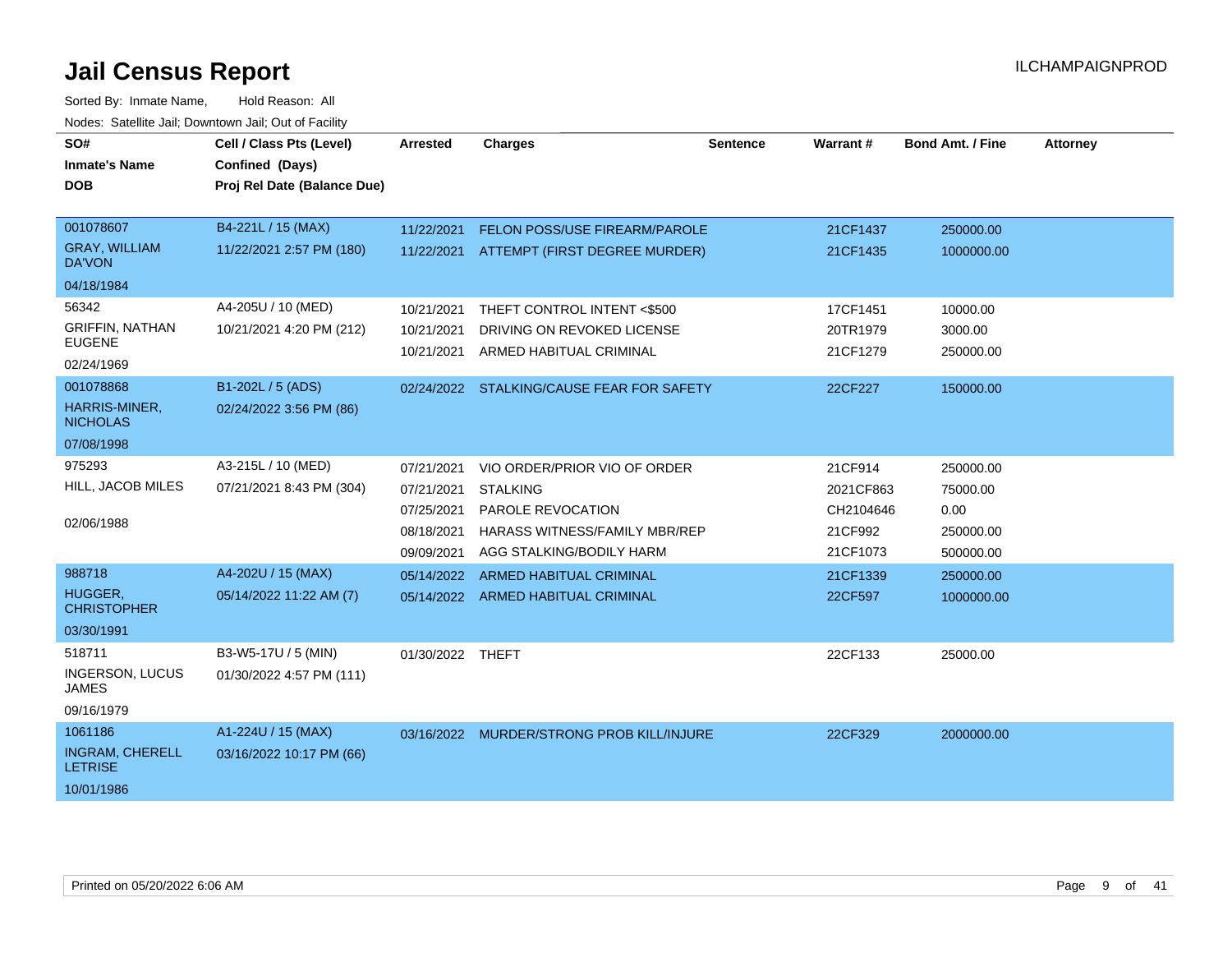# Jail Census Report

ILCHAMPAIGNPROD

Sorted By: Inmate Name, Hold Reason: All

Nodes: Satellite Jail; Downtown Jail; Out of Facility

| SO# / Inmate's Name / DOB | Cell / Class Pts (Level) / Confined (Days) / Proj Rel Date (Balance Due) | Arrested | Charges | Sentence | Warrant # | Bond Amt. / Fine | Attorney |
|---|---|---|---|---|---|---|---|
| 001078607<br>GRAY, WILLIAM DA'VON<br>04/18/1984 | B4-221L / 15 (MAX)<br>11/22/2021 2:57 PM (180) | 11/22/2021 | FELON POSS/USE FIREARM/PAROLE | | 21CF1437 | 250000.00 | |
| | | 11/22/2021 | ATTEMPT (FIRST DEGREE MURDER) | | 21CF1435 | 1000000.00 | |
| 56342<br>GRIFFIN, NATHAN EUGENE<br>02/24/1969 | A4-205U / 10 (MED)<br>10/21/2021 4:20 PM (212) | 10/21/2021 | THEFT CONTROL INTENT <$500 | | 17CF1451 | 10000.00 | |
| | | 10/21/2021 | DRIVING ON REVOKED LICENSE | | 20TR1979 | 3000.00 | |
| | | 10/21/2021 | ARMED HABITUAL CRIMINAL | | 21CF1279 | 250000.00 | |
| 001078868<br>HARRIS-MINER, NICHOLAS<br>07/08/1998 | B1-202L / 5 (ADS)<br>02/24/2022 3:56 PM (86) | 02/24/2022 | STALKING/CAUSE FEAR FOR SAFETY | | 22CF227 | 150000.00 | |
| 975293<br>HILL, JACOB MILES<br>02/06/1988 | A3-215L / 10 (MED)<br>07/21/2021 8:43 PM (304) | 07/21/2021 | VIO ORDER/PRIOR VIO OF ORDER | | 21CF914 | 250000.00 | |
| | | 07/21/2021 | STALKING | | 2021CF863 | 75000.00 | |
| | | 07/25/2021 | PAROLE REVOCATION | | CH2104646 | 0.00 | |
| | | 08/18/2021 | HARASS WITNESS/FAMILY MBR/REP | | 21CF992 | 250000.00 | |
| | | 09/09/2021 | AGG STALKING/BODILY HARM | | 21CF1073 | 500000.00 | |
| 988718<br>HUGGER, CHRISTOPHER<br>03/30/1991 | A4-202U / 15 (MAX)<br>05/14/2022 11:22 AM (7) | 05/14/2022 | ARMED HABITUAL CRIMINAL | | 21CF1339 | 250000.00 | |
| | | 05/14/2022 | ARMED HABITUAL CRIMINAL | | 22CF597 | 1000000.00 | |
| 518711<br>INGERSON, LUCUS JAMES<br>09/16/1979 | B3-W5-17U / 5 (MIN)<br>01/30/2022 4:57 PM (111) | 01/30/2022 | THEFT | | 22CF133 | 25000.00 | |
| 1061186<br>INGRAM, CHERELL LETRISE<br>10/01/1986 | A1-224U / 15 (MAX)<br>03/16/2022 10:17 PM (66) | 03/16/2022 | MURDER/STRONG PROB KILL/INJURE | | 22CF329 | 2000000.00 | |

Printed on 05/20/2022 6:06 AM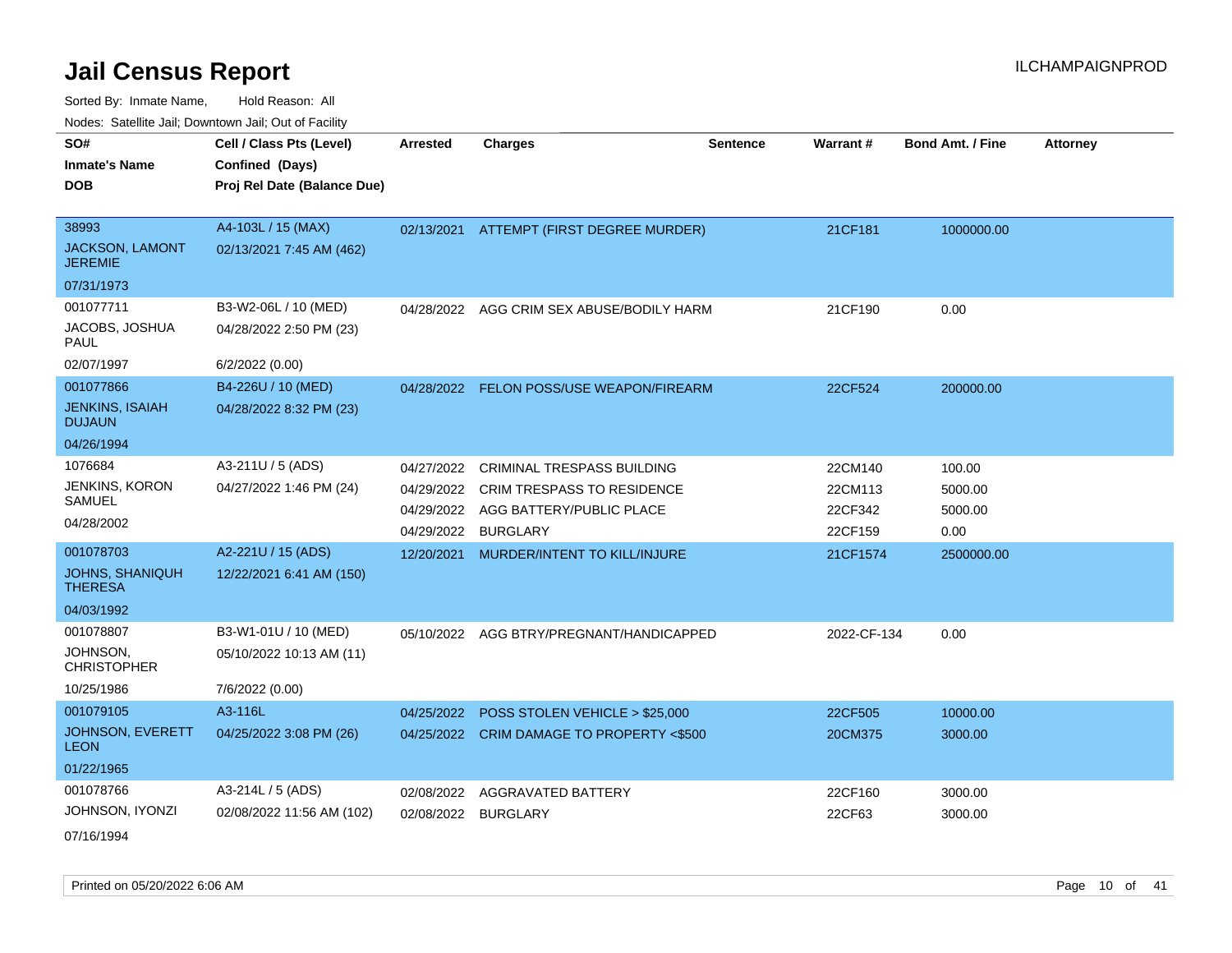# Jail Census Report

ILCHAMPAIGNPROD

Sorted By: Inmate Name, Hold Reason: All

Nodes: Satellite Jail; Downtown Jail; Out of Facility

| SO# / Inmate's Name / DOB | Cell / Class Pts (Level) / Confined (Days) / Proj Rel Date (Balance Due) | Arrested | Charges | Sentence | Warrant # | Bond Amt. / Fine | Attorney |
|---|---|---|---|---|---|---|---|
| 38993<br>JACKSON, LAMONT JEREMIE<br>07/31/1973 | A4-103L / 15 (MAX)<br>02/13/2021 7:45 AM (462) | 02/13/2021 | ATTEMPT (FIRST DEGREE MURDER) | | 21CF181 | 1000000.00 | |
| 001077711<br>JACOBS, JOSHUA PAUL<br>02/07/1997 | B3-W2-06L / 10 (MED)<br>04/28/2022 2:50 PM (23)<br>6/2/2022 (0.00) | 04/28/2022 | AGG CRIM SEX ABUSE/BODILY HARM | | 21CF190 | 0.00 | |
| 001077866<br>JENKINS, ISAIAH DUJAUN<br>04/26/1994 | B4-226U / 10 (MED)<br>04/28/2022 8:32 PM (23) | 04/28/2022 | FELON POSS/USE WEAPON/FIREARM | | 22CF524 | 200000.00 | |
| 1076684<br>JENKINS, KORON SAMUEL<br>04/28/2002 | A3-211U / 5 (ADS)<br>04/27/2022 1:46 PM (24) | 04/27/2022 | CRIMINAL TRESPASS BUILDING | | 22CM140 | 100.00 | |
| | | 04/29/2022 | CRIM TRESPASS TO RESIDENCE | | 22CM113 | 5000.00 | |
| | | 04/29/2022 | AGG BATTERY/PUBLIC PLACE | | 22CF342 | 5000.00 | |
| | | 04/29/2022 | BURGLARY | | 22CF159 | 0.00 | |
| 001078703<br>JOHNS, SHANIQUH THERESA<br>04/03/1992 | A2-221U / 15 (ADS)<br>12/22/2021 6:41 AM (150) | 12/20/2021 | MURDER/INTENT TO KILL/INJURE | | 21CF1574 | 2500000.00 | |
| 001078807<br>JOHNSON, CHRISTOPHER<br>10/25/1986 | B3-W1-01U / 10 (MED)<br>05/10/2022 10:13 AM (11)<br>7/6/2022 (0.00) | 05/10/2022 | AGG BTRY/PREGNANT/HANDICAPPED | | 2022-CF-134 | 0.00 | |
| 001079105<br>JOHNSON, EVERETT LEON<br>01/22/1965 | A3-116L<br>04/25/2022 3:08 PM (26) | 04/25/2022 | POSS STOLEN VEHICLE > $25,000 | | 22CF505 | 10000.00 | |
| | | 04/25/2022 | CRIM DAMAGE TO PROPERTY <$500 | | 20CM375 | 3000.00 | |
| 001078766<br>JOHNSON, IYONZI<br>07/16/1994 | A3-214L / 5 (ADS)<br>02/08/2022 11:56 AM (102) | 02/08/2022 | AGGRAVATED BATTERY | | 22CF160 | 3000.00 | |
| | | 02/08/2022 | BURGLARY | | 22CF63 | 3000.00 | |

Printed on 05/20/2022 6:06 AM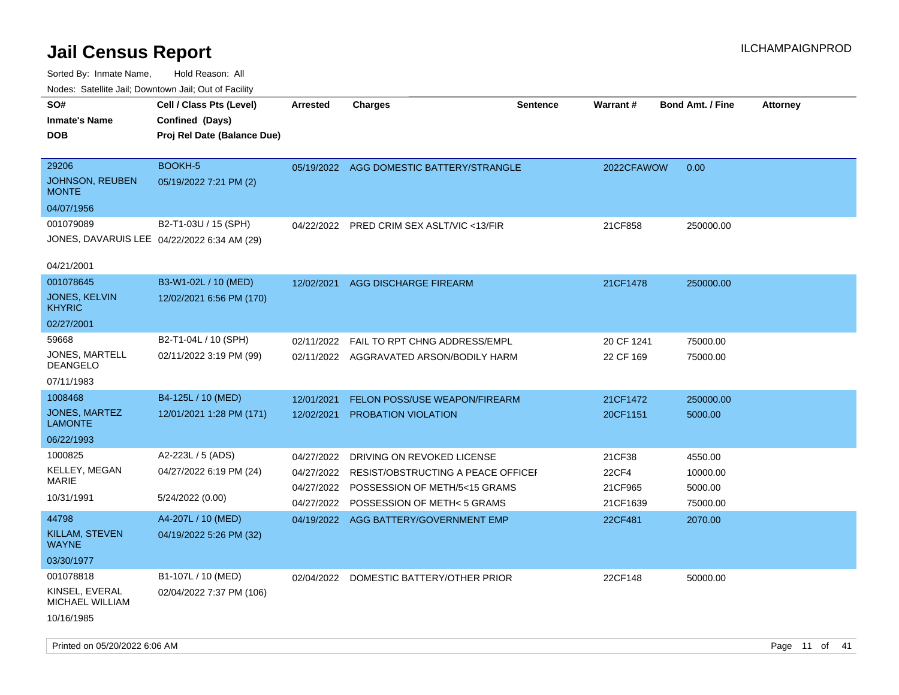# Jail Census Report

ILCHAMPAIGNPROD

Sorted By: Inmate Name, Hold Reason: All

Nodes: Satellite Jail; Downtown Jail; Out of Facility

| SO# / Inmate's Name / DOB | Cell / Class Pts (Level) / Confined (Days) / Proj Rel Date (Balance Due) | Arrested | Charges | Sentence | Warrant # | Bond Amt. / Fine | Attorney |
|---|---|---|---|---|---|---|---|
| 29206<br>JOHNSON, REUBEN MONTE<br>04/07/1956 | BOOKH-5<br>05/19/2022 7:21 PM (2) | 05/19/2022 | AGG DOMESTIC BATTERY/STRANGLE | | 2022CFAWOW | 0.00 | |
| 001079089<br>JONES, DAVARUIS LEE<br>04/21/2001 | B2-T1-03U / 15 (SPH)<br>04/22/2022 6:34 AM (29) | 04/22/2022 | PRED CRIM SEX ASLT/VIC <13/FIR | | 21CF858 | 250000.00 | |
| 001078645<br>JONES, KELVIN KHYRIC<br>02/27/2001 | B3-W1-02L / 10 (MED)<br>12/02/2021 6:56 PM (170) | 12/02/2021 | AGG DISCHARGE FIREARM | | 21CF1478 | 250000.00 | |
| 59668<br>JONES, MARTELL DEANGELO<br>07/11/1983 | B2-T1-04L / 10 (SPH)<br>02/11/2022 3:19 PM (99) | 02/11/2022<br>02/11/2022 | FAIL TO RPT CHNG ADDRESS/EMPL<br>AGGRAVATED ARSON/BODILY HARM | | 20 CF 1241<br>22 CF 169 | 75000.00<br>75000.00 | |
| 1008468<br>JONES, MARTEZ LAMONTE<br>06/22/1993 | B4-125L / 10 (MED)<br>12/01/2021 1:28 PM (171) | 12/01/2021<br>12/02/2021 | FELON POSS/USE WEAPON/FIREARM<br>PROBATION VIOLATION | | 21CF1472<br>20CF1151 | 250000.00<br>5000.00 | |
| 1000825<br>KELLEY, MEGAN MARIE<br>10/31/1991 | A2-223L / 5 (ADS)<br>04/27/2022 6:19 PM (24)<br>5/24/2022 (0.00) | 04/27/2022<br>04/27/2022<br>04/27/2022<br>04/27/2022 | DRIVING ON REVOKED LICENSE<br>RESIST/OBSTRUCTING A PEACE OFFICEI<br>POSSESSION OF METH/5<15 GRAMS<br>POSSESSION OF METH< 5 GRAMS | | 21CF38<br>22CF4<br>21CF965<br>21CF1639 | 4550.00<br>10000.00<br>5000.00<br>75000.00 | |
| 44798<br>KILLAM, STEVEN WAYNE<br>03/30/1977 | A4-207L / 10 (MED)<br>04/19/2022 5:26 PM (32) | 04/19/2022 | AGG BATTERY/GOVERNMENT EMP | | 22CF481 | 2070.00 | |
| 001078818<br>KINSEL, EVERAL MICHAEL WILLIAM<br>10/16/1985 | B1-107L / 10 (MED)<br>02/04/2022 7:37 PM (106) | 02/04/2022 | DOMESTIC BATTERY/OTHER PRIOR | | 22CF148 | 50000.00 | |

Printed on 05/20/2022 6:06 AM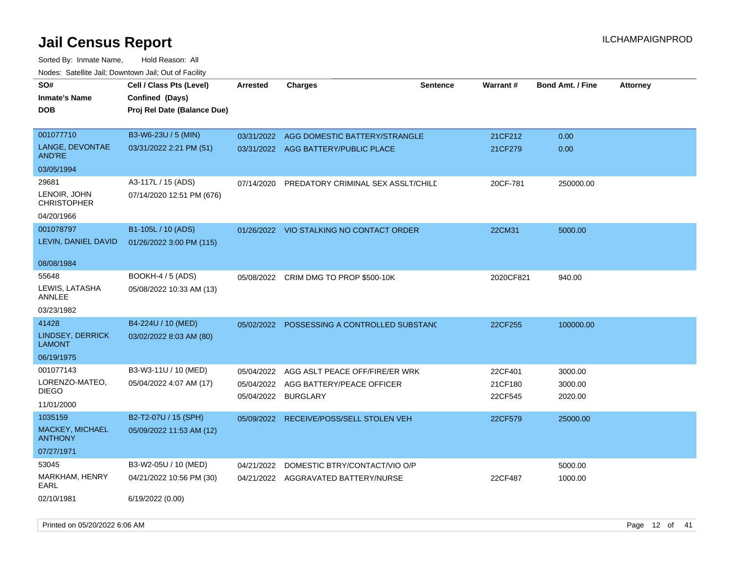# Jail Census Report

ILCHAMPAIGNPROD

Sorted By: Inmate Name, Hold Reason: All

Nodes: Satellite Jail; Downtown Jail; Out of Facility

| SO# / Inmate's Name / DOB | Cell / Class Pts (Level) / Confined (Days) / Proj Rel Date (Balance Due) | Arrested | Charges | Sentence | Warrant # | Bond Amt. / Fine | Attorney |
|---|---|---|---|---|---|---|---|
| 001077710<br>LANGE, DEVONTAE AND'RE<br>03/05/1994 | B3-W6-23U / 5 (MIN)<br>03/31/2022 2:21 PM (51) | 03/31/2022<br>03/31/2022 | AGG DOMESTIC BATTERY/STRANGLE<br>AGG BATTERY/PUBLIC PLACE | | 21CF212<br>21CF279 | 0.00<br>0.00 | |
| 29681<br>LENOIR, JOHN CHRISTOPHER<br>04/20/1966 | A3-117L / 15 (ADS)<br>07/14/2020 12:51 PM (676) | 07/14/2020 | PREDATORY CRIMINAL SEX ASSLT/CHILD | | 20CF-781 | 250000.00 | |
| 001078797<br>LEVIN, DANIEL DAVID<br>08/08/1984 | B1-105L / 10 (ADS)<br>01/26/2022 3:00 PM (115) | 01/26/2022 | VIO STALKING NO CONTACT ORDER | | 22CM31 | 5000.00 | |
| 55648<br>LEWIS, LATASHA ANNLEE<br>03/23/1982 | BOOKH-4 / 5 (ADS)<br>05/08/2022 10:33 AM (13) | 05/08/2022 | CRIM DMG TO PROP $500-10K | | 2020CF821 | 940.00 | |
| 41428<br>LINDSEY, DERRICK LAMONT<br>06/19/1975 | B4-224U / 10 (MED)<br>03/02/2022 8:03 AM (80) | 05/02/2022 | POSSESSING A CONTROLLED SUBSTANC | | 22CF255 | 100000.00 | |
| 001077143<br>LORENZO-MATEO, DIEGO<br>11/01/2000 | B3-W3-11U / 10 (MED)<br>05/04/2022 4:07 AM (17) | 05/04/2022<br>05/04/2022<br>05/04/2022 | AGG ASLT PEACE OFF/FIRE/ER WRK<br>AGG BATTERY/PEACE OFFICER<br>BURGLARY | | 22CF401<br>21CF180<br>22CF545 | 3000.00<br>3000.00<br>2020.00 | |
| 1035159<br>MACKEY, MICHAEL ANTHONY<br>07/27/1971 | B2-T2-07U / 15 (SPH)<br>05/09/2022 11:53 AM (12) | 05/09/2022 | RECEIVE/POSS/SELL STOLEN VEH | | 22CF579 | 25000.00 | |
| 53045<br>MARKHAM, HENRY EARL<br>02/10/1981 | B3-W2-05U / 10 (MED)<br>04/21/2022 10:56 PM (30)<br>6/19/2022 (0.00) | 04/21/2022<br>04/21/2022 | DOMESTIC BTRY/CONTACT/VIO O/P<br>AGGRAVATED BATTERY/NURSE | | <br>22CF487 | 5000.00<br>1000.00 | |

Printed on 05/20/2022 6:06 AM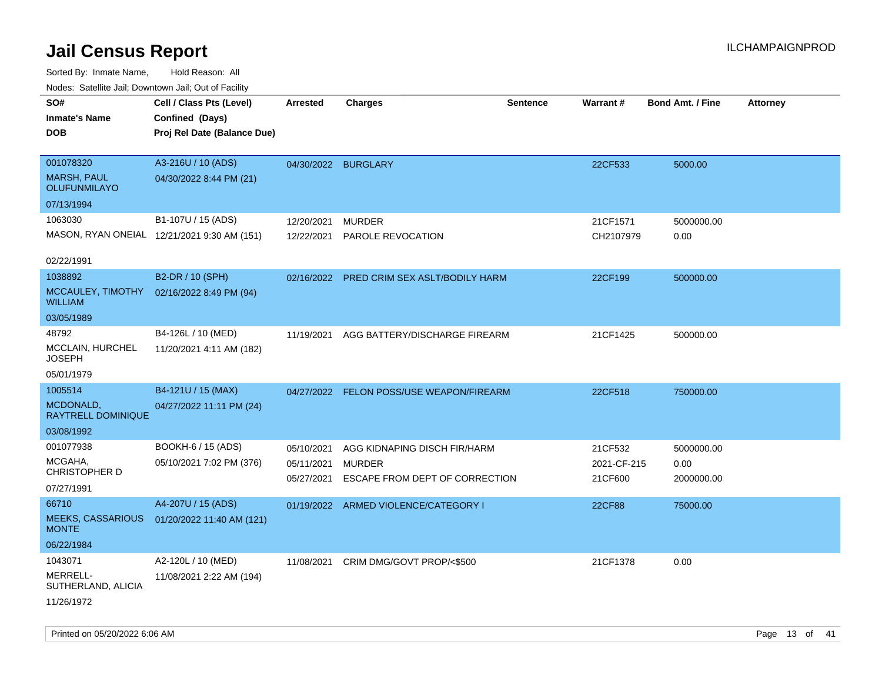# Jail Census Report

Sorted By: Inmate Name,    Hold Reason: All

Nodes: Satellite Jail; Downtown Jail; Out of Facility

| SO# / Inmate's Name / DOB | Cell / Class Pts (Level) / Confined (Days) / Proj Rel Date (Balance Due) | Arrested | Charges | Sentence | Warrant # | Bond Amt. / Fine | Attorney |
|---|---|---|---|---|---|---|---|
| 001078320<br>MARSH, PAUL OLUFUNMILAYO<br>07/13/1994 | A3-216U / 10 (ADS)<br>04/30/2022 8:44 PM (21) | 04/30/2022 | BURGLARY | | 22CF533 | 5000.00 | |
| 1063030<br>MASON, RYAN ONEIAL<br>02/22/1991 | B1-107U / 15 (ADS)<br>12/21/2021 9:30 AM (151) | 12/20/2021<br>12/22/2021 | MURDER<br>PAROLE REVOCATION | | 21CF1571<br>CH2107979 | 5000000.00<br>0.00 | |
| 1038892<br>MCCAULEY, TIMOTHY WILLIAM<br>03/05/1989 | B2-DR / 10 (SPH)<br>02/16/2022 8:49 PM (94) | 02/16/2022 | PRED CRIM SEX ASLT/BODILY HARM | | 22CF199 | 500000.00 | |
| 48792<br>MCCLAIN, HURCHEL JOSEPH<br>05/01/1979 | B4-126L / 10 (MED)<br>11/20/2021 4:11 AM (182) | 11/19/2021 | AGG BATTERY/DISCHARGE FIREARM | | 21CF1425 | 500000.00 | |
| 1005514<br>MCDONALD, RAYTRELL DOMINIQUE<br>03/08/1992 | B4-121U / 15 (MAX)<br>04/27/2022 11:11 PM (24) | 04/27/2022 | FELON POSS/USE WEAPON/FIREARM | | 22CF518 | 750000.00 | |
| 001077938<br>MCGAHA, CHRISTOPHER D<br>07/27/1991 | BOOKH-6 / 15 (ADS)<br>05/10/2021 7:02 PM (376) | 05/10/2021<br>05/11/2021<br>05/27/2021 | AGG KIDNAPING DISCH FIR/HARM<br>MURDER<br>ESCAPE FROM DEPT OF CORRECTION | | 21CF532<br>2021-CF-215<br>21CF600 | 5000000.00<br>0.00<br>2000000.00 | |
| 66710<br>MEEKS, CASSARIOUS MONTE<br>06/22/1984 | A4-207U / 15 (ADS)<br>01/20/2022 11:40 AM (121) | 01/19/2022 | ARMED VIOLENCE/CATEGORY I | | 22CF88 | 75000.00 | |
| 1043071<br>MERRELL-SUTHERLAND, ALICIA<br>11/26/1972 | A2-120L / 10 (MED)<br>11/08/2021 2:22 AM (194) | 11/08/2021 | CRIM DMG/GOVT PROP/<$500 | | 21CF1378 | 0.00 | |

Printed on 05/20/2022 6:06 AM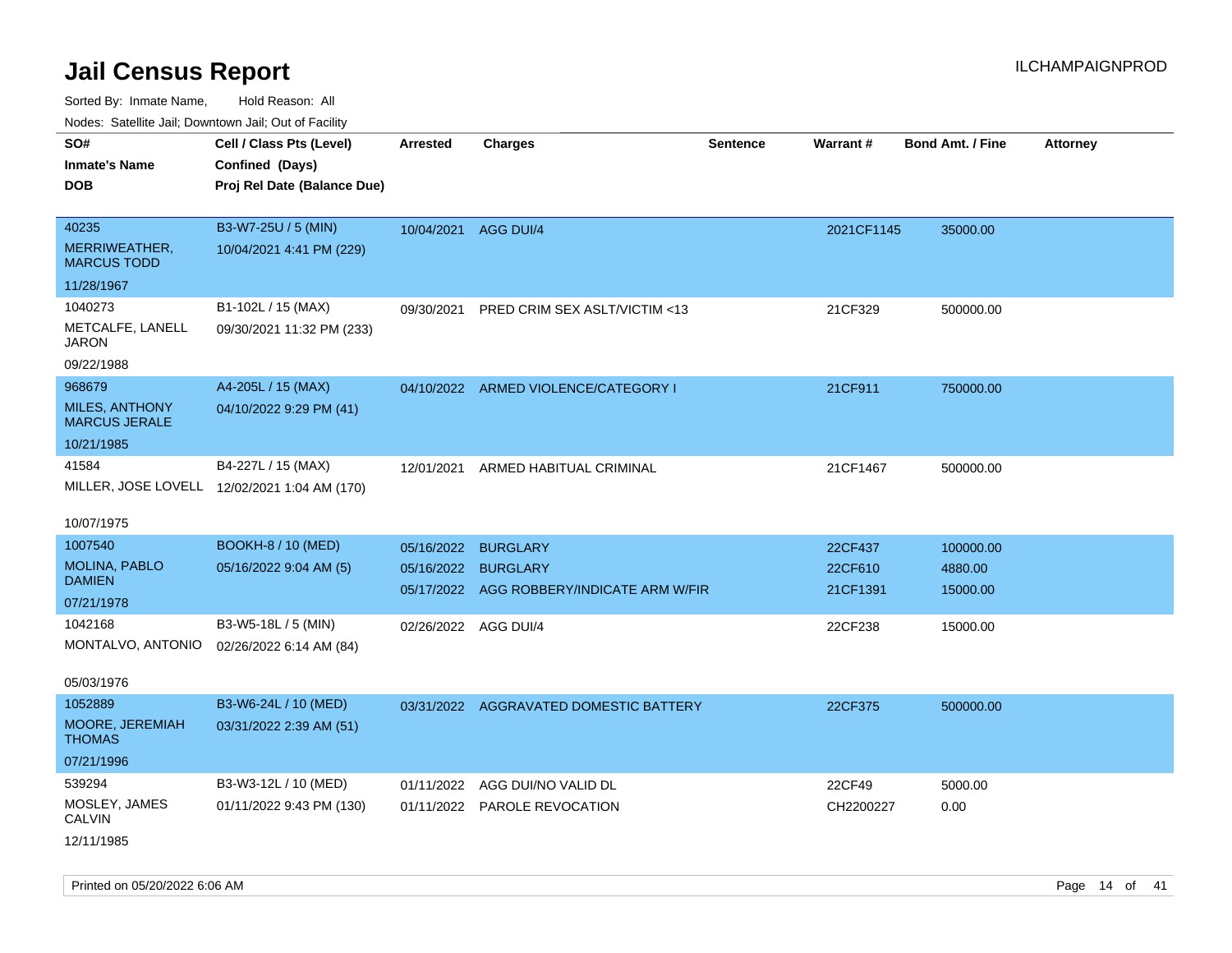# Jail Census Report

ILCHAMPAIGNPROD

Sorted By: Inmate Name, Hold Reason: All

Nodes: Satellite Jail; Downtown Jail; Out of Facility

| SO#<br>Inmate's Name<br>DOB | Cell / Class Pts (Level)<br>Confined (Days)<br>Proj Rel Date (Balance Due) | Arrested | Charges | Sentence | Warrant # | Bond Amt. / Fine | Attorney |
|---|---|---|---|---|---|---|---|
| 40235<br>MERRIWEATHER, MARCUS TODD<br>11/28/1967 | B3-W7-25U / 5 (MIN)<br>10/04/2021 4:41 PM (229) | 10/04/2021 | AGG DUI/4 | | 2021CF1145 | 35000.00 | |
| 1040273<br>METCALFE, LANELL JARON<br>09/22/1988 | B1-102L / 15 (MAX)<br>09/30/2021 11:32 PM (233) | 09/30/2021 | PRED CRIM SEX ASLT/VICTIM <13 | | 21CF329 | 500000.00 | |
| 968679<br>MILES, ANTHONY MARCUS JERALE<br>10/21/1985 | A4-205L / 15 (MAX)<br>04/10/2022 9:29 PM (41) | 04/10/2022 | ARMED VIOLENCE/CATEGORY I | | 21CF911 | 750000.00 | |
| 41584<br>MILLER, JOSE LOVELL<br>10/07/1975 | B4-227L / 15 (MAX)<br>12/02/2021 1:04 AM (170) | 12/01/2021 | ARMED HABITUAL CRIMINAL | | 21CF1467 | 500000.00 | |
| 1007540<br>MOLINA, PABLO DAMIEN<br>07/21/1978 | BOOKH-8 / 10 (MED)<br>05/16/2022 9:04 AM (5) | 05/16/2022<br>05/16/2022<br>05/17/2022 | BURGLARY<br>BURGLARY<br>AGG ROBBERY/INDICATE ARM W/FIR | | 22CF437<br>22CF610<br>21CF1391 | 100000.00<br>4880.00<br>15000.00 | |
| 1042168<br>MONTALVO, ANTONIO<br>05/03/1976 | B3-W5-18L / 5 (MIN)<br>02/26/2022 6:14 AM (84) | 02/26/2022 | AGG DUI/4 | | 22CF238 | 15000.00 | |
| 1052889<br>MOORE, JEREMIAH THOMAS<br>07/21/1996 | B3-W6-24L / 10 (MED)<br>03/31/2022 2:39 AM (51) | 03/31/2022 | AGGRAVATED DOMESTIC BATTERY | | 22CF375 | 500000.00 | |
| 539294<br>MOSLEY, JAMES CALVIN<br>12/11/1985 | B3-W3-12L / 10 (MED)<br>01/11/2022 9:43 PM (130) | 01/11/2022<br>01/11/2022 | AGG DUI/NO VALID DL<br>PAROLE REVOCATION | | 22CF49<br>CH2200227 | 5000.00<br>0.00 | |

Printed on 05/20/2022 6:06 AM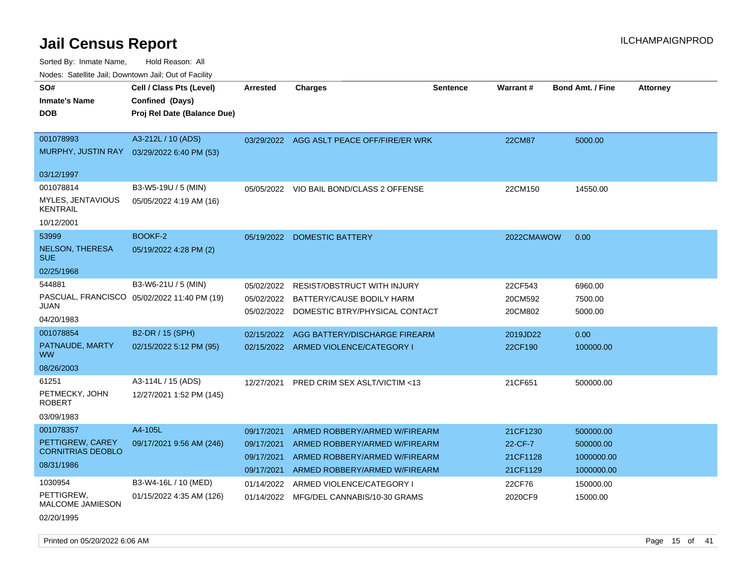# Jail Census Report

ILCHAMPAIGNPROD

Sorted By: Inmate Name, Hold Reason: All

Nodes: Satellite Jail; Downtown Jail; Out of Facility

| SO# / Inmate's Name / DOB | Cell / Class Pts (Level) / Confined (Days) / Proj Rel Date (Balance Due) | Arrested | Charges | Sentence | Warrant # | Bond Amt. / Fine | Attorney |
|---|---|---|---|---|---|---|---|
| 001078993<br>MURPHY, JUSTIN RAY<br>03/12/1997 | A3-212L / 10 (ADS)<br>03/29/2022 6:40 PM (53) | 03/29/2022 | AGG ASLT PEACE OFF/FIRE/ER WRK | | 22CM87 | 5000.00 | |
| 001078814<br>MYLES, JENTAVIOUS KENTRAIL<br>10/12/2001 | B3-W5-19U / 5 (MIN)<br>05/05/2022 4:19 AM (16) | 05/05/2022 | VIO BAIL BOND/CLASS 2 OFFENSE | | 22CM150 | 14550.00 | |
| 53999<br>NELSON, THERESA SUE<br>02/25/1968 | BOOKF-2<br>05/19/2022 4:28 PM (2) | 05/19/2022 | DOMESTIC BATTERY | | 2022CMAWOW | 0.00 | |
| 544881<br>PASCUAL, FRANCISCO JUAN<br>04/20/1983 | B3-W6-21U / 5 (MIN)<br>05/02/2022 11:40 PM (19) | 05/02/2022 | RESIST/OBSTRUCT WITH INJURY | | 22CF543 | 6960.00 | |
| | | 05/02/2022 | BATTERY/CAUSE BODILY HARM | | 20CM592 | 7500.00 | |
| | | 05/02/2022 | DOMESTIC BTRY/PHYSICAL CONTACT | | 20CM802 | 5000.00 | |
| 001078854<br>PATNAUDE, MARTY WW<br>08/26/2003 | B2-DR / 15 (SPH)<br>02/15/2022 5:12 PM (95) | 02/15/2022 | AGG BATTERY/DISCHARGE FIREARM | | 2019JD22 | 0.00 | |
| | | 02/15/2022 | ARMED VIOLENCE/CATEGORY I | | 22CF190 | 100000.00 | |
| 61251<br>PETMECKY, JOHN ROBERT<br>03/09/1983 | A3-114L / 15 (ADS)<br>12/27/2021 1:52 PM (145) | 12/27/2021 | PRED CRIM SEX ASLT/VICTIM <13 | | 21CF651 | 500000.00 | |
| 001078357<br>PETTIGREW, CAREY CORNITRIAS DEOBLO<br>08/31/1986 | A4-105L<br>09/17/2021 9:56 AM (246) | 09/17/2021 | ARMED ROBBERY/ARMED W/FIREARM | | 21CF1230 | 500000.00 | |
| | | 09/17/2021 | ARMED ROBBERY/ARMED W/FIREARM | | 22-CF-7 | 500000.00 | |
| | | 09/17/2021 | ARMED ROBBERY/ARMED W/FIREARM | | 21CF1128 | 1000000.00 | |
| | | 09/17/2021 | ARMED ROBBERY/ARMED W/FIREARM | | 21CF1129 | 1000000.00 | |
| 1030954<br>PETTIGREW, MALCOME JAMIESON<br>02/20/1995 | B3-W4-16L / 10 (MED)<br>01/15/2022 4:35 AM (126) | 01/14/2022 | ARMED VIOLENCE/CATEGORY I | | 22CF76 | 150000.00 | |
| | | 01/14/2022 | MFG/DEL CANNABIS/10-30 GRAMS | | 2020CF9 | 15000.00 | |

Printed on 05/20/2022 6:06 AM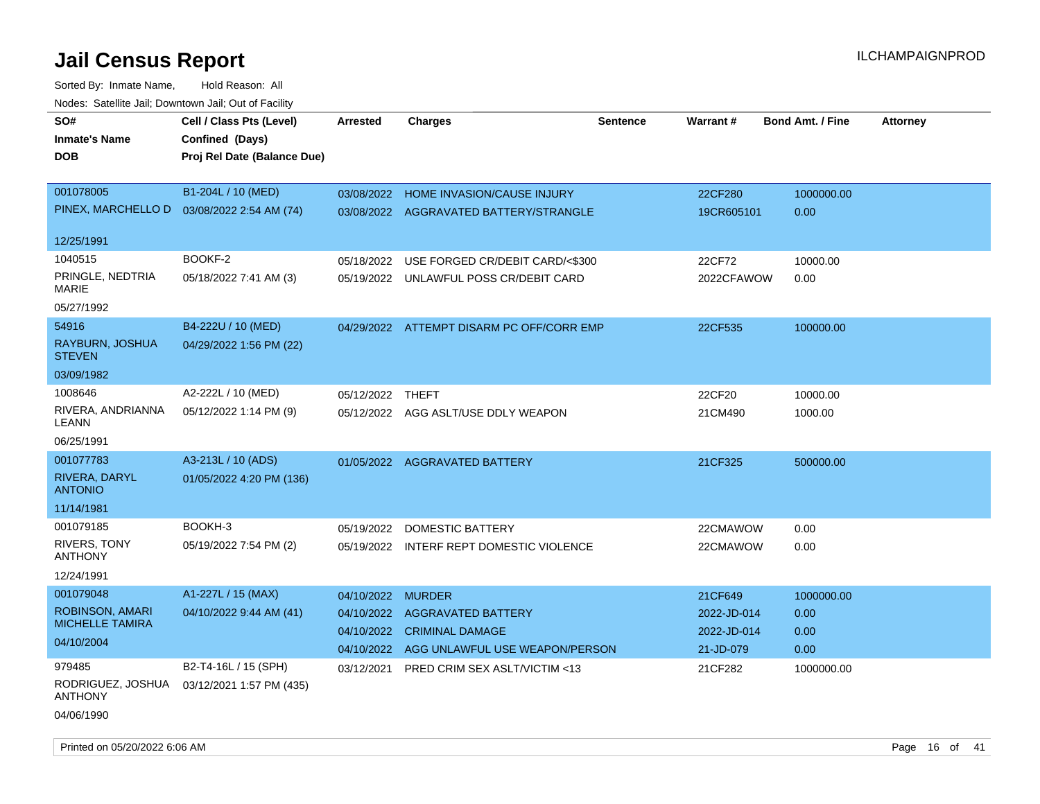# Jail Census Report

ILCHAMPAIGNPROD

Sorted By: Inmate Name, Hold Reason: All

Nodes: Satellite Jail; Downtown Jail; Out of Facility

| SO# / Inmate's Name / DOB | Cell / Class Pts (Level) / Confined (Days) / Proj Rel Date (Balance Due) | Arrested | Charges | Sentence | Warrant # | Bond Amt. / Fine | Attorney |
|---|---|---|---|---|---|---|---|
| 001078005<br>PINEX, MARCHELLO D<br>12/25/1991 | B1-204L / 10 (MED)<br>03/08/2022 2:54 AM (74) | 03/08/2022<br>03/08/2022 | HOME INVASION/CAUSE INJURY<br>AGGRAVATED BATTERY/STRANGLE | | 22CF280<br>19CR605101 | 1000000.00<br>0.00 | |
| 1040515<br>PRINGLE, NEDTRIA MARIE<br>05/27/1992 | BOOKF-2<br>05/18/2022 7:41 AM (3) | 05/18/2022<br>05/19/2022 | USE FORGED CR/DEBIT CARD/<$300<br>UNLAWFUL POSS CR/DEBIT CARD | | 22CF72<br>2022CFAWOW | 10000.00<br>0.00 | |
| 54916<br>RAYBURN, JOSHUA STEVEN<br>03/09/1982 | B4-222U / 10 (MED)<br>04/29/2022 1:56 PM (22) | 04/29/2022 | ATTEMPT DISARM PC OFF/CORR EMP | | 22CF535 | 100000.00 | |
| 1008646<br>RIVERA, ANDRIANNA LEANN<br>06/25/1991 | A2-222L / 10 (MED)<br>05/12/2022 1:14 PM (9) | 05/12/2022<br>05/12/2022 | THEFT<br>AGG ASLT/USE DDLY WEAPON | | 22CF20<br>21CM490 | 10000.00<br>1000.00 | |
| 001077783<br>RIVERA, DARYL ANTONIO<br>11/14/1981 | A3-213L / 10 (ADS)<br>01/05/2022 4:20 PM (136) | 01/05/2022 | AGGRAVATED BATTERY | | 21CF325 | 500000.00 | |
| 001079185<br>RIVERS, TONY ANTHONY<br>12/24/1991 | BOOKH-3<br>05/19/2022 7:54 PM (2) | 05/19/2022<br>05/19/2022 | DOMESTIC BATTERY<br>INTERF REPT DOMESTIC VIOLENCE | | 22CMAWOW<br>22CMAWOW | 0.00<br>0.00 | |
| 001079048<br>ROBINSON, AMARI MICHELLE TAMIRA<br>04/10/2004 | A1-227L / 15 (MAX)<br>04/10/2022 9:44 AM (41) | 04/10/2022<br>04/10/2022<br>04/10/2022<br>04/10/2022 | MURDER<br>AGGRAVATED BATTERY<br>CRIMINAL DAMAGE<br>AGG UNLAWFUL USE WEAPON/PERSON | | 21CF649<br>2022-JD-014<br>2022-JD-014<br>21-JD-079 | 1000000.00<br>0.00<br>0.00<br>0.00 | |
| 979485<br>RODRIGUEZ, JOSHUA ANTHONY<br>04/06/1990 | B2-T4-16L / 15 (SPH)<br>03/12/2021 1:57 PM (435) | 03/12/2021 | PRED CRIM SEX ASLT/VICTIM <13 | | 21CF282 | 1000000.00 | |

Printed on 05/20/2022 6:06 AM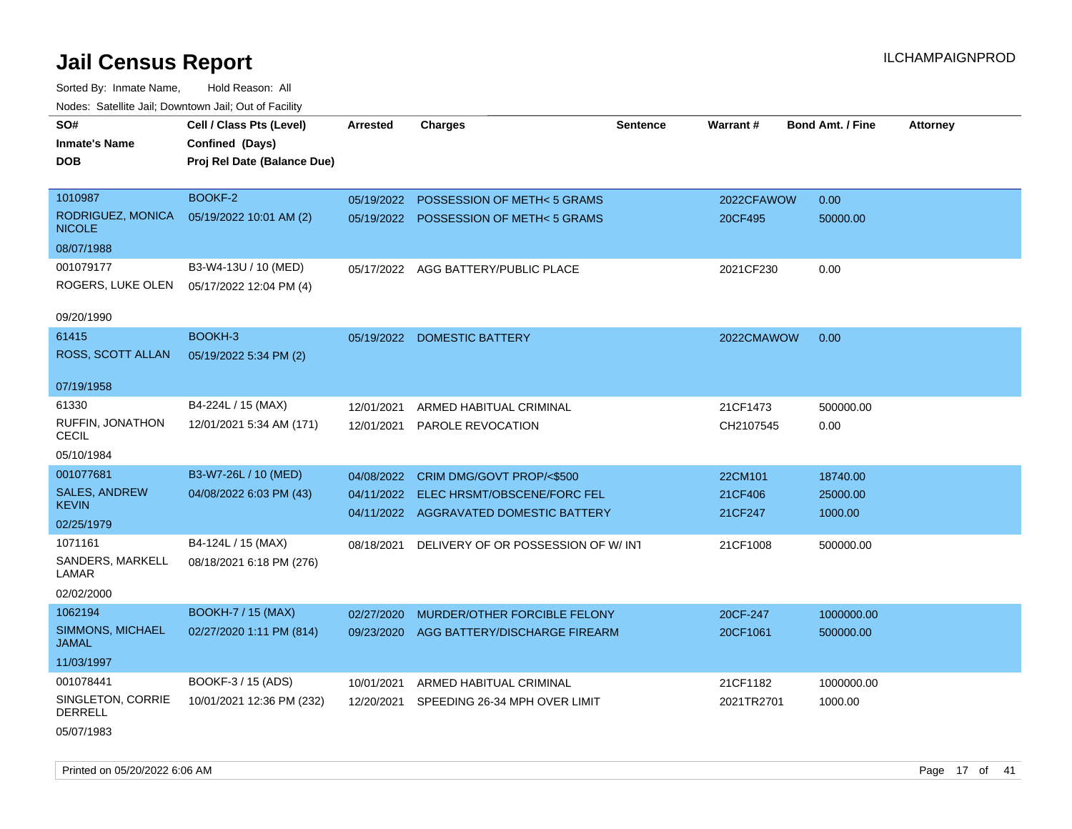# Jail Census Report

ILCHAMPAIGNPROD

Sorted By: Inmate Name, Hold Reason: All

Nodes: Satellite Jail; Downtown Jail; Out of Facility

| SO# / Inmate's Name / DOB | Cell / Class Pts (Level) / Confined (Days) / Proj Rel Date (Balance Due) | Arrested | Charges | Sentence | Warrant # | Bond Amt. / Fine | Attorney |
|---|---|---|---|---|---|---|---|
| 1010987<br>RODRIGUEZ, MONICA NICOLE<br>08/07/1988 | BOOKF-2<br>05/19/2022 10:01 AM (2) | 05/19/2022<br>05/19/2022 | POSSESSION OF METH< 5 GRAMS<br>POSSESSION OF METH< 5 GRAMS | | 2022CFAWOW<br>20CF495 | 0.00<br>50000.00 | |
| 001079177<br>ROGERS, LUKE OLEN<br>09/20/1990 | B3-W4-13U / 10 (MED)<br>05/17/2022 12:04 PM (4) | 05/17/2022 | AGG BATTERY/PUBLIC PLACE | | 2021CF230 | 0.00 | |
| 61415<br>ROSS, SCOTT ALLAN<br>07/19/1958 | BOOKH-3<br>05/19/2022 5:34 PM (2) | 05/19/2022 | DOMESTIC BATTERY | | 2022CMAWOW | 0.00 | |
| 61330<br>RUFFIN, JONATHON CECIL<br>05/10/1984 | B4-224L / 15 (MAX)<br>12/01/2021 5:34 AM (171) | 12/01/2021<br>12/01/2021 | ARMED HABITUAL CRIMINAL<br>PAROLE REVOCATION | | 21CF1473<br>CH2107545 | 500000.00<br>0.00 | |
| 001077681<br>SALES, ANDREW KEVIN<br>02/25/1979 | B3-W7-26L / 10 (MED)<br>04/08/2022 6:03 PM (43) | 04/08/2022<br>04/11/2022<br>04/11/2022 | CRIM DMG/GOVT PROP/<$500<br>ELEC HRSMT/OBSCENE/FORC FEL<br>AGGRAVATED DOMESTIC BATTERY | | 22CM101<br>21CF406<br>21CF247 | 18740.00<br>25000.00<br>1000.00 | |
| 1071161<br>SANDERS, MARKELL LAMAR<br>02/02/2000 | B4-124L / 15 (MAX)<br>08/18/2021 6:18 PM (276) | 08/18/2021 | DELIVERY OF OR POSSESSION OF W/ INT | | 21CF1008 | 500000.00 | |
| 1062194<br>SIMMONS, MICHAEL JAMAL<br>11/03/1997 | BOOKH-7 / 15 (MAX)<br>02/27/2020 1:11 PM (814) | 02/27/2020<br>09/23/2020 | MURDER/OTHER FORCIBLE FELONY<br>AGG BATTERY/DISCHARGE FIREARM | | 20CF-247<br>20CF1061 | 1000000.00<br>500000.00 | |
| 001078441<br>SINGLETON, CORRIE DERRELL<br>05/07/1983 | BOOKF-3 / 15 (ADS)<br>10/01/2021 12:36 PM (232) | 10/01/2021<br>12/20/2021 | ARMED HABITUAL CRIMINAL<br>SPEEDING 26-34 MPH OVER LIMIT | | 21CF1182<br>2021TR2701 | 1000000.00<br>1000.00 | |

Printed on 05/20/2022 6:06 AM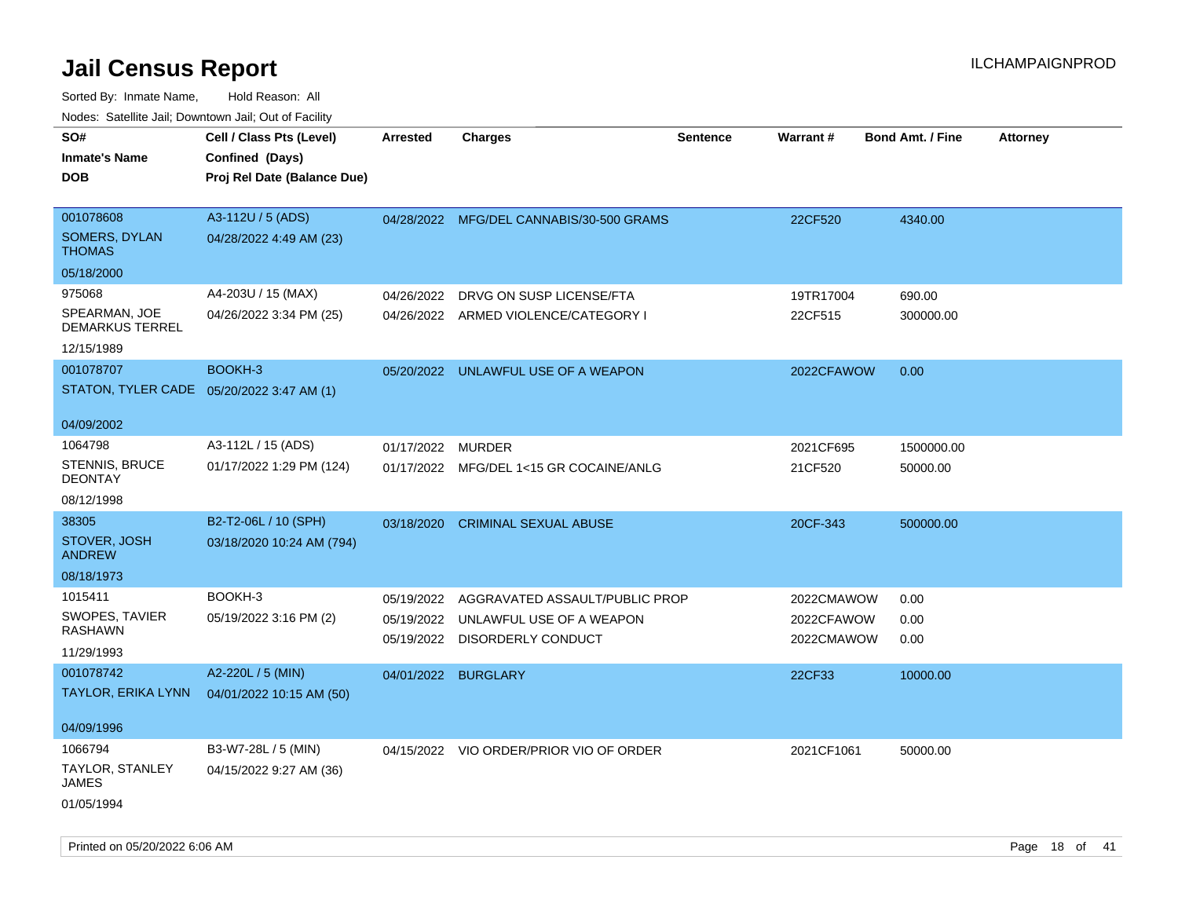# Jail Census Report

ILCHAMPAIGNPROD

Sorted By: Inmate Name, Hold Reason: All

Nodes: Satellite Jail; Downtown Jail; Out of Facility

| SO# / Inmate's Name / DOB | Cell / Class Pts (Level) / Confined (Days) / Proj Rel Date (Balance Due) | Arrested | Charges | Sentence | Warrant # | Bond Amt. / Fine | Attorney |
|---|---|---|---|---|---|---|---|
| 001078608<br>SOMERS, DYLAN THOMAS<br>05/18/2000 | A3-112U / 5 (ADS)<br>04/28/2022 4:49 AM (23) | 04/28/2022 | MFG/DEL CANNABIS/30-500 GRAMS | | 22CF520 | 4340.00 | |
| 975068<br>SPEARMAN, JOE DEMARKUS TERREL<br>12/15/1989 | A4-203U / 15 (MAX)<br>04/26/2022 3:34 PM (25) | 04/26/2022<br>04/26/2022 | DRVG ON SUSP LICENSE/FTA<br>ARMED VIOLENCE/CATEGORY I | | 19TR17004<br>22CF515 | 690.00<br>300000.00 | |
| 001078707<br>STATON, TYLER CADE<br>04/09/2002 | BOOKH-3<br>05/20/2022 3:47 AM (1) | 05/20/2022 | UNLAWFUL USE OF A WEAPON | | 2022CFAWOW | 0.00 | |
| 1064798<br>STENNIS, BRUCE DEONTAY<br>08/12/1998 | A3-112L / 15 (ADS)<br>01/17/2022 1:29 PM (124) | 01/17/2022<br>01/17/2022 | MURDER<br>MFG/DEL 1<15 GR COCAINE/ANLG | | 2021CF695<br>21CF520 | 1500000.00<br>50000.00 | |
| 38305<br>STOVER, JOSH ANDREW<br>08/18/1973 | B2-T2-06L / 10 (SPH)<br>03/18/2020 10:24 AM (794) | 03/18/2020 | CRIMINAL SEXUAL ABUSE | | 20CF-343 | 500000.00 | |
| 1015411<br>SWOPES, TAVIER RASHAWN<br>11/29/1993 | BOOKH-3<br>05/19/2022 3:16 PM (2) | 05/19/2022<br>05/19/2022<br>05/19/2022 | AGGRAVATED ASSAULT/PUBLIC PROP<br>UNLAWFUL USE OF A WEAPON<br>DISORDERLY CONDUCT | | 2022CMAWOW<br>2022CFAWOW<br>2022CMAWOW | 0.00<br>0.00<br>0.00 | |
| 001078742<br>TAYLOR, ERIKA LYNN<br>04/09/1996 | A2-220L / 5 (MIN)<br>04/01/2022 10:15 AM (50) | 04/01/2022 | BURGLARY | | 22CF33 | 10000.00 | |
| 1066794<br>TAYLOR, STANLEY JAMES<br>01/05/1994 | B3-W7-28L / 5 (MIN)<br>04/15/2022 9:27 AM (36) | 04/15/2022 | VIO ORDER/PRIOR VIO OF ORDER | | 2021CF1061 | 50000.00 | |

Printed on 05/20/2022 6:06 AM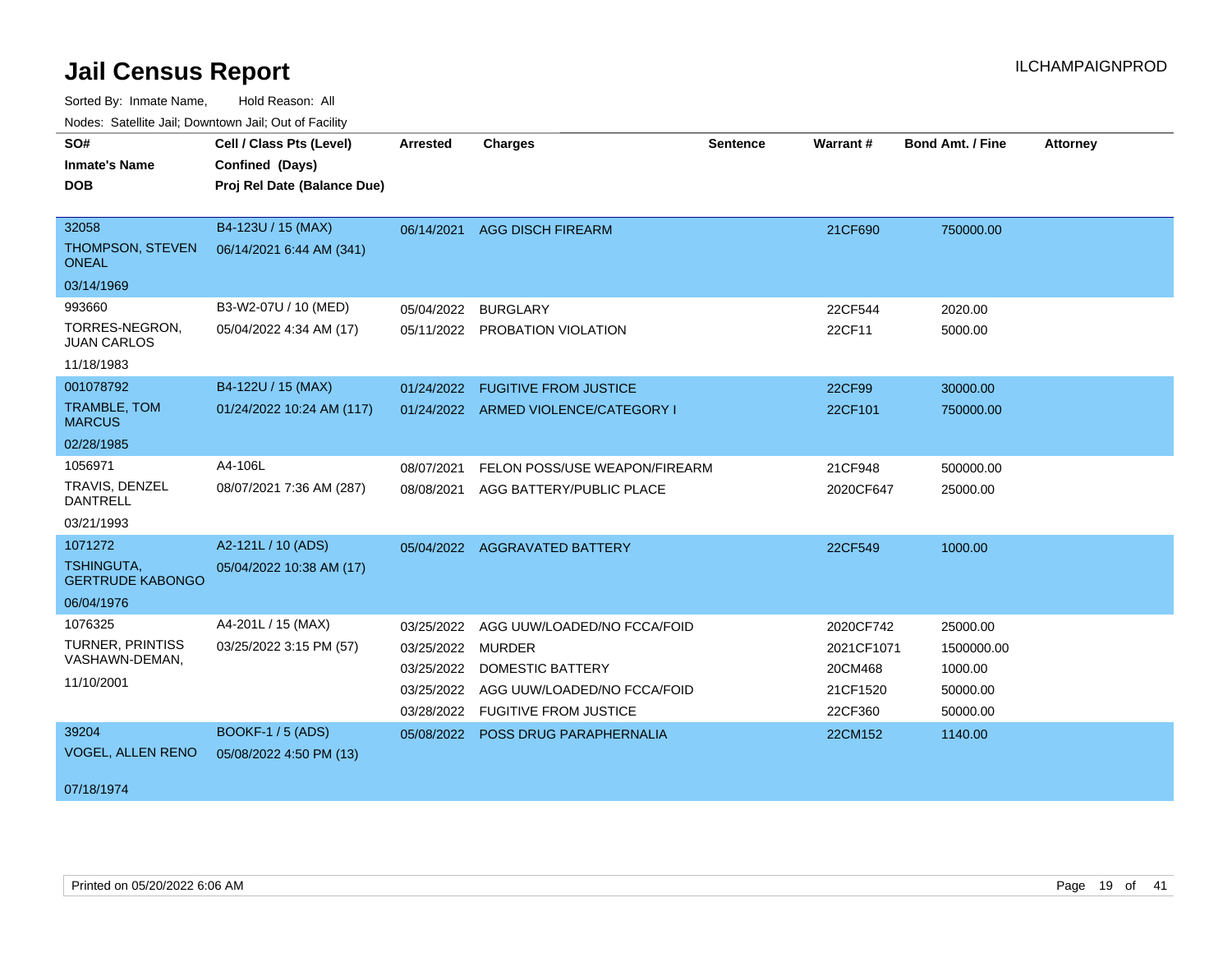# Jail Census Report

ILCHAMPAIGNPROD

Sorted By: Inmate Name, Hold Reason: All

Nodes: Satellite Jail; Downtown Jail; Out of Facility

| SO# / Inmate's Name / DOB | Cell / Class Pts (Level) / Confined (Days) / Proj Rel Date (Balance Due) | Arrested | Charges | Sentence | Warrant # | Bond Amt. / Fine | Attorney |
|---|---|---|---|---|---|---|---|
| 32058<br>THOMPSON, STEVEN ONEAL<br>03/14/1969 | B4-123U / 15 (MAX)<br>06/14/2021 6:44 AM (341) | 06/14/2021 | AGG DISCH FIREARM | | 21CF690 | 750000.00 | |
| 993660<br>TORRES-NEGRON, JUAN CARLOS<br>11/18/1983 | B3-W2-07U / 10 (MED)<br>05/04/2022 4:34 AM (17) | 05/04/2022 | BURGLARY | | 22CF544 | 2020.00 | |
| | | 05/11/2022 | PROBATION VIOLATION | | 22CF11 | 5000.00 | |
| 001078792<br>TRAMBLE, TOM MARCUS<br>02/28/1985 | B4-122U / 15 (MAX)<br>01/24/2022 10:24 AM (117) | 01/24/2022 | FUGITIVE FROM JUSTICE | | 22CF99 | 30000.00 | |
| | | 01/24/2022 | ARMED VIOLENCE/CATEGORY I | | 22CF101 | 750000.00 | |
| 1056971<br>TRAVIS, DENZEL DANTRELL<br>03/21/1993 | A4-106L<br>08/07/2021 7:36 AM (287) | 08/07/2021 | FELON POSS/USE WEAPON/FIREARM | | 21CF948 | 500000.00 | |
| | | 08/08/2021 | AGG BATTERY/PUBLIC PLACE | | 2020CF647 | 25000.00 | |
| 1071272<br>TSHINGUTA, GERTRUDE KABONGO<br>06/04/1976 | A2-121L / 10 (ADS)<br>05/04/2022 10:38 AM (17) | 05/04/2022 | AGGRAVATED BATTERY | | 22CF549 | 1000.00 | |
| 1076325<br>TURNER, PRINTISS VASHAWN-DEMAN,<br>11/10/2001 | A4-201L / 15 (MAX)<br>03/25/2022 3:15 PM (57) | 03/25/2022 | AGG UUW/LOADED/NO FCCA/FOID | | 2020CF742 | 25000.00 | |
| | | 03/25/2022 | MURDER | | 2021CF1071 | 1500000.00 | |
| | | 03/25/2022 | DOMESTIC BATTERY | | 20CM468 | 1000.00 | |
| | | 03/25/2022 | AGG UUW/LOADED/NO FCCA/FOID | | 21CF1520 | 50000.00 | |
| | | 03/28/2022 | FUGITIVE FROM JUSTICE | | 22CF360 | 50000.00 | |
| 39204<br>VOGEL, ALLEN RENO<br>07/18/1974 | BOOKF-1 / 5 (ADS)<br>05/08/2022 4:50 PM (13) | 05/08/2022 | POSS DRUG PARAPHERNALIA | | 22CM152 | 1140.00 | |

Printed on 05/20/2022 6:06 AM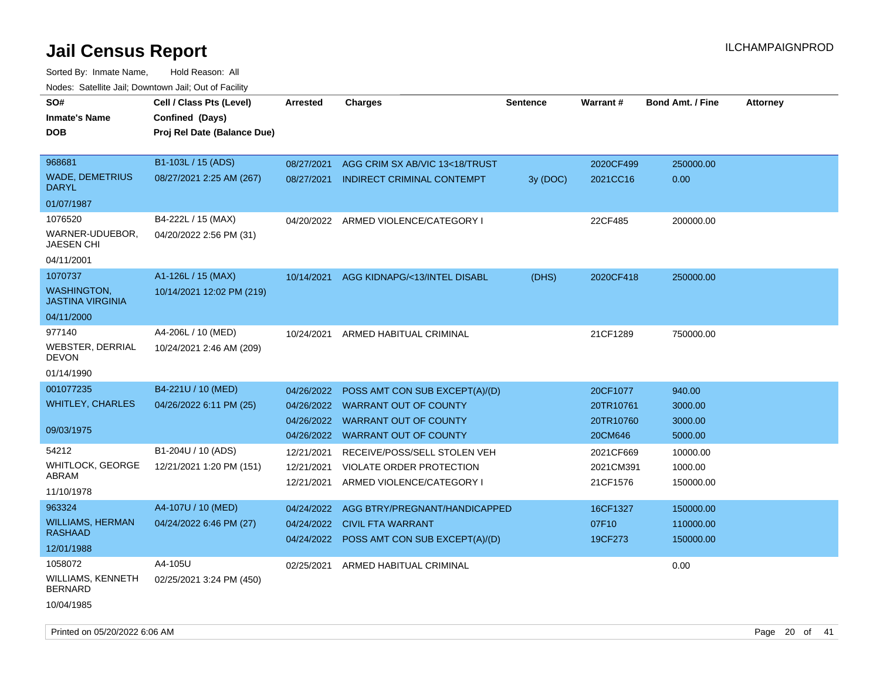# Jail Census Report

ILCHAMPAIGNPROD

Sorted By: Inmate Name, Hold Reason: All

Nodes: Satellite Jail; Downtown Jail; Out of Facility

| SO# / Inmate's Name / DOB | Cell / Class Pts (Level) / Confined (Days) / Proj Rel Date (Balance Due) | Arrested | Charges | Sentence | Warrant # | Bond Amt. / Fine | Attorney |
|---|---|---|---|---|---|---|---|
| 968681<br>WADE, DEMETRIUS DARYL<br>01/07/1987 | B1-103L / 15 (ADS)<br>08/27/2021 2:25 AM (267) | 08/27/2021 | AGG CRIM SX AB/VIC 13<18/TRUST | | 2020CF499 | 250000.00 | |
| | | 08/27/2021 | INDIRECT CRIMINAL CONTEMPT | 3y (DOC) | 2021CC16 | 0.00 | |
| 1076520<br>WARNER-UDUEBOR, JAESEN CHI<br>04/11/2001 | B4-222L / 15 (MAX)<br>04/20/2022 2:56 PM (31) | 04/20/2022 | ARMED VIOLENCE/CATEGORY I | | 22CF485 | 200000.00 | |
| 1070737<br>WASHINGTON, JASTINA VIRGINIA<br>04/11/2000 | A1-126L / 15 (MAX)<br>10/14/2021 12:02 PM (219) | 10/14/2021 | AGG KIDNAPG/<13/INTEL DISABL | (DHS) | 2020CF418 | 250000.00 | |
| 977140<br>WEBSTER, DERRIAL DEVON<br>01/14/1990 | A4-206L / 10 (MED)<br>10/24/2021 2:46 AM (209) | 10/24/2021 | ARMED HABITUAL CRIMINAL | | 21CF1289 | 750000.00 | |
| 001077235<br>WHITLEY, CHARLES<br>09/03/1975 | B4-221U / 10 (MED)<br>04/26/2022 6:11 PM (25) | 04/26/2022 | POSS AMT CON SUB EXCEPT(A)/(D) | | 20CF1077 | 940.00 | |
| | | 04/26/2022 | WARRANT OUT OF COUNTY | | 20TR10761 | 3000.00 | |
| | | 04/26/2022 | WARRANT OUT OF COUNTY | | 20TR10760 | 3000.00 | |
| | | 04/26/2022 | WARRANT OUT OF COUNTY | | 20CM646 | 5000.00 | |
| 54212<br>WHITLOCK, GEORGE ABRAM<br>11/10/1978 | B1-204U / 10 (ADS)<br>12/21/2021 1:20 PM (151) | 12/21/2021 | RECEIVE/POSS/SELL STOLEN VEH | | 2021CF669 | 10000.00 | |
| | | 12/21/2021 | VIOLATE ORDER PROTECTION | | 2021CM391 | 1000.00 | |
| | | 12/21/2021 | ARMED VIOLENCE/CATEGORY I | | 21CF1576 | 150000.00 | |
| 963324<br>WILLIAMS, HERMAN RASHAAD<br>12/01/1988 | A4-107U / 10 (MED)<br>04/24/2022 6:46 PM (27) | 04/24/2022 | AGG BTRY/PREGNANT/HANDICAPPED | | 16CF1327 | 150000.00 | |
| | | 04/24/2022 | CIVIL FTA WARRANT | | 07F10 | 110000.00 | |
| | | 04/24/2022 | POSS AMT CON SUB EXCEPT(A)/(D) | | 19CF273 | 150000.00 | |
| 1058072<br>WILLIAMS, KENNETH BERNARD<br>10/04/1985 | A4-105U<br>02/25/2021 3:24 PM (450) | 02/25/2021 | ARMED HABITUAL CRIMINAL | | | 0.00 | |

Printed on 05/20/2022 6:06 AM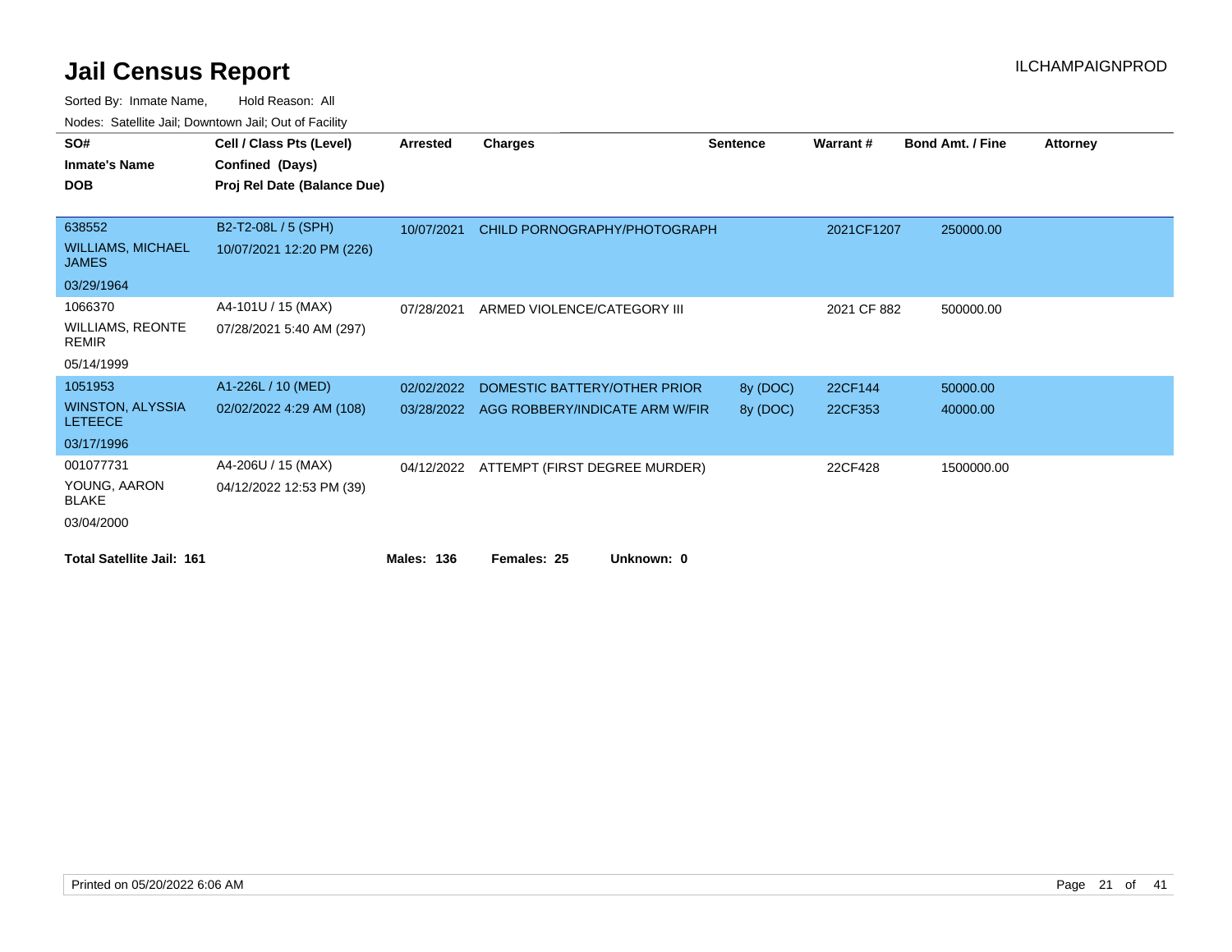# Jail Census Report

ILCHAMPAIGNPROD

Sorted By: Inmate Name, Hold Reason: All

Nodes: Satellite Jail; Downtown Jail; Out of Facility

| SO# / Inmate's Name / DOB | Cell / Class Pts (Level) / Confined (Days) / Proj Rel Date (Balance Due) | Arrested | Charges | Sentence | Warrant # | Bond Amt. / Fine | Attorney |
|---|---|---|---|---|---|---|---|
| 638552<br>WILLIAMS, MICHAEL JAMES<br>03/29/1964 | B2-T2-08L / 5 (SPH)<br>10/07/2021 12:20 PM (226) | 10/07/2021 | CHILD PORNOGRAPHY/PHOTOGRAPH | | 2021CF1207 | 250000.00 | |
| 1066370<br>WILLIAMS, REONTE REMIR<br>05/14/1999 | A4-101U / 15 (MAX)<br>07/28/2021 5:40 AM (297) | 07/28/2021 | ARMED VIOLENCE/CATEGORY III | | 2021 CF 882 | 500000.00 | |
| 1051953<br>WINSTON, ALYSSIA LETEECE<br>03/17/1996 | A1-226L / 10 (MED)<br>02/02/2022 4:29 AM (108) | 02/02/2022 | DOMESTIC BATTERY/OTHER PRIOR | 8y (DOC) | 22CF144 | 50000.00 | |
| | | 03/28/2022 | AGG ROBBERY/INDICATE ARM W/FIR | 8y (DOC) | 22CF353 | 40000.00 | |
| 001077731<br>YOUNG, AARON BLAKE<br>03/04/2000 | A4-206U / 15 (MAX)<br>04/12/2022 12:53 PM (39) | 04/12/2022 | ATTEMPT (FIRST DEGREE MURDER) | | 22CF428 | 1500000.00 | |

**Total Satellite Jail: 161** **Males: 136** **Females: 25** **Unknown: 0**

Printed on 05/20/2022 6:06 AM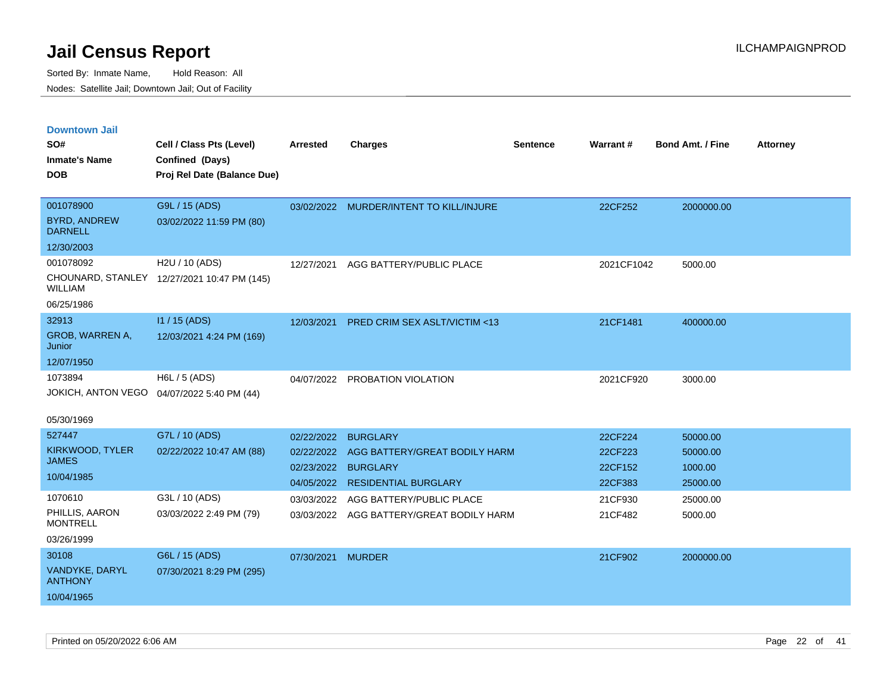# Jail Census Report

Sorted By: Inmate Name, Hold Reason: All

Nodes: Satellite Jail; Downtown Jail; Out of Facility

## Downtown Jail

| SO# / Inmate's Name / DOB | Cell / Class Pts (Level) / Confined (Days) / Proj Rel Date (Balance Due) | Arrested | Charges | Sentence | Warrant # | Bond Amt. / Fine | Attorney |
|---|---|---|---|---|---|---|---|
| 001078900<br>BYRD, ANDREW DARNELL<br>12/30/2003 | G9L / 15 (ADS)<br>03/02/2022 11:59 PM (80) | 03/02/2022 | MURDER/INTENT TO KILL/INJURE | | 22CF252 | 2000000.00 | |
| 001078092<br>CHOUNARD, STANLEY WILLIAM<br>06/25/1986 | H2U / 10 (ADS)<br>12/27/2021 10:47 PM (145) | 12/27/2021 | AGG BATTERY/PUBLIC PLACE | | 2021CF1042 | 5000.00 | |
| 32913<br>GROB, WARREN A, Junior<br>12/07/1950 | I1 / 15 (ADS)<br>12/03/2021 4:24 PM (169) | 12/03/2021 | PRED CRIM SEX ASLT/VICTIM <13 | | 21CF1481 | 400000.00 | |
| 1073894<br>JOKICH, ANTON VEGO<br>05/30/1969 | H6L / 5 (ADS)<br>04/07/2022 5:40 PM (44) | 04/07/2022 | PROBATION VIOLATION | | 2021CF920 | 3000.00 | |
| 527447<br>KIRKWOOD, TYLER JAMES<br>10/04/1985 | G7L / 10 (ADS)<br>02/22/2022 10:47 AM (88) | 02/22/2022 | BURGLARY | | 22CF224 | 50000.00 | |
| | | 02/22/2022 | AGG BATTERY/GREAT BODILY HARM | | 22CF223 | 50000.00 | |
| | | 02/23/2022 | BURGLARY | | 22CF152 | 1000.00 | |
| | | 04/05/2022 | RESIDENTIAL BURGLARY | | 22CF383 | 25000.00 | |
| 1070610<br>PHILLIS, AARON MONTRELL<br>03/26/1999 | G3L / 10 (ADS)<br>03/03/2022 2:49 PM (79) | 03/03/2022 | AGG BATTERY/PUBLIC PLACE | | 21CF930 | 25000.00 | |
| | | 03/03/2022 | AGG BATTERY/GREAT BODILY HARM | | 21CF482 | 5000.00 | |
| 30108<br>VANDYKE, DARYL ANTHONY<br>10/04/1965 | G6L / 15 (ADS)<br>07/30/2021 8:29 PM (295) | 07/30/2021 | MURDER | | 21CF902 | 2000000.00 | |

Printed on 05/20/2022 6:06 AM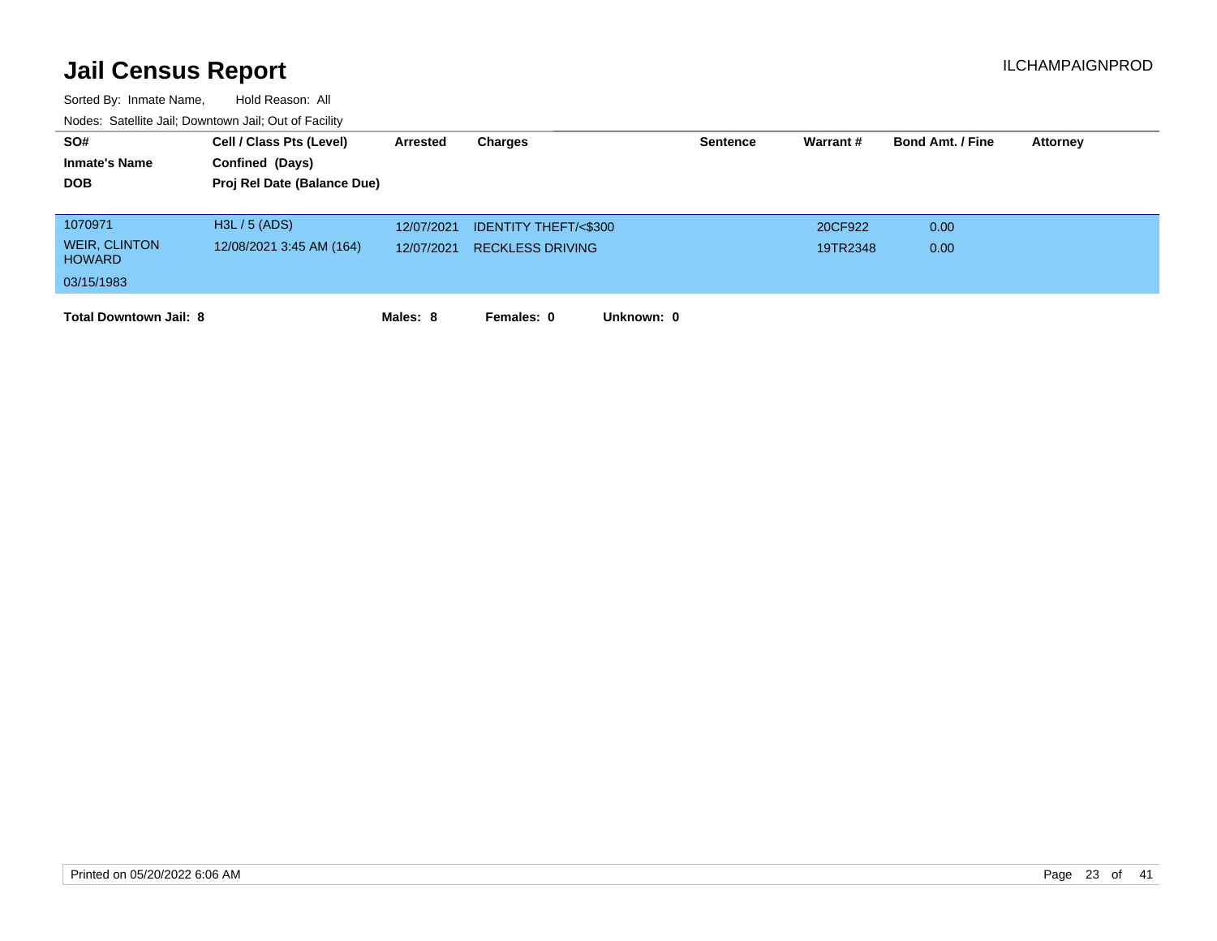# Jail Census Report

ILCHAMPAIGNPROD

Sorted By: Inmate Name, Hold Reason: All

Nodes: Satellite Jail; Downtown Jail; Out of Facility

| SO# / Inmate's Name / DOB | Cell / Class Pts (Level) / Confined (Days) / Proj Rel Date (Balance Due) | Arrested | Charges | Sentence | Warrant # | Bond Amt. / Fine | Attorney |
|---|---|---|---|---|---|---|---|
| 1070971 | H3L / 5 (ADS) | 12/07/2021 | IDENTITY THEFT/<$300 | | 20CF922 | 0.00 | |
| WEIR, CLINTON HOWARD | 12/08/2021 3:45 AM (164) | 12/07/2021 | RECKLESS DRIVING | | 19TR2348 | 0.00 | |
| 03/15/1983 | | | | | | | |

**Total Downtown Jail: 8** **Males: 8** **Females: 0** **Unknown: 0**

Printed on 05/20/2022 6:06 AM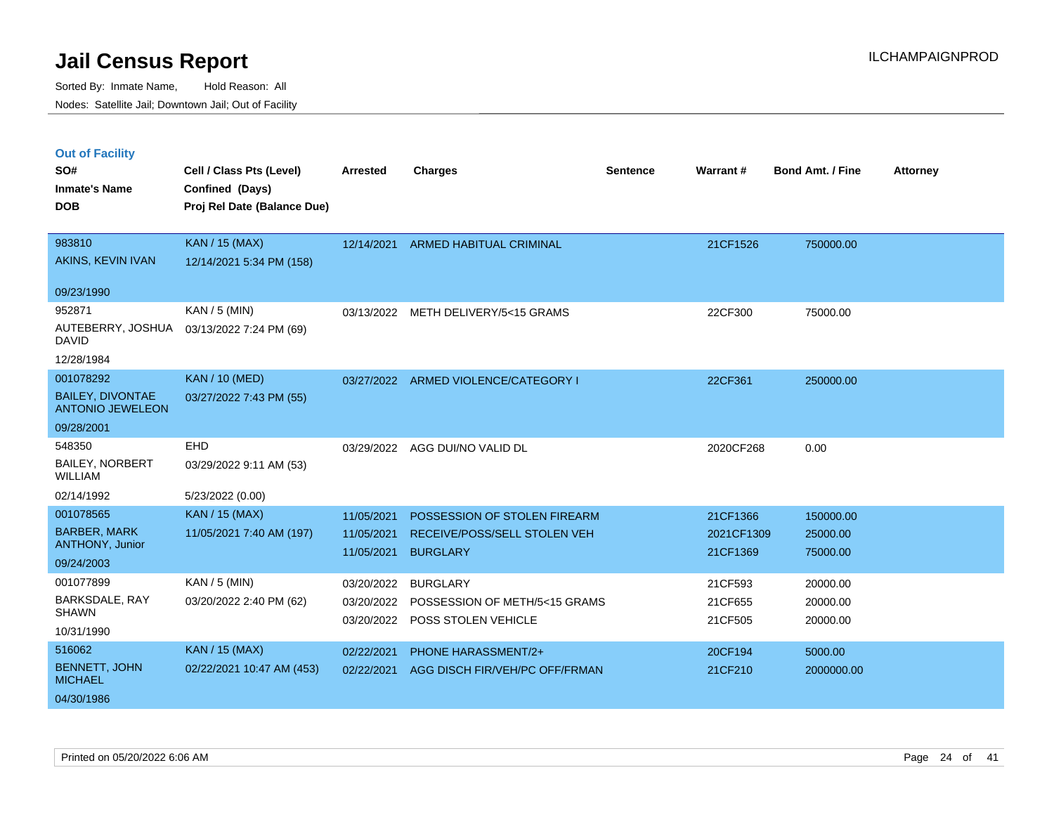# Jail Census Report

Sorted By: Inmate Name, Hold Reason: All
Nodes: Satellite Jail; Downtown Jail; Out of Facility

ILCHAMPAIGNPROD

## Out of Facility

| SO# / Inmate's Name / DOB | Cell / Class Pts (Level) / Confined (Days) / Proj Rel Date (Balance Due) | Arrested | Charges | Sentence | Warrant # | Bond Amt. / Fine | Attorney |
|---|---|---|---|---|---|---|---|
| 983810<br>AKINS, KEVIN IVAN<br>09/23/1990 | KAN / 15 (MAX)<br>12/14/2021 5:34 PM (158) | 12/14/2021 | ARMED HABITUAL CRIMINAL | | 21CF1526 | 750000.00 | |
| 952871<br>AUTEBERRY, JOSHUA DAVID<br>12/28/1984 | KAN / 5 (MIN)<br>03/13/2022 7:24 PM (69) | 03/13/2022 | METH DELIVERY/5<15 GRAMS | | 22CF300 | 75000.00 | |
| 001078292<br>BAILEY, DIVONTAE ANTONIO JEWELEON<br>09/28/2001 | KAN / 10 (MED)<br>03/27/2022 7:43 PM (55) | 03/27/2022 | ARMED VIOLENCE/CATEGORY I | | 22CF361 | 250000.00 | |
| 548350<br>BAILEY, NORBERT WILLIAM<br>02/14/1992 | EHD<br>03/29/2022 9:11 AM (53)<br>5/23/2022 (0.00) | 03/29/2022 | AGG DUI/NO VALID DL | | 2020CF268 | 0.00 | |
| 001078565<br>BARBER, MARK ANTHONY, Junior<br>09/24/2003 | KAN / 15 (MAX)<br>11/05/2021 7:40 AM (197) | 11/05/2021<br>11/05/2021<br>11/05/2021 | POSSESSION OF STOLEN FIREARM<br>RECEIVE/POSS/SELL STOLEN VEH<br>BURGLARY | | 21CF1366<br>2021CF1309<br>21CF1369 | 150000.00<br>25000.00<br>75000.00 | |
| 001077899<br>BARKSDALE, RAY SHAWN<br>10/31/1990 | KAN / 5 (MIN)<br>03/20/2022 2:40 PM (62) | 03/20/2022<br>03/20/2022<br>03/20/2022 | BURGLARY<br>POSSESSION OF METH/5<15 GRAMS<br>POSS STOLEN VEHICLE | | 21CF593<br>21CF655<br>21CF505 | 20000.00<br>20000.00<br>20000.00 | |
| 516062<br>BENNETT, JOHN MICHAEL<br>04/30/1986 | KAN / 15 (MAX)<br>02/22/2021 10:47 AM (453) | 02/22/2021<br>02/22/2021 | PHONE HARASSMENT/2+<br>AGG DISCH FIR/VEH/PC OFF/FRMAN | | 20CF194<br>21CF210 | 5000.00<br>2000000.00 | |

Printed on 05/20/2022 6:06 AM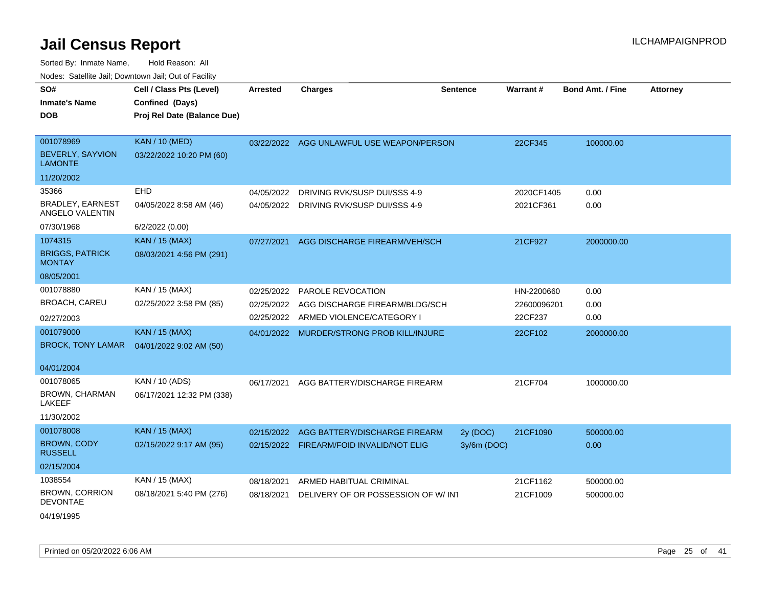# Jail Census Report

ILCHAMPAIGNPROD

Sorted By: Inmate Name, Hold Reason: All

Nodes: Satellite Jail; Downtown Jail; Out of Facility

| SO# / Inmate's Name / DOB | Cell / Class Pts (Level) / Confined (Days) / Proj Rel Date (Balance Due) | Arrested | Charges | Sentence | Warrant # | Bond Amt. / Fine | Attorney |
|---|---|---|---|---|---|---|---|
| 001078969<br>BEVERLY, SAYVION LAMONTE<br>11/20/2002 | KAN / 10 (MED)<br>03/22/2022 10:20 PM (60) | 03/22/2022 | AGG UNLAWFUL USE WEAPON/PERSON | | 22CF345 | 100000.00 | |
| 35366<br>BRADLEY, EARNEST ANGELO VALENTIN<br>07/30/1968 | EHD<br>04/05/2022 8:58 AM (46)<br>6/2/2022 (0.00) | 04/05/2022<br>04/05/2022 | DRIVING RVK/SUSP DUI/SSS 4-9<br>DRIVING RVK/SUSP DUI/SSS 4-9 | | 2020CF1405<br>2021CF361 | 0.00<br>0.00 | |
| 1074315<br>BRIGGS, PATRICK MONTAY<br>08/05/2001 | KAN / 15 (MAX)<br>08/03/2021 4:56 PM (291) | 07/27/2021 | AGG DISCHARGE FIREARM/VEH/SCH | | 21CF927 | 2000000.00 | |
| 001078880<br>BROACH, CAREU<br>02/27/2003 | KAN / 15 (MAX)<br>02/25/2022 3:58 PM (85) | 02/25/2022<br>02/25/2022<br>02/25/2022 | PAROLE REVOCATION<br>AGG DISCHARGE FIREARM/BLDG/SCH<br>ARMED VIOLENCE/CATEGORY I | | HN-2200660<br>22600096201<br>22CF237 | 0.00<br>0.00<br>0.00 | |
| 001079000<br>BROCK, TONY LAMAR<br>04/01/2004 | KAN / 15 (MAX)<br>04/01/2022 9:02 AM (50) | 04/01/2022 | MURDER/STRONG PROB KILL/INJURE | | 22CF102 | 2000000.00 | |
| 001078065<br>BROWN, CHARMAN LAKEEF<br>11/30/2002 | KAN / 10 (ADS)<br>06/17/2021 12:32 PM (338) | 06/17/2021 | AGG BATTERY/DISCHARGE FIREARM | | 21CF704 | 1000000.00 | |
| 001078008<br>BROWN, CODY RUSSELL<br>02/15/2004 | KAN / 15 (MAX)<br>02/15/2022 9:17 AM (95) | 02/15/2022<br>02/15/2022 | AGG BATTERY/DISCHARGE FIREARM<br>FIREARM/FOID INVALID/NOT ELIG | 2y (DOC)<br>3y/6m (DOC) | 21CF1090 | 500000.00<br>0.00 | |
| 1038554<br>BROWN, CORRION DEVONTAE<br>04/19/1995 | KAN / 15 (MAX)<br>08/18/2021 5:40 PM (276) | 08/18/2021<br>08/18/2021 | ARMED HABITUAL CRIMINAL<br>DELIVERY OF OR POSSESSION OF W/ INT | | 21CF1162<br>21CF1009 | 500000.00<br>500000.00 | |

Printed on 05/20/2022 6:06 AM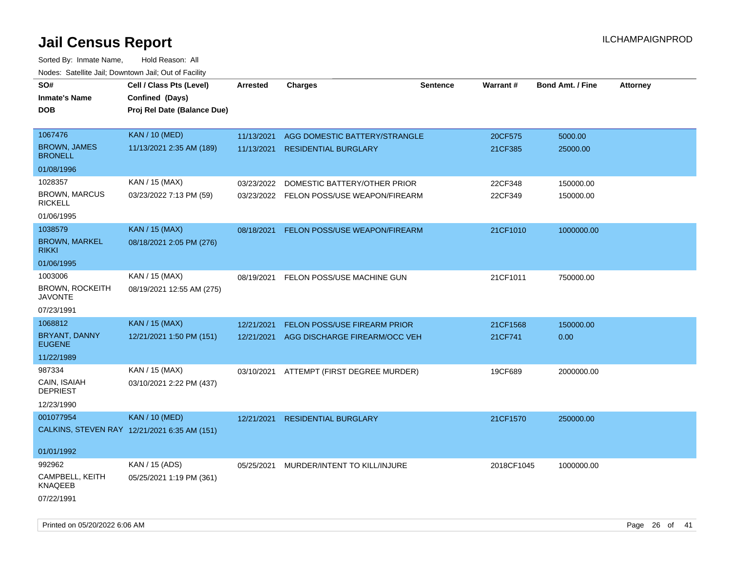# Jail Census Report

Sorted By: Inmate Name, Hold Reason: All

Nodes: Satellite Jail; Downtown Jail; Out of Facility

| SO# / Inmate's Name / DOB | Cell / Class Pts (Level) / Confined (Days) / Proj Rel Date (Balance Due) | Arrested | Charges | Sentence | Warrant # | Bond Amt. / Fine | Attorney |
|---|---|---|---|---|---|---|---|
| 1067476<br>BROWN, JAMES BRONELL<br>01/08/1996 | KAN / 10 (MED)<br>11/13/2021 2:35 AM (189) | 11/13/2021 | AGG DOMESTIC BATTERY/STRANGLE | | 20CF575 | 5000.00 | |
| | | 11/13/2021 | RESIDENTIAL BURGLARY | | 21CF385 | 25000.00 | |
| 1028357<br>BROWN, MARCUS RICKELL<br>01/06/1995 | KAN / 15 (MAX)<br>03/23/2022 7:13 PM (59) | 03/23/2022 | DOMESTIC BATTERY/OTHER PRIOR | | 22CF348 | 150000.00 | |
| | | 03/23/2022 | FELON POSS/USE WEAPON/FIREARM | | 22CF349 | 150000.00 | |
| 1038579<br>BROWN, MARKEL RIKKI<br>01/06/1995 | KAN / 15 (MAX)<br>08/18/2021 2:05 PM (276) | 08/18/2021 | FELON POSS/USE WEAPON/FIREARM | | 21CF1010 | 1000000.00 | |
| 1003006<br>BROWN, ROCKEITH JAVONTE<br>07/23/1991 | KAN / 15 (MAX)<br>08/19/2021 12:55 AM (275) | 08/19/2021 | FELON POSS/USE MACHINE GUN | | 21CF1011 | 750000.00 | |
| 1068812<br>BRYANT, DANNY EUGENE<br>11/22/1989 | KAN / 15 (MAX)<br>12/21/2021 1:50 PM (151) | 12/21/2021 | FELON POSS/USE FIREARM PRIOR | | 21CF1568 | 150000.00 | |
| | | 12/21/2021 | AGG DISCHARGE FIREARM/OCC VEH | | 21CF741 | 0.00 | |
| 987334<br>CAIN, ISAIAH DEPRIEST<br>12/23/1990 | KAN / 15 (MAX)<br>03/10/2021 2:22 PM (437) | 03/10/2021 | ATTEMPT (FIRST DEGREE MURDER) | | 19CF689 | 2000000.00 | |
| 001077954<br>CALKINS, STEVEN RAY<br>01/01/1992 | KAN / 10 (MED)<br>12/21/2021 6:35 AM (151) | 12/21/2021 | RESIDENTIAL BURGLARY | | 21CF1570 | 250000.00 | |
| 992962<br>CAMPBELL, KEITH KNAQEEB<br>07/22/1991 | KAN / 15 (ADS)<br>05/25/2021 1:19 PM (361) | 05/25/2021 | MURDER/INTENT TO KILL/INJURE | | 2018CF1045 | 1000000.00 | |

Printed on 05/20/2022 6:06 AM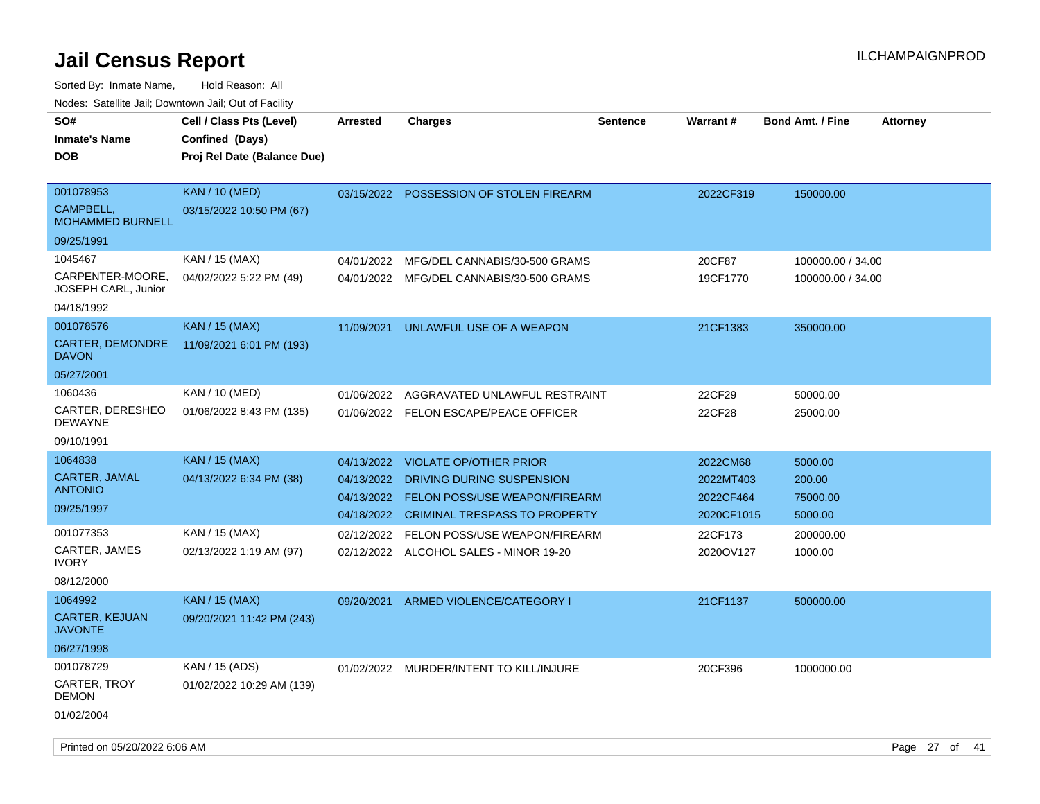# Jail Census Report

Sorted By: Inmate Name, Hold Reason: All

Nodes: Satellite Jail; Downtown Jail; Out of Facility

| SO# / Inmate's Name / DOB | Cell / Class Pts (Level) / Confined (Days) / Proj Rel Date (Balance Due) | Arrested | Charges | Sentence | Warrant # | Bond Amt. / Fine | Attorney |
|---|---|---|---|---|---|---|---|
| 001078953<br>CAMPBELL, MOHAMMED BURNELL<br>09/25/1991 | KAN / 10 (MED)<br>03/15/2022 10:50 PM (67) | 03/15/2022 | POSSESSION OF STOLEN FIREARM | | 2022CF319 | 150000.00 | |
| 1045467<br>CARPENTER-MOORE, JOSEPH CARL, Junior<br>04/18/1992 | KAN / 15 (MAX)<br>04/02/2022 5:22 PM (49) | 04/01/2022 | MFG/DEL CANNABIS/30-500 GRAMS | | 20CF87 | 100000.00 / 34.00 | |
| | | 04/01/2022 | MFG/DEL CANNABIS/30-500 GRAMS | | 19CF1770 | 100000.00 / 34.00 | |
| 001078576<br>CARTER, DEMONDRE DAVON<br>05/27/2001 | KAN / 15 (MAX)<br>11/09/2021 6:01 PM (193) | 11/09/2021 | UNLAWFUL USE OF A WEAPON | | 21CF1383 | 350000.00 | |
| 1060436<br>CARTER, DERESHEO DEWAYNE<br>09/10/1991 | KAN / 10 (MED)<br>01/06/2022 8:43 PM (135) | 01/06/2022 | AGGRAVATED UNLAWFUL RESTRAINT | | 22CF29 | 50000.00 | |
| | | 01/06/2022 | FELON ESCAPE/PEACE OFFICER | | 22CF28 | 25000.00 | |
| 1064838<br>CARTER, JAMAL ANTONIO<br>09/25/1997 | KAN / 15 (MAX)<br>04/13/2022 6:34 PM (38) | 04/13/2022 | VIOLATE OP/OTHER PRIOR | | 2022CM68 | 5000.00 | |
| | | 04/13/2022 | DRIVING DURING SUSPENSION | | 2022MT403 | 200.00 | |
| | | 04/13/2022 | FELON POSS/USE WEAPON/FIREARM | | 2022CF464 | 75000.00 | |
| | | 04/18/2022 | CRIMINAL TRESPASS TO PROPERTY | | 2020CF1015 | 5000.00 | |
| 001077353<br>CARTER, JAMES IVORY<br>08/12/2000 | KAN / 15 (MAX)<br>02/13/2022 1:19 AM (97) | 02/12/2022 | FELON POSS/USE WEAPON/FIREARM | | 22CF173 | 200000.00 | |
| | | 02/12/2022 | ALCOHOL SALES - MINOR 19-20 | | 2020OV127 | 1000.00 | |
| 1064992<br>CARTER, KEJUAN JAVONTE<br>06/27/1998 | KAN / 15 (MAX)<br>09/20/2021 11:42 PM (243) | 09/20/2021 | ARMED VIOLENCE/CATEGORY I | | 21CF1137 | 500000.00 | |
| 001078729<br>CARTER, TROY DEMON<br>01/02/2004 | KAN / 15 (ADS)<br>01/02/2022 10:29 AM (139) | 01/02/2022 | MURDER/INTENT TO KILL/INJURE | | 20CF396 | 1000000.00 | |

Printed on 05/20/2022 6:06 AM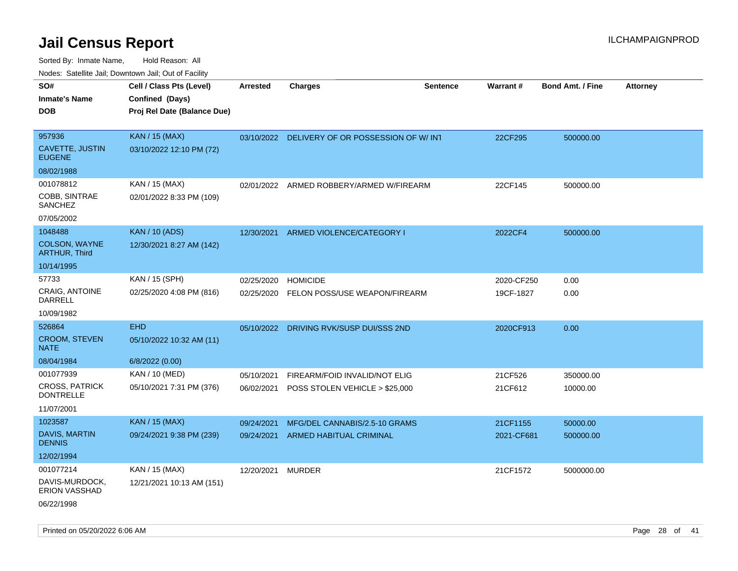# Jail Census Report

ILCHAMPAIGNPROD

Sorted By: Inmate Name, Hold Reason: All

Nodes: Satellite Jail; Downtown Jail; Out of Facility

| SO# / Inmate's Name / DOB | Cell / Class Pts (Level) / Confined (Days) / Proj Rel Date (Balance Due) | Arrested | Charges | Sentence | Warrant # | Bond Amt. / Fine | Attorney |
|---|---|---|---|---|---|---|---|
| 957936<br>CAVETTE, JUSTIN EUGENE<br>08/02/1988 | KAN / 15 (MAX)<br>03/10/2022 12:10 PM (72) | 03/10/2022 | DELIVERY OF OR POSSESSION OF W/ INT | | 22CF295 | 500000.00 | |
| 001078812<br>COBB, SINTRAE SANCHEZ<br>07/05/2002 | KAN / 15 (MAX)<br>02/01/2022 8:33 PM (109) | 02/01/2022 | ARMED ROBBERY/ARMED W/FIREARM | | 22CF145 | 500000.00 | |
| 1048488<br>COLSON, WAYNE ARTHUR, Third<br>10/14/1995 | KAN / 10 (ADS)<br>12/30/2021 8:27 AM (142) | 12/30/2021 | ARMED VIOLENCE/CATEGORY I | | 2022CF4 | 500000.00 | |
| 57733<br>CRAIG, ANTOINE DARRELL<br>10/09/1982 | KAN / 15 (SPH)<br>02/25/2020 4:08 PM (816) | 02/25/2020<br>02/25/2020 | HOMICIDE<br>FELON POSS/USE WEAPON/FIREARM | | 2020-CF250<br>19CF-1827 | 0.00<br>0.00 | |
| 526864<br>CROOM, STEVEN NATE<br>08/04/1984 | EHD<br>05/10/2022 10:32 AM (11)<br>6/8/2022 (0.00) | 05/10/2022 | DRIVING RVK/SUSP DUI/SSS 2ND | | 2020CF913 | 0.00 | |
| 001077939<br>CROSS, PATRICK DONTRELLE<br>11/07/2001 | KAN / 10 (MED)<br>05/10/2021 7:31 PM (376) | 05/10/2021<br>06/02/2021 | FIREARM/FOID INVALID/NOT ELIG<br>POSS STOLEN VEHICLE > $25,000 | | 21CF526<br>21CF612 | 350000.00<br>10000.00 | |
| 1023587<br>DAVIS, MARTIN DENNIS<br>12/02/1994 | KAN / 15 (MAX)<br>09/24/2021 9:38 PM (239) | 09/24/2021<br>09/24/2021 | MFG/DEL CANNABIS/2.5-10 GRAMS<br>ARMED HABITUAL CRIMINAL | | 21CF1155<br>2021-CF681 | 50000.00<br>500000.00 | |
| 001077214<br>DAVIS-MURDOCK, ERION VASSHAD<br>06/22/1998 | KAN / 15 (MAX)<br>12/21/2021 10:13 AM (151) | 12/20/2021 | MURDER | | 21CF1572 | 5000000.00 | |

Printed on 05/20/2022 6:06 AM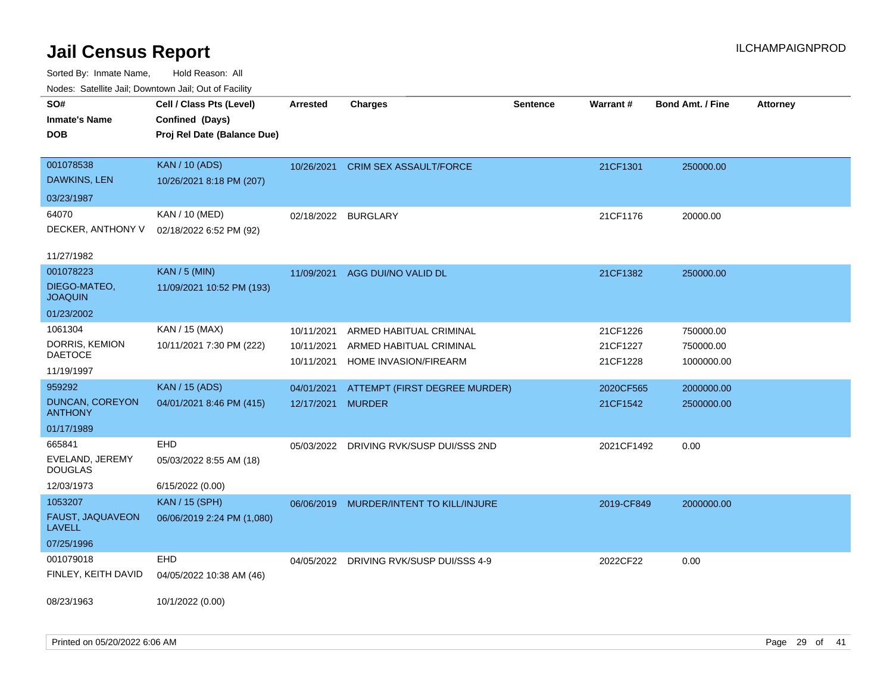# Jail Census Report

Sorted By: Inmate Name, Hold Reason: All

Nodes: Satellite Jail; Downtown Jail; Out of Facility

ILCHAMPAIGNPROD

| SO# / Inmate's Name / DOB | Cell / Class Pts (Level) / Confined (Days) / Proj Rel Date (Balance Due) | Arrested | Charges | Sentence | Warrant # | Bond Amt. / Fine | Attorney |
|---|---|---|---|---|---|---|---|
| 001078538<br>DAWKINS, LEN<br>03/23/1987 | KAN / 10 (ADS)<br>10/26/2021 8:18 PM (207) | 10/26/2021 | CRIM SEX ASSAULT/FORCE | | 21CF1301 | 250000.00 | |
| 64070<br>DECKER, ANTHONY V<br>11/27/1982 | KAN / 10 (MED)<br>02/18/2022 6:52 PM (92) | 02/18/2022 | BURGLARY | | 21CF1176 | 20000.00 | |
| 001078223<br>DIEGO-MATEO, JOAQUIN<br>01/23/2002 | KAN / 5 (MIN)<br>11/09/2021 10:52 PM (193) | 11/09/2021 | AGG DUI/NO VALID DL | | 21CF1382 | 250000.00 | |
| 1061304<br>DORRIS, KEMION DAETOCE<br>11/19/1997 | KAN / 15 (MAX)<br>10/11/2021 7:30 PM (222) | 10/11/2021<br>10/11/2021<br>10/11/2021 | ARMED HABITUAL CRIMINAL<br>ARMED HABITUAL CRIMINAL<br>HOME INVASION/FIREARM | | 21CF1226<br>21CF1227<br>21CF1228 | 750000.00<br>750000.00<br>1000000.00 | |
| 959292<br>DUNCAN, COREYON ANTHONY<br>01/17/1989 | KAN / 15 (ADS)<br>04/01/2021 8:46 PM (415) | 04/01/2021<br>12/17/2021 | ATTEMPT (FIRST DEGREE MURDER)<br>MURDER | | 2020CF565<br>21CF1542 | 2000000.00<br>2500000.00 | |
| 665841<br>EVELAND, JEREMY DOUGLAS<br>12/03/1973 | EHD<br>05/03/2022 8:55 AM (18)<br>6/15/2022 (0.00) | 05/03/2022 | DRIVING RVK/SUSP DUI/SSS 2ND | | 2021CF1492 | 0.00 | |
| 1053207<br>FAUST, JAQUAVEON LAVELL<br>07/25/1996 | KAN / 15 (SPH)<br>06/06/2019 2:24 PM (1,080) | 06/06/2019 | MURDER/INTENT TO KILL/INJURE | | 2019-CF849 | 2000000.00 | |
| 001079018<br>FINLEY, KEITH DAVID<br>08/23/1963 | EHD<br>04/05/2022 10:38 AM (46)<br>10/1/2022 (0.00) | 04/05/2022 | DRIVING RVK/SUSP DUI/SSS 4-9 | | 2022CF22 | 0.00 | |

Printed on 05/20/2022 6:06 AM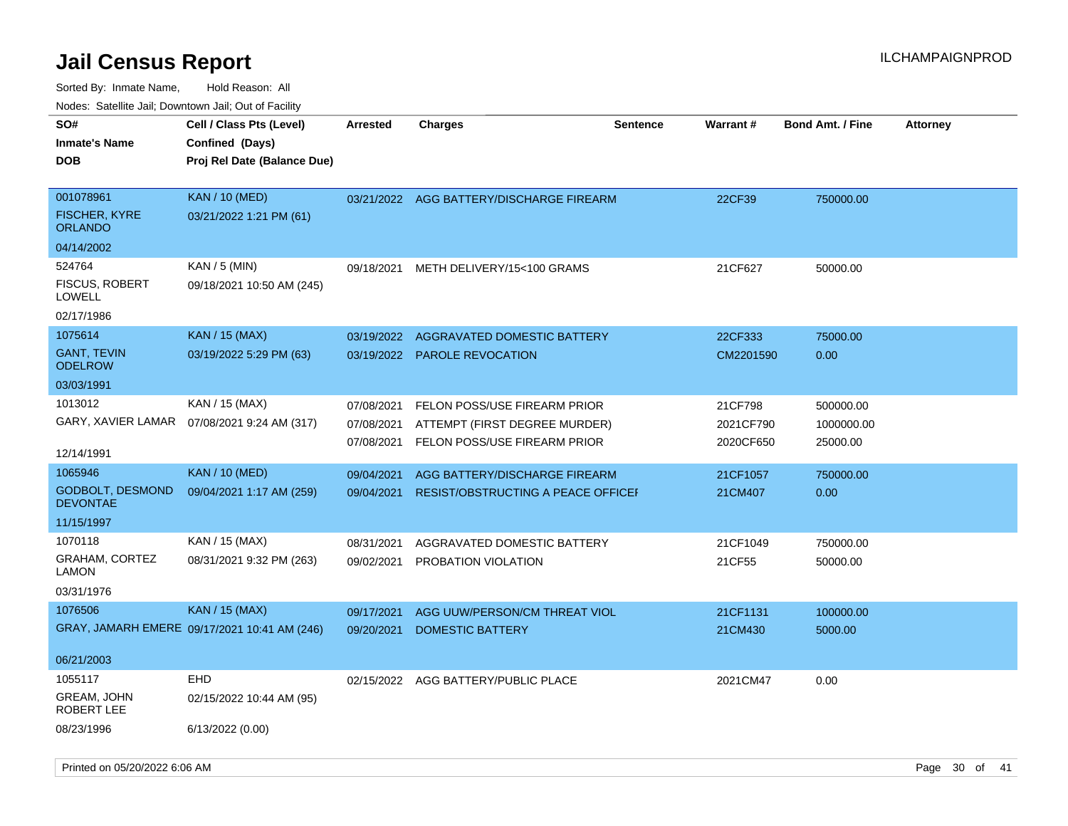# Jail Census Report

Sorted By: Inmate Name, Hold Reason: All

Nodes: Satellite Jail; Downtown Jail; Out of Facility

| SO# / Inmate's Name / DOB | Cell / Class Pts (Level) / Confined (Days) / Proj Rel Date (Balance Due) | Arrested | Charges | Sentence | Warrant # | Bond Amt. / Fine | Attorney |
|---|---|---|---|---|---|---|---|
| 001078961<br>FISCHER, KYRE ORLANDO<br>04/14/2002 | KAN / 10 (MED)<br>03/21/2022 1:21 PM (61) | 03/21/2022 | AGG BATTERY/DISCHARGE FIREARM | | 22CF39 | 750000.00 | |
| 524764<br>FISCUS, ROBERT LOWELL<br>02/17/1986 | KAN / 5 (MIN)<br>09/18/2021 10:50 AM (245) | 09/18/2021 | METH DELIVERY/15<100 GRAMS | | 21CF627 | 50000.00 | |
| 1075614<br>GANT, TEVIN ODELROW<br>03/03/1991 | KAN / 15 (MAX)<br>03/19/2022 5:29 PM (63) | 03/19/2022 | AGGRAVATED DOMESTIC BATTERY | | 22CF333 | 75000.00 | |
| | | 03/19/2022 | PAROLE REVOCATION | | CM2201590 | 0.00 | |
| 1013012<br>GARY, XAVIER LAMAR<br>12/14/1991 | KAN / 15 (MAX)<br>07/08/2021 9:24 AM (317) | 07/08/2021 | FELON POSS/USE FIREARM PRIOR | | 21CF798 | 500000.00 | |
| | | 07/08/2021 | ATTEMPT (FIRST DEGREE MURDER) | | 2021CF790 | 1000000.00 | |
| | | 07/08/2021 | FELON POSS/USE FIREARM PRIOR | | 2020CF650 | 25000.00 | |
| 1065946<br>GODBOLT, DESMOND DEVONTAE<br>11/15/1997 | KAN / 10 (MED)<br>09/04/2021 1:17 AM (259) | 09/04/2021 | AGG BATTERY/DISCHARGE FIREARM | | 21CF1057 | 750000.00 | |
| | | 09/04/2021 | RESIST/OBSTRUCTING A PEACE OFFICEI | | 21CM407 | 0.00 | |
| 1070118<br>GRAHAM, CORTEZ LAMON<br>03/31/1976 | KAN / 15 (MAX)<br>08/31/2021 9:32 PM (263) | 08/31/2021 | AGGRAVATED DOMESTIC BATTERY | | 21CF1049 | 750000.00 | |
| | | 09/02/2021 | PROBATION VIOLATION | | 21CF55 | 50000.00 | |
| 1076506<br>GRAY, JAMARH EMERE<br>06/21/2003 | KAN / 15 (MAX)<br>09/17/2021 10:41 AM (246) | 09/17/2021 | AGG UUW/PERSON/CM THREAT VIOL | | 21CF1131 | 100000.00 | |
| | | 09/20/2021 | DOMESTIC BATTERY | | 21CM430 | 5000.00 | |
| 1055117<br>GREAM, JOHN ROBERT LEE<br>08/23/1996 | EHD<br>02/15/2022 10:44 AM (95)<br>6/13/2022 (0.00) | 02/15/2022 | AGG BATTERY/PUBLIC PLACE | | 2021CM47 | 0.00 | |

Printed on 05/20/2022 6:06 AM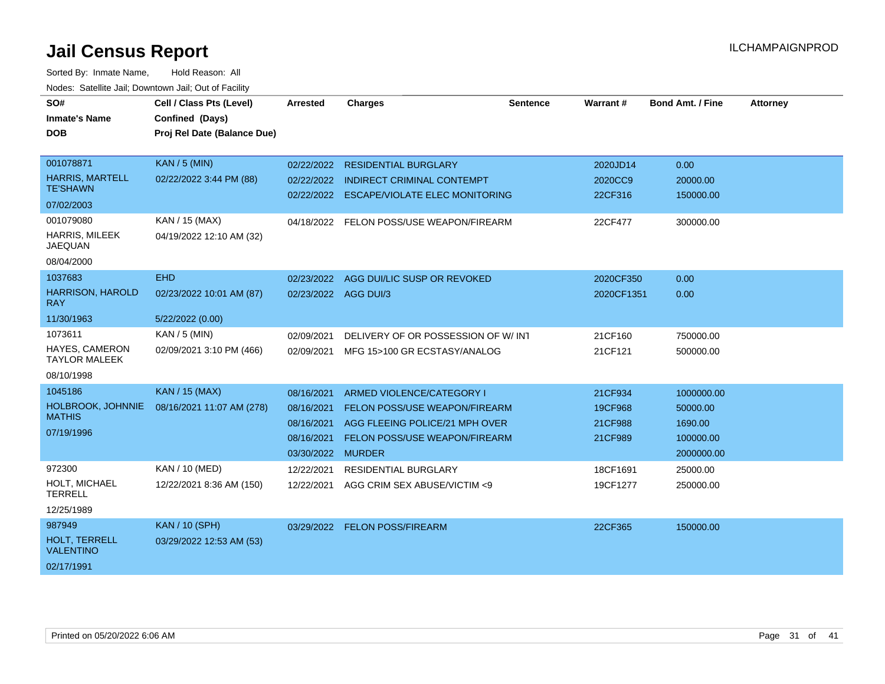# Jail Census Report

Sorted By: Inmate Name, Hold Reason: All

Nodes: Satellite Jail; Downtown Jail; Out of Facility

| SO# / Inmate's Name / DOB | Cell / Class Pts (Level) / Confined (Days) / Proj Rel Date (Balance Due) | Arrested | Charges | Sentence | Warrant # | Bond Amt. / Fine | Attorney |
|---|---|---|---|---|---|---|---|
| 001078871 HARRIS, MARTELL TE'SHAWN 07/02/2003 | KAN / 5 (MIN) 02/22/2022 3:44 PM (88) | 02/22/2022 | RESIDENTIAL BURGLARY | | 2020JD14 | 0.00 | |
| | | 02/22/2022 | INDIRECT CRIMINAL CONTEMPT | | 2020CC9 | 20000.00 | |
| | | 02/22/2022 | ESCAPE/VIOLATE ELEC MONITORING | | 22CF316 | 150000.00 | |
| 001079080 HARRIS, MILEEK JAQUAN 08/04/2000 | KAN / 15 (MAX) 04/19/2022 12:10 AM (32) | 04/18/2022 | FELON POSS/USE WEAPON/FIREARM | | 22CF477 | 300000.00 | |
| 1037683 HARRISON, HAROLD RAY 11/30/1963 | EHD 02/23/2022 10:01 AM (87) 5/22/2022 (0.00) | 02/23/2022 | AGG DUI/LIC SUSP OR REVOKED | | 2020CF350 | 0.00 | |
| | | 02/23/2022 | AGG DUI/3 | | 2020CF1351 | 0.00 | |
| 1073611 HAYES, CAMERON TAYLOR MALEEK 08/10/1998 | KAN / 5 (MIN) 02/09/2021 3:10 PM (466) | 02/09/2021 | DELIVERY OF OR POSSESSION OF W/ INT | | 21CF160 | 750000.00 | |
| | | 02/09/2021 | MFG 15>100 GR ECSTASY/ANALOG | | 21CF121 | 500000.00 | |
| 1045186 HOLBROOK, JOHNNIE MATHIS 07/19/1996 | KAN / 15 (MAX) 08/16/2021 11:07 AM (278) | 08/16/2021 | ARMED VIOLENCE/CATEGORY I | | 21CF934 | 1000000.00 | |
| | | 08/16/2021 | FELON POSS/USE WEAPON/FIREARM | | 19CF968 | 50000.00 | |
| | | 08/16/2021 | AGG FLEEING POLICE/21 MPH OVER | | 21CF988 | 1690.00 | |
| | | 08/16/2021 | FELON POSS/USE WEAPON/FIREARM | | 21CF989 | 100000.00 | |
| | | 03/30/2022 | MURDER | | | 2000000.00 | |
| 972300 HOLT, MICHAEL TERRELL 12/25/1989 | KAN / 10 (MED) 12/22/2021 8:36 AM (150) | 12/22/2021 | RESIDENTIAL BURGLARY | | 18CF1691 | 25000.00 | |
| | | 12/22/2021 | AGG CRIM SEX ABUSE/VICTIM <9 | | 19CF1277 | 250000.00 | |
| 987949 HOLT, TERRELL VALENTINO 02/17/1991 | KAN / 10 (SPH) 03/29/2022 12:53 AM (53) | 03/29/2022 | FELON POSS/FIREARM | | 22CF365 | 150000.00 | |

Printed on 05/20/2022 6:06 AM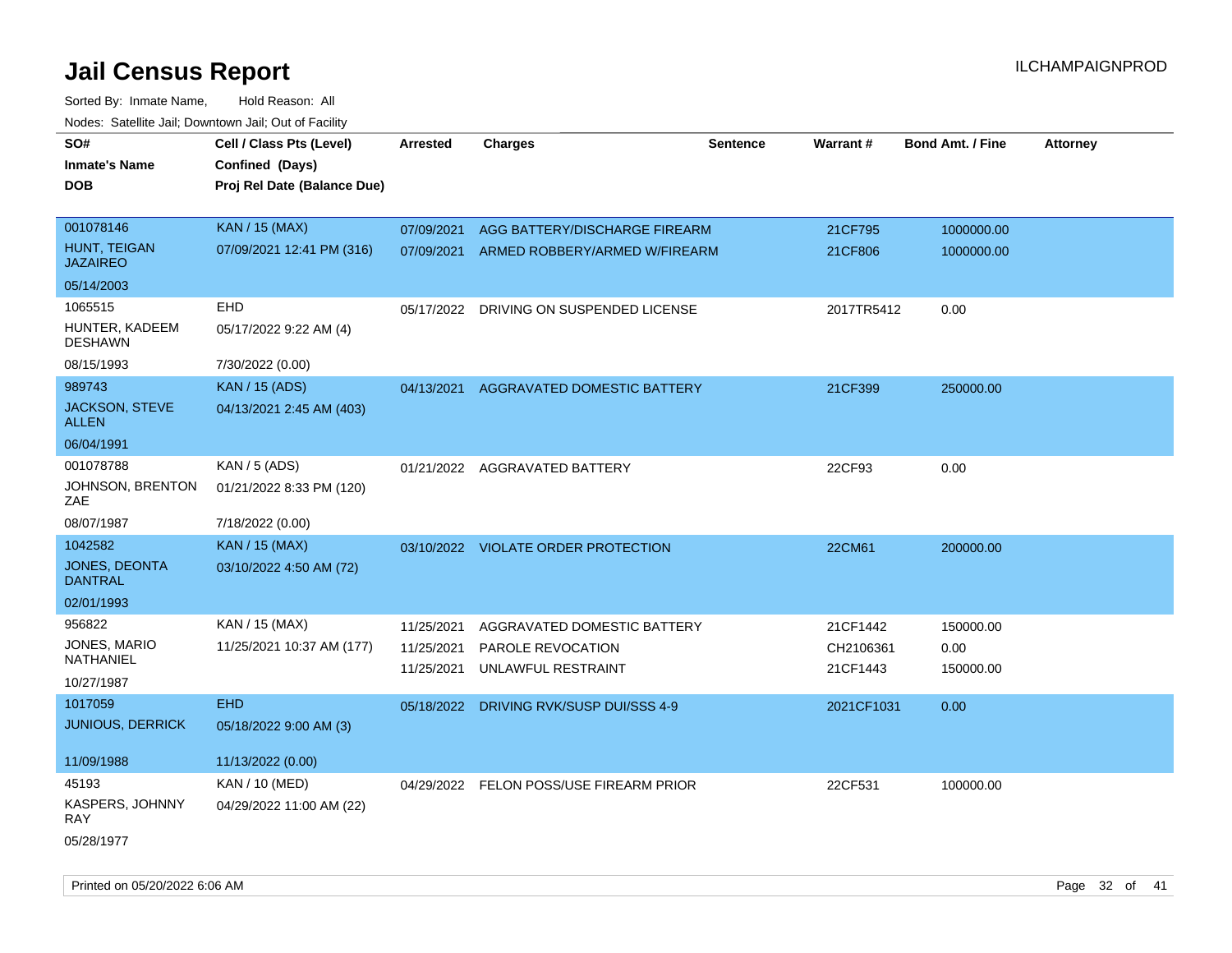# Jail Census Report

ILCHAMPAIGNPROD

Sorted By: Inmate Name, Hold Reason: All

Nodes: Satellite Jail; Downtown Jail; Out of Facility

| SO# / Inmate's Name / DOB | Cell / Class Pts (Level) / Confined (Days) / Proj Rel Date (Balance Due) | Arrested | Charges | Sentence | Warrant # | Bond Amt. / Fine | Attorney |
|---|---|---|---|---|---|---|---|
| 001078146 HUNT, TEIGAN JAZAIREO 05/14/2003 | KAN / 15 (MAX) 07/09/2021 12:41 PM (316) | 07/09/2021 | AGG BATTERY/DISCHARGE FIREARM | | 21CF795 | 1000000.00 | |
| | | 07/09/2021 | ARMED ROBBERY/ARMED W/FIREARM | | 21CF806 | 1000000.00 | |
| 1065515 HUNTER, KADEEM DESHAWN 08/15/1993 | EHD 05/17/2022 9:22 AM (4) 7/30/2022 (0.00) | 05/17/2022 | DRIVING ON SUSPENDED LICENSE | | 2017TR5412 | 0.00 | |
| 989743 JACKSON, STEVE ALLEN 06/04/1991 | KAN / 15 (ADS) 04/13/2021 2:45 AM (403) | 04/13/2021 | AGGRAVATED DOMESTIC BATTERY | | 21CF399 | 250000.00 | |
| 001078788 JOHNSON, BRENTON ZAE 08/07/1987 | KAN / 5 (ADS) 01/21/2022 8:33 PM (120) 7/18/2022 (0.00) | 01/21/2022 | AGGRAVATED BATTERY | | 22CF93 | 0.00 | |
| 1042582 JONES, DEONTA DANTRAL 02/01/1993 | KAN / 15 (MAX) 03/10/2022 4:50 AM (72) | 03/10/2022 | VIOLATE ORDER PROTECTION | | 22CM61 | 200000.00 | |
| 956822 JONES, MARIO NATHANIEL 10/27/1987 | KAN / 15 (MAX) 11/25/2021 10:37 AM (177) | 11/25/2021 | AGGRAVATED DOMESTIC BATTERY | | 21CF1442 | 150000.00 | |
| | | 11/25/2021 | PAROLE REVOCATION | | CH2106361 | 0.00 | |
| | | 11/25/2021 | UNLAWFUL RESTRAINT | | 21CF1443 | 150000.00 | |
| 1017059 JUNIOUS, DERRICK 11/09/1988 | EHD 05/18/2022 9:00 AM (3) 11/13/2022 (0.00) | 05/18/2022 | DRIVING RVK/SUSP DUI/SSS 4-9 | | 2021CF1031 | 0.00 | |
| 45193 KASPERS, JOHNNY RAY 05/28/1977 | KAN / 10 (MED) 04/29/2022 11:00 AM (22) | 04/29/2022 | FELON POSS/USE FIREARM PRIOR | | 22CF531 | 100000.00 | |

Printed on 05/20/2022 6:06 AM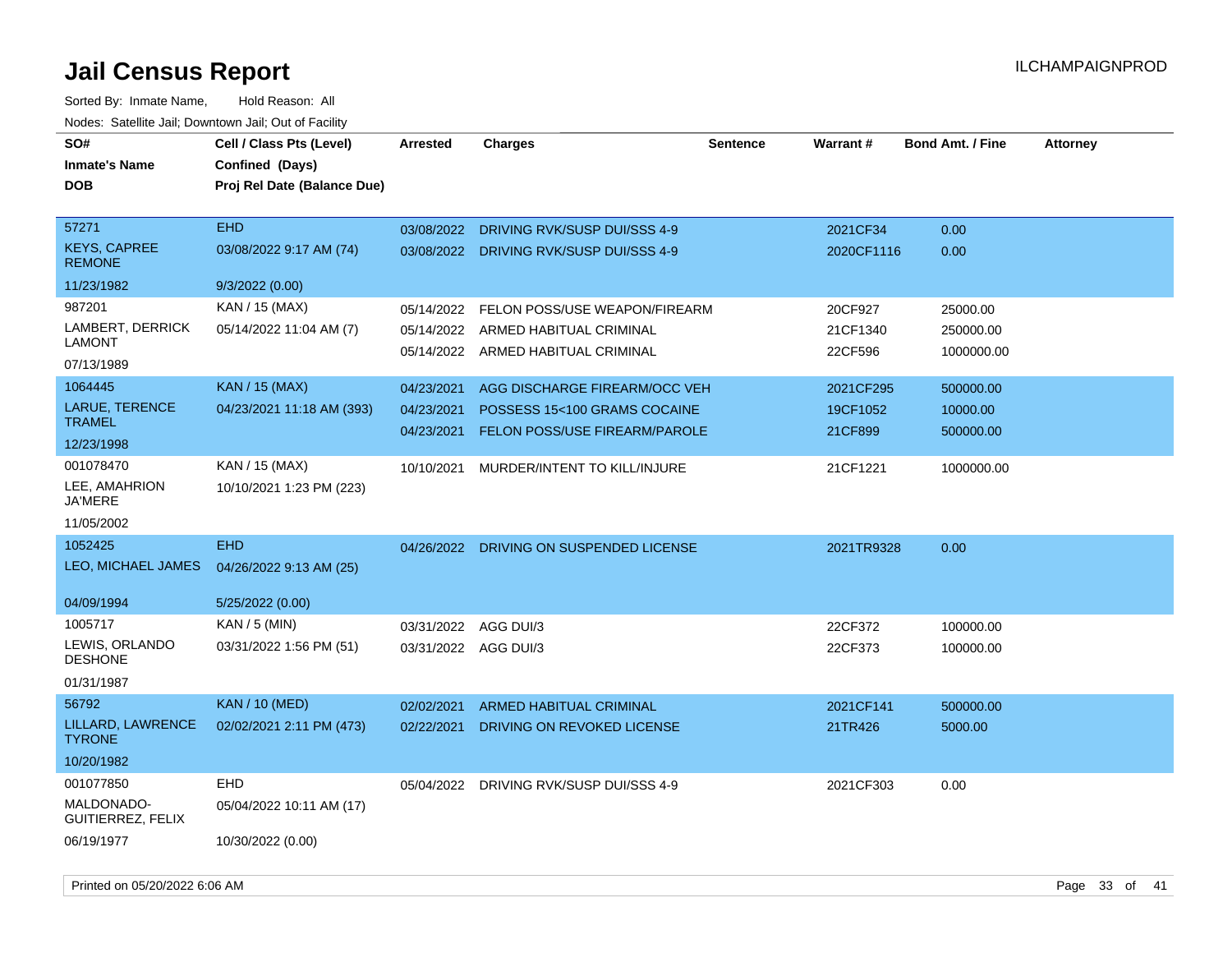# Jail Census Report

Sorted By: Inmate Name, Hold Reason: All

Nodes: Satellite Jail; Downtown Jail; Out of Facility

| SO# / Inmate's Name / DOB | Cell / Class Pts (Level) / Confined (Days) / Proj Rel Date (Balance Due) | Arrested | Charges | Sentence | Warrant # | Bond Amt. / Fine | Attorney |
|---|---|---|---|---|---|---|---|
| 57271<br>KEYS, CAPREE REMONE<br>11/23/1982 | EHD<br>03/08/2022 9:17 AM (74)<br>9/3/2022 (0.00) | 03/08/2022<br>03/08/2022 | DRIVING RVK/SUSP DUI/SSS 4-9<br>DRIVING RVK/SUSP DUI/SSS 4-9 | | 2021CF34<br>2020CF1116 | 0.00<br>0.00 | |
| 987201<br>LAMBERT, DERRICK LAMONT<br>07/13/1989 | KAN / 15 (MAX)<br>05/14/2022 11:04 AM (7) | 05/14/2022<br>05/14/2022<br>05/14/2022 | FELON POSS/USE WEAPON/FIREARM<br>ARMED HABITUAL CRIMINAL<br>ARMED HABITUAL CRIMINAL | | 20CF927<br>21CF1340<br>22CF596 | 25000.00<br>250000.00<br>1000000.00 | |
| 1064445<br>LARUE, TERENCE TRAMEL<br>12/23/1998 | KAN / 15 (MAX)<br>04/23/2021 11:18 AM (393) | 04/23/2021<br>04/23/2021<br>04/23/2021 | AGG DISCHARGE FIREARM/OCC VEH<br>POSSESS 15<100 GRAMS COCAINE<br>FELON POSS/USE FIREARM/PAROLE | | 2021CF295<br>19CF1052<br>21CF899 | 500000.00<br>10000.00<br>500000.00 | |
| 001078470<br>LEE, AMAHRION JA'MERE<br>11/05/2002 | KAN / 15 (MAX)<br>10/10/2021 1:23 PM (223) | 10/10/2021 | MURDER/INTENT TO KILL/INJURE | | 21CF1221 | 1000000.00 | |
| 1052425<br>LEO, MICHAEL JAMES<br>04/09/1994 | EHD<br>04/26/2022 9:13 AM (25)<br>5/25/2022 (0.00) | 04/26/2022 | DRIVING ON SUSPENDED LICENSE | | 2021TR9328 | 0.00 | |
| 1005717<br>LEWIS, ORLANDO DESHONE<br>01/31/1987 | KAN / 5 (MIN)<br>03/31/2022 1:56 PM (51) | 03/31/2022<br>03/31/2022 | AGG DUI/3<br>AGG DUI/3 | | 22CF372<br>22CF373 | 100000.00<br>100000.00 | |
| 56792<br>LILLARD, LAWRENCE TYRONE<br>10/20/1982 | KAN / 10 (MED)<br>02/02/2021 2:11 PM (473) | 02/02/2021<br>02/22/2021 | ARMED HABITUAL CRIMINAL<br>DRIVING ON REVOKED LICENSE | | 2021CF141<br>21TR426 | 500000.00<br>5000.00 | |
| 001077850<br>MALDONADO-GUITIERREZ, FELIX<br>06/19/1977 | EHD<br>05/04/2022 10:11 AM (17)<br>10/30/2022 (0.00) | 05/04/2022 | DRIVING RVK/SUSP DUI/SSS 4-9 | | 2021CF303 | 0.00 | |

Printed on 05/20/2022 6:06 AM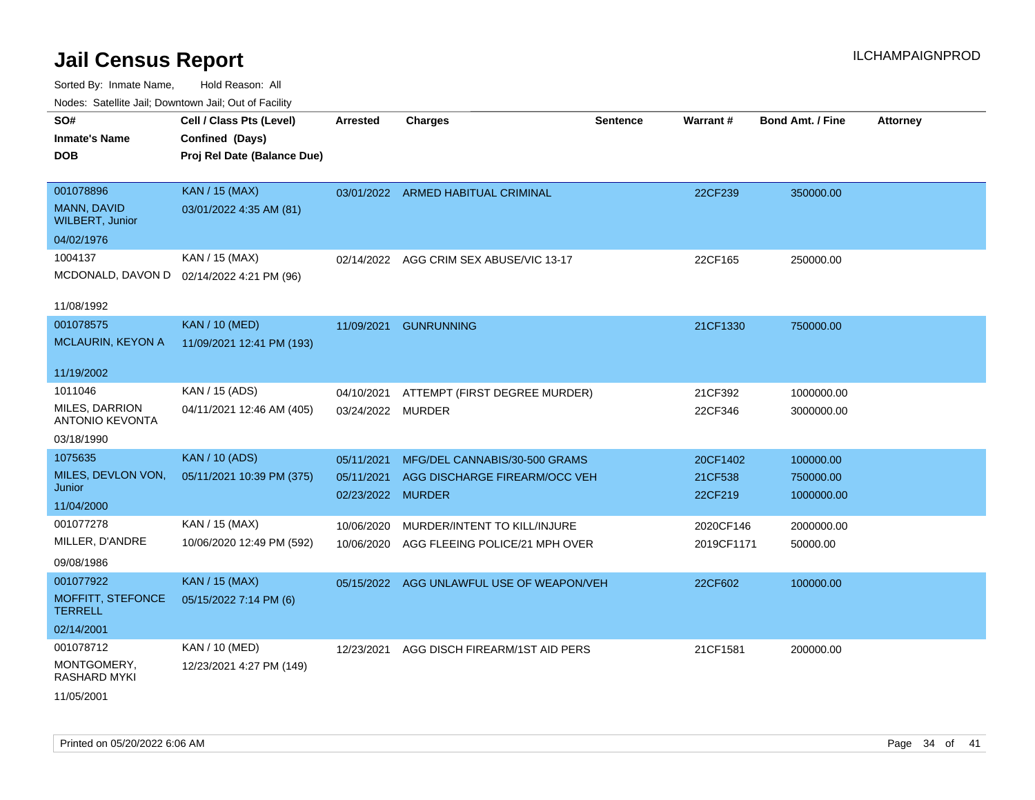# Jail Census Report

ILCHAMPAIGNPROD

Sorted By: Inmate Name, Hold Reason: All

Nodes: Satellite Jail; Downtown Jail; Out of Facility

| SO# / Inmate's Name / DOB | Cell / Class Pts (Level) / Confined (Days) / Proj Rel Date (Balance Due) | Arrested | Charges | Sentence | Warrant # | Bond Amt. / Fine | Attorney |
|---|---|---|---|---|---|---|---|
| 001078896<br>MANN, DAVID WILBERT, Junior<br>04/02/1976 | KAN / 15 (MAX)<br>03/01/2022 4:35 AM (81) | 03/01/2022 | ARMED HABITUAL CRIMINAL | | 22CF239 | 350000.00 | |
| 1004137<br>MCDONALD, DAVON D<br>11/08/1992 | KAN / 15 (MAX)<br>02/14/2022 4:21 PM (96) | 02/14/2022 | AGG CRIM SEX ABUSE/VIC 13-17 | | 22CF165 | 250000.00 | |
| 001078575<br>MCLAURIN, KEYON A<br>11/19/2002 | KAN / 10 (MED)<br>11/09/2021 12:41 PM (193) | 11/09/2021 | GUNRUNNING | | 21CF1330 | 750000.00 | |
| 1011046<br>MILES, DARRION ANTONIO KEVONTA<br>03/18/1990 | KAN / 15 (ADS)<br>04/11/2021 12:46 AM (405) | 04/10/2021<br>03/24/2022 | ATTEMPT (FIRST DEGREE MURDER)<br>MURDER | | 21CF392<br>22CF346 | 1000000.00<br>3000000.00 | |
| 1075635<br>MILES, DEVLON VON, Junior<br>11/04/2000 | KAN / 10 (ADS)<br>05/11/2021 10:39 PM (375) | 05/11/2021<br>05/11/2021<br>02/23/2022 | MFG/DEL CANNABIS/30-500 GRAMS<br>AGG DISCHARGE FIREARM/OCC VEH<br>MURDER | | 20CF1402<br>21CF538<br>22CF219 | 100000.00<br>750000.00<br>1000000.00 | |
| 001077278<br>MILLER, D'ANDRE<br>09/08/1986 | KAN / 15 (MAX)<br>10/06/2020 12:49 PM (592) | 10/06/2020<br>10/06/2020 | MURDER/INTENT TO KILL/INJURE<br>AGG FLEEING POLICE/21 MPH OVER | | 2020CF146<br>2019CF1171 | 2000000.00<br>50000.00 | |
| 001077922<br>MOFFITT, STEFONCE TERRELL<br>02/14/2001 | KAN / 15 (MAX)<br>05/15/2022 7:14 PM (6) | 05/15/2022 | AGG UNLAWFUL USE OF WEAPON/VEH | | 22CF602 | 100000.00 | |
| 001078712<br>MONTGOMERY, RASHARD MYKI<br>11/05/2001 | KAN / 10 (MED)<br>12/23/2021 4:27 PM (149) | 12/23/2021 | AGG DISCH FIREARM/1ST AID PERS | | 21CF1581 | 200000.00 | |

Printed on 05/20/2022 6:06 AM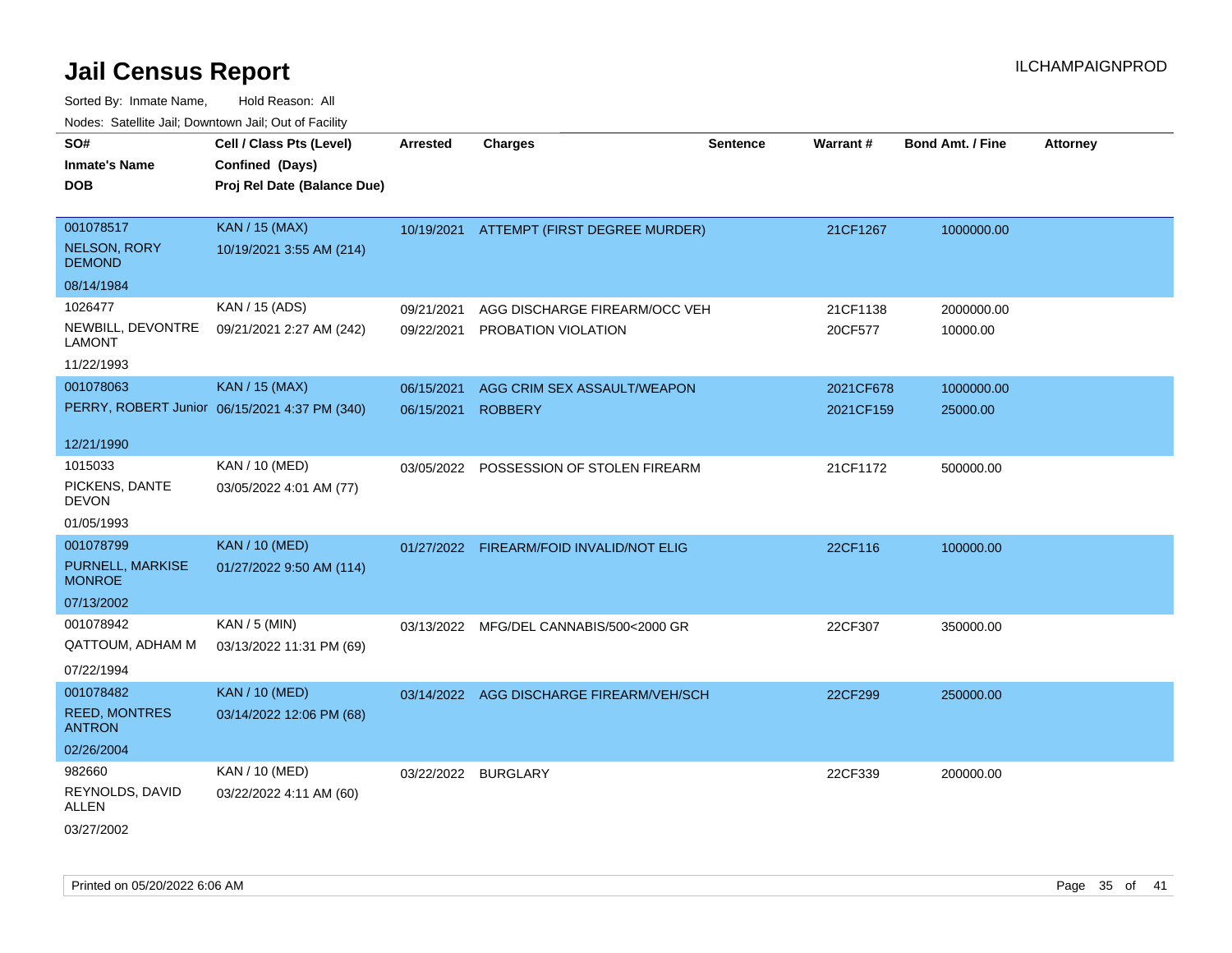# Jail Census Report

ILCHAMPAIGNPROD

Sorted By: Inmate Name, Hold Reason: All

Nodes: Satellite Jail; Downtown Jail; Out of Facility

| SO# / Inmate's Name / DOB | Cell / Class Pts (Level) / Confined (Days) / Proj Rel Date (Balance Due) | Arrested | Charges | Sentence | Warrant # | Bond Amt. / Fine | Attorney |
|---|---|---|---|---|---|---|---|
| 001078517<br>NELSON, RORY DEMOND<br>08/14/1984 | KAN / 15 (MAX)<br>10/19/2021 3:55 AM (214) | 10/19/2021 | ATTEMPT (FIRST DEGREE MURDER) | | 21CF1267 | 1000000.00 | |
| 1026477<br>NEWBILL, DEVONTRE LAMONT<br>11/22/1993 | KAN / 15 (ADS)<br>09/21/2021 2:27 AM (242) | 09/21/2021<br>09/22/2021 | AGG DISCHARGE FIREARM/OCC VEH<br>PROBATION VIOLATION | | 21CF1138<br>20CF577 | 2000000.00<br>10000.00 | |
| 001078063<br>PERRY, ROBERT Junior<br>12/21/1990 | KAN / 15 (MAX)<br>06/15/2021 4:37 PM (340) | 06/15/2021<br>06/15/2021 | AGG CRIM SEX ASSAULT/WEAPON<br>ROBBERY | | 2021CF678<br>2021CF159 | 1000000.00<br>25000.00 | |
| 1015033<br>PICKENS, DANTE DEVON<br>01/05/1993 | KAN / 10 (MED)<br>03/05/2022 4:01 AM (77) | 03/05/2022 | POSSESSION OF STOLEN FIREARM | | 21CF1172 | 500000.00 | |
| 001078799<br>PURNELL, MARKISE MONROE<br>07/13/2002 | KAN / 10 (MED)<br>01/27/2022 9:50 AM (114) | 01/27/2022 | FIREARM/FOID INVALID/NOT ELIG | | 22CF116 | 100000.00 | |
| 001078942<br>QATTOUM, ADHAM M<br>07/22/1994 | KAN / 5 (MIN)<br>03/13/2022 11:31 PM (69) | 03/13/2022 | MFG/DEL CANNABIS/500<2000 GR | | 22CF307 | 350000.00 | |
| 001078482<br>REED, MONTRES ANTRON<br>02/26/2004 | KAN / 10 (MED)<br>03/14/2022 12:06 PM (68) | 03/14/2022 | AGG DISCHARGE FIREARM/VEH/SCH | | 22CF299 | 250000.00 | |
| 982660<br>REYNOLDS, DAVID ALLEN<br>03/27/2002 | KAN / 10 (MED)<br>03/22/2022 4:11 AM (60) | 03/22/2022 | BURGLARY | | 22CF339 | 200000.00 | |

Printed on 05/20/2022 6:06 AM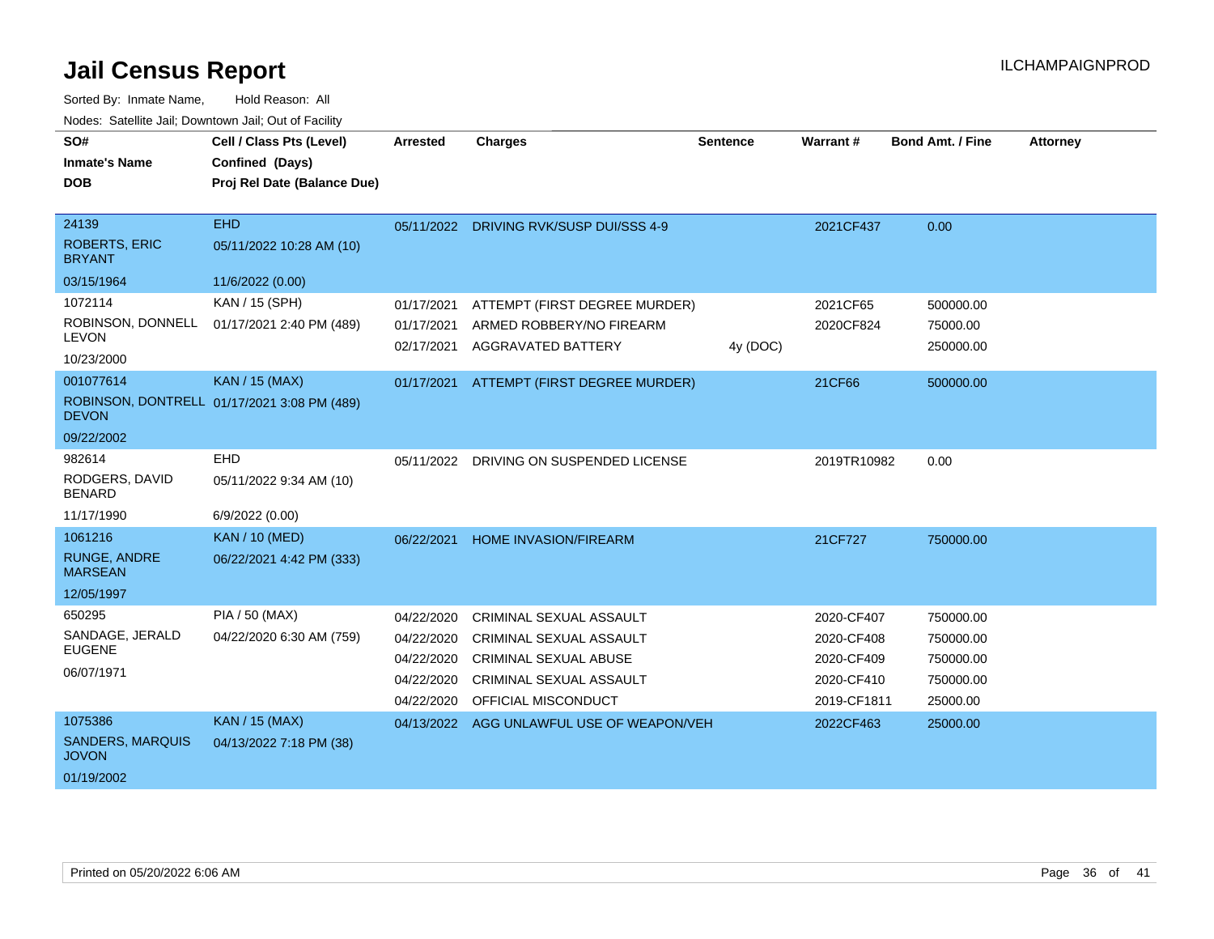# Jail Census Report

ILCHAMPAIGNPROD

Sorted By: Inmate Name, Hold Reason: All

Nodes: Satellite Jail; Downtown Jail; Out of Facility

| SO# / Inmate's Name / DOB | Cell / Class Pts (Level) / Confined (Days) / Proj Rel Date (Balance Due) | Arrested | Charges | Sentence | Warrant # | Bond Amt. / Fine | Attorney |
|---|---|---|---|---|---|---|---|
| 24139<br>ROBERTS, ERIC BRYANT<br>03/15/1964 | EHD<br>05/11/2022 10:28 AM (10)<br>11/6/2022 (0.00) | 05/11/2022 | DRIVING RVK/SUSP DUI/SSS 4-9 | | 2021CF437 | 0.00 | |
| 1072114<br>ROBINSON, DONNELL LEVON<br>10/23/2000 | KAN / 15 (SPH)<br>01/17/2021 2:40 PM (489) | 01/17/2021 | ATTEMPT (FIRST DEGREE MURDER) | | 2021CF65 | 500000.00 | |
| | | 01/17/2021 | ARMED ROBBERY/NO FIREARM | | 2020CF824 | 75000.00 | |
| | | 02/17/2021 | AGGRAVATED BATTERY | 4y (DOC) | | 250000.00 | |
| 001077614<br>ROBINSON, DONTRELL DEVON<br>09/22/2002 | KAN / 15 (MAX)<br>01/17/2021 3:08 PM (489) | 01/17/2021 | ATTEMPT (FIRST DEGREE MURDER) | | 21CF66 | 500000.00 | |
| 982614<br>RODGERS, DAVID BENARD<br>11/17/1990 | EHD<br>05/11/2022 9:34 AM (10)<br>6/9/2022 (0.00) | 05/11/2022 | DRIVING ON SUSPENDED LICENSE | | 2019TR10982 | 0.00 | |
| 1061216<br>RUNGE, ANDRE MARSEAN<br>12/05/1997 | KAN / 10 (MED)<br>06/22/2021 4:42 PM (333) | 06/22/2021 | HOME INVASION/FIREARM | | 21CF727 | 750000.00 | |
| 650295<br>SANDAGE, JERALD EUGENE<br>06/07/1971 | PIA / 50 (MAX)<br>04/22/2020 6:30 AM (759) | 04/22/2020 | CRIMINAL SEXUAL ASSAULT | | 2020-CF407 | 750000.00 | |
| | | 04/22/2020 | CRIMINAL SEXUAL ASSAULT | | 2020-CF408 | 750000.00 | |
| | | 04/22/2020 | CRIMINAL SEXUAL ABUSE | | 2020-CF409 | 750000.00 | |
| | | 04/22/2020 | CRIMINAL SEXUAL ASSAULT | | 2020-CF410 | 750000.00 | |
| | | 04/22/2020 | OFFICIAL MISCONDUCT | | 2019-CF1811 | 25000.00 | |
| 1075386<br>SANDERS, MARQUIS JOVON<br>01/19/2002 | KAN / 15 (MAX)<br>04/13/2022 7:18 PM (38) | 04/13/2022 | AGG UNLAWFUL USE OF WEAPON/VEH | | 2022CF463 | 25000.00 | |

Printed on 05/20/2022 6:06 AM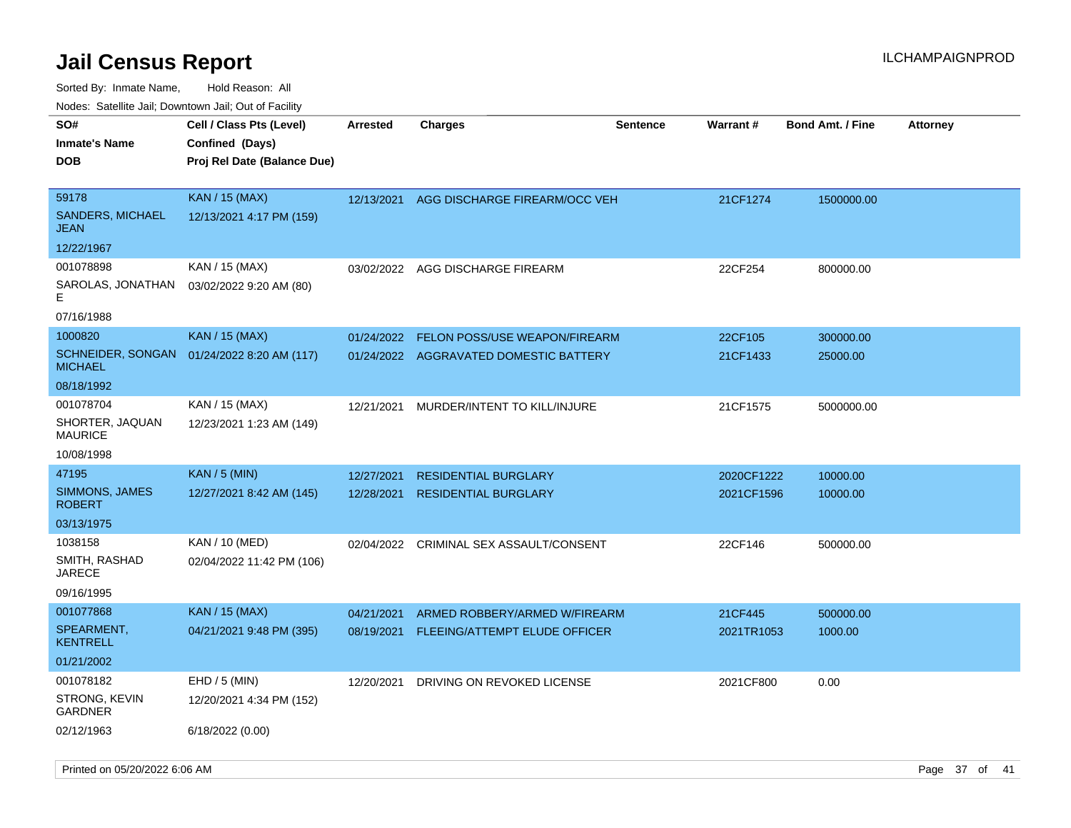# Jail Census Report

Sorted By: Inmate Name, Hold Reason: All

Nodes: Satellite Jail; Downtown Jail; Out of Facility

| SO# / Inmate's Name / DOB | Cell / Class Pts (Level) / Confined (Days) / Proj Rel Date (Balance Due) | Arrested | Charges | Sentence | Warrant # | Bond Amt. / Fine | Attorney |
|---|---|---|---|---|---|---|---|
| 59178<br>SANDERS, MICHAEL JEAN<br>12/22/1967 | KAN / 15 (MAX)<br>12/13/2021 4:17 PM (159) | 12/13/2021 | AGG DISCHARGE FIREARM/OCC VEH | | 21CF1274 | 1500000.00 | |
| 001078898<br>SAROLAS, JONATHAN E<br>07/16/1988 | KAN / 15 (MAX)<br>03/02/2022 9:20 AM (80) | 03/02/2022 | AGG DISCHARGE FIREARM | | 22CF254 | 800000.00 | |
| 1000820<br>SCHNEIDER, SONGAN MICHAEL<br>08/18/1992 | KAN / 15 (MAX)<br>01/24/2022 8:20 AM (117) | 01/24/2022<br>01/24/2022 | FELON POSS/USE WEAPON/FIREARM<br>AGGRAVATED DOMESTIC BATTERY | | 22CF105<br>21CF1433 | 300000.00<br>25000.00 | |
| 001078704<br>SHORTER, JAQUAN MAURICE<br>10/08/1998 | KAN / 15 (MAX)<br>12/23/2021 1:23 AM (149) | 12/21/2021 | MURDER/INTENT TO KILL/INJURE | | 21CF1575 | 5000000.00 | |
| 47195<br>SIMMONS, JAMES ROBERT<br>03/13/1975 | KAN / 5 (MIN)<br>12/27/2021 8:42 AM (145) | 12/27/2021<br>12/28/2021 | RESIDENTIAL BURGLARY<br>RESIDENTIAL BURGLARY | | 2020CF1222<br>2021CF1596 | 10000.00<br>10000.00 | |
| 1038158<br>SMITH, RASHAD JARECE<br>09/16/1995 | KAN / 10 (MED)<br>02/04/2022 11:42 PM (106) | 02/04/2022 | CRIMINAL SEX ASSAULT/CONSENT | | 22CF146 | 500000.00 | |
| 001077868<br>SPEARMENT, KENTRELL<br>01/21/2002 | KAN / 15 (MAX)<br>04/21/2021 9:48 PM (395) | 04/21/2021<br>08/19/2021 | ARMED ROBBERY/ARMED W/FIREARM<br>FLEEING/ATTEMPT ELUDE OFFICER | | 21CF445<br>2021TR1053 | 500000.00<br>1000.00 | |
| 001078182<br>STRONG, KEVIN GARDNER<br>02/12/1963 | EHD / 5 (MIN)<br>12/20/2021 4:34 PM (152)<br>6/18/2022 (0.00) | 12/20/2021 | DRIVING ON REVOKED LICENSE | | 2021CF800 | 0.00 | |

Printed on 05/20/2022 6:06 AM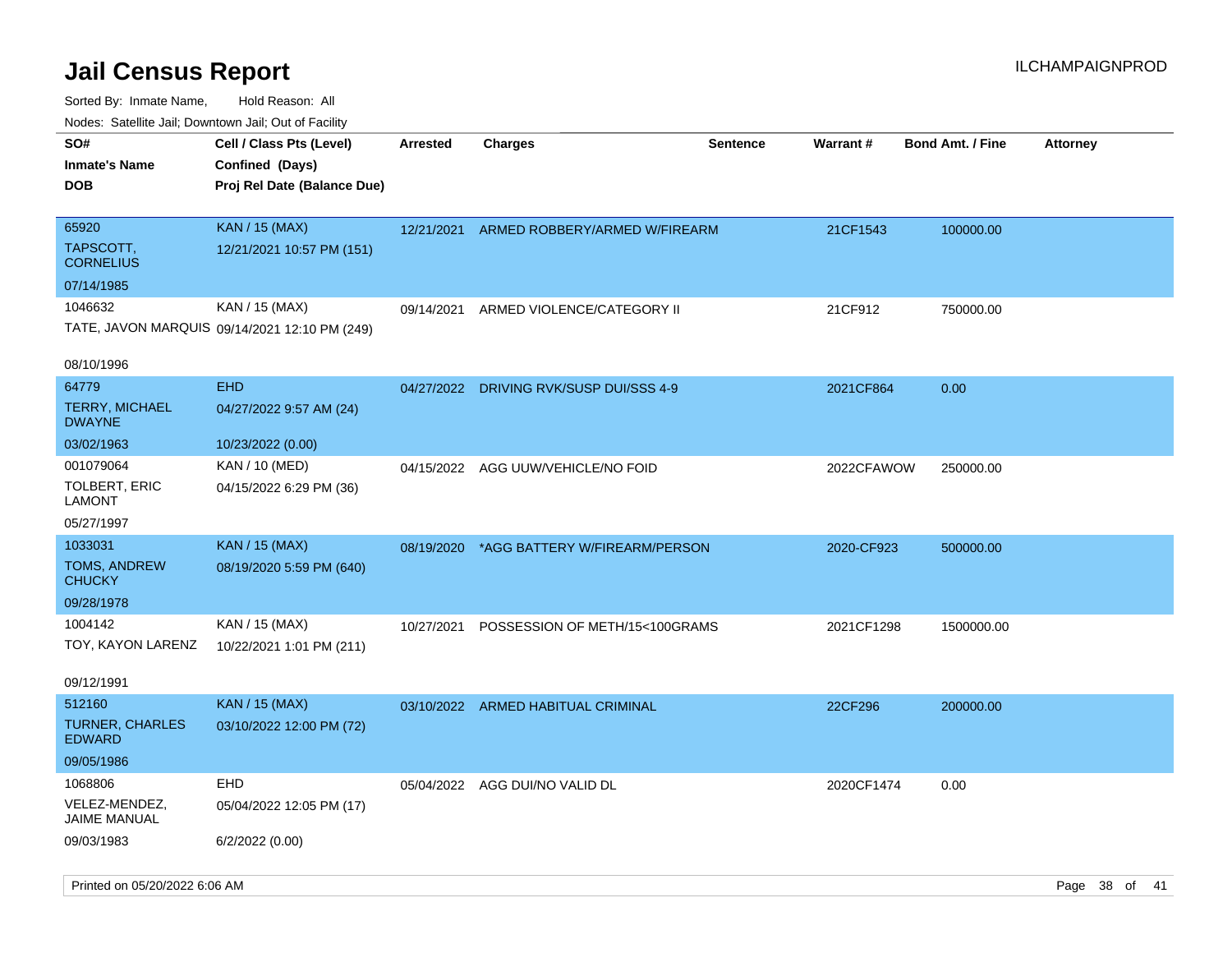# Jail Census Report

ILCHAMPAIGNPROD

Sorted By: Inmate Name, Hold Reason: All

Nodes: Satellite Jail; Downtown Jail; Out of Facility

| SO#<br>Inmate's Name<br>DOB | Cell / Class Pts (Level)<br>Confined (Days)<br>Proj Rel Date (Balance Due) | Arrested | Charges | Sentence | Warrant # | Bond Amt. / Fine | Attorney |
|---|---|---|---|---|---|---|---|
| 65920<br>TAPSCOTT, CORNELIUS<br>07/14/1985 | KAN / 15 (MAX)<br>12/21/2021 10:57 PM (151) | 12/21/2021 | ARMED ROBBERY/ARMED W/FIREARM | | 21CF1543 | 100000.00 | |
| 1046632<br>TATE, JAVON MARQUIS<br>08/10/1996 | KAN / 15 (MAX)<br>09/14/2021 12:10 PM (249) | 09/14/2021 | ARMED VIOLENCE/CATEGORY II | | 21CF912 | 750000.00 | |
| 64779<br>TERRY, MICHAEL DWAYNE<br>03/02/1963 | EHD<br>04/27/2022 9:57 AM (24)<br>10/23/2022 (0.00) | 04/27/2022 | DRIVING RVK/SUSP DUI/SSS 4-9 | | 2021CF864 | 0.00 | |
| 001079064<br>TOLBERT, ERIC LAMONT<br>05/27/1997 | KAN / 10 (MED)<br>04/15/2022 6:29 PM (36) | 04/15/2022 | AGG UUW/VEHICLE/NO FOID | | 2022CFAWOW | 250000.00 | |
| 1033031<br>TOMS, ANDREW CHUCKY<br>09/28/1978 | KAN / 15 (MAX)<br>08/19/2020 5:59 PM (640) | 08/19/2020 | *AGG BATTERY W/FIREARM/PERSON | | 2020-CF923 | 500000.00 | |
| 1004142<br>TOY, KAYON LARENZ<br>09/12/1991 | KAN / 15 (MAX)<br>10/22/2021 1:01 PM (211) | 10/27/2021 | POSSESSION OF METH/15<100GRAMS | | 2021CF1298 | 1500000.00 | |
| 512160<br>TURNER, CHARLES EDWARD<br>09/05/1986 | KAN / 15 (MAX)<br>03/10/2022 12:00 PM (72) | 03/10/2022 | ARMED HABITUAL CRIMINAL | | 22CF296 | 200000.00 | |
| 1068806<br>VELEZ-MENDEZ, JAIME MANUAL<br>09/03/1983 | EHD<br>05/04/2022 12:05 PM (17)<br>6/2/2022 (0.00) | 05/04/2022 | AGG DUI/NO VALID DL | | 2020CF1474 | 0.00 | |

Printed on 05/20/2022 6:06 AM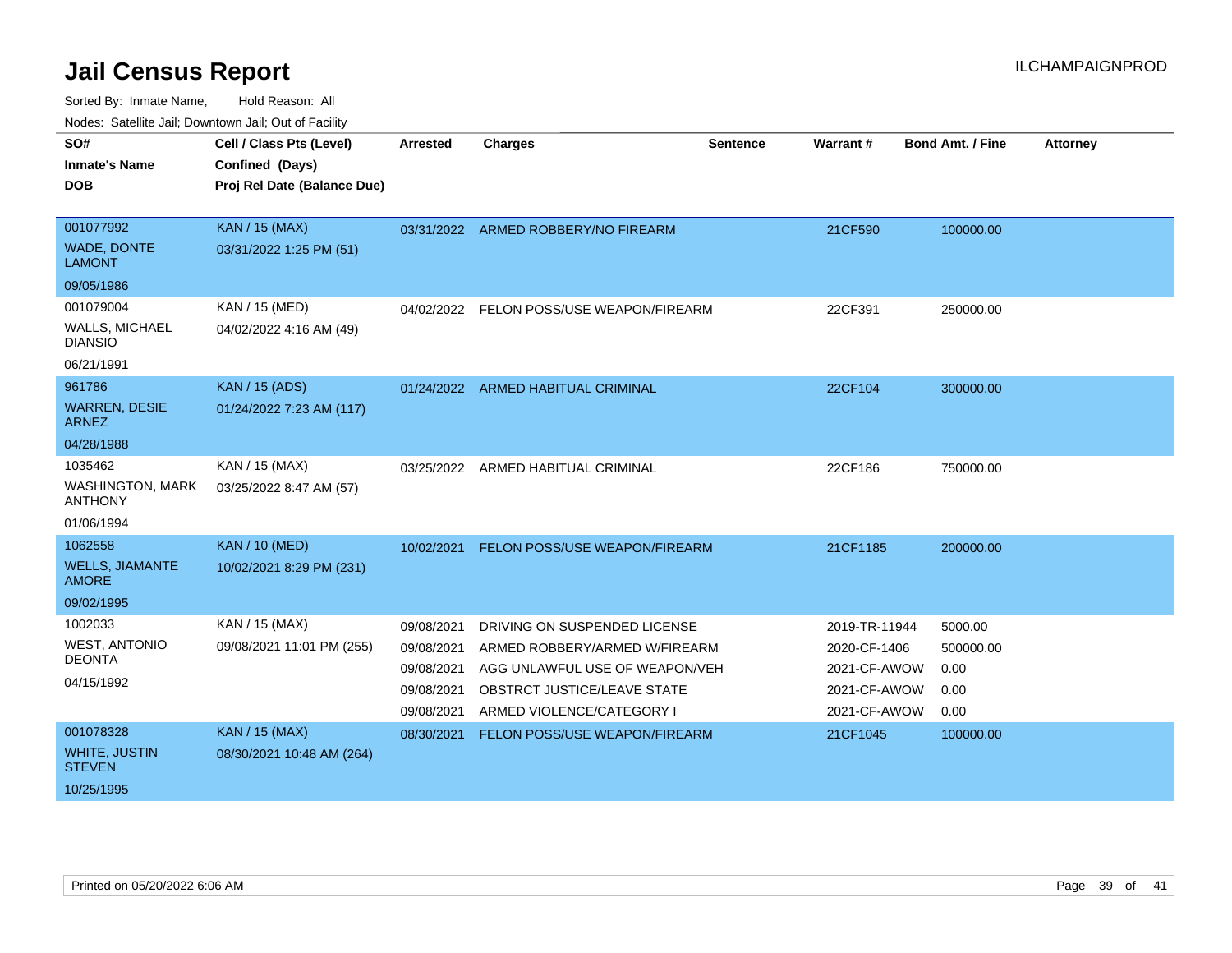# Jail Census Report

ILCHAMPAIGNPROD

Sorted By: Inmate Name, Hold Reason: All

Nodes: Satellite Jail; Downtown Jail; Out of Facility

| SO# / Inmate's Name / DOB | Cell / Class Pts (Level) / Confined (Days) / Proj Rel Date (Balance Due) | Arrested | Charges | Sentence | Warrant # | Bond Amt. / Fine | Attorney |
|---|---|---|---|---|---|---|---|
| 001077992<br>WADE, DONTE LAMONT<br>09/05/1986 | KAN / 15 (MAX)<br>03/31/2022 1:25 PM (51) | 03/31/2022 | ARMED ROBBERY/NO FIREARM | | 21CF590 | 100000.00 | |
| 001079004<br>WALLS, MICHAEL DIANSIO<br>06/21/1991 | KAN / 15 (MED)<br>04/02/2022 4:16 AM (49) | 04/02/2022 | FELON POSS/USE WEAPON/FIREARM | | 22CF391 | 250000.00 | |
| 961786<br>WARREN, DESIE ARNEZ<br>04/28/1988 | KAN / 15 (ADS)<br>01/24/2022 7:23 AM (117) | 01/24/2022 | ARMED HABITUAL CRIMINAL | | 22CF104 | 300000.00 | |
| 1035462<br>WASHINGTON, MARK ANTHONY<br>01/06/1994 | KAN / 15 (MAX)<br>03/25/2022 8:47 AM (57) | 03/25/2022 | ARMED HABITUAL CRIMINAL | | 22CF186 | 750000.00 | |
| 1062558<br>WELLS, JIAMANTE AMORE<br>09/02/1995 | KAN / 10 (MED)<br>10/02/2021 8:29 PM (231) | 10/02/2021 | FELON POSS/USE WEAPON/FIREARM | | 21CF1185 | 200000.00 | |
| 1002033<br>WEST, ANTONIO DEONTA<br>04/15/1992 | KAN / 15 (MAX)<br>09/08/2021 11:01 PM (255) | 09/08/2021 | DRIVING ON SUSPENDED LICENSE | | 2019-TR-11944 | 5000.00 | |
| | | 09/08/2021 | ARMED ROBBERY/ARMED W/FIREARM | | 2020-CF-1406 | 500000.00 | |
| | | 09/08/2021 | AGG UNLAWFUL USE OF WEAPON/VEH | | 2021-CF-AWOW | 0.00 | |
| | | 09/08/2021 | OBSTRCT JUSTICE/LEAVE STATE | | 2021-CF-AWOW | 0.00 | |
| | | 09/08/2021 | ARMED VIOLENCE/CATEGORY I | | 2021-CF-AWOW | 0.00 | |
| 001078328<br>WHITE, JUSTIN STEVEN<br>10/25/1995 | KAN / 15 (MAX)<br>08/30/2021 10:48 AM (264) | 08/30/2021 | FELON POSS/USE WEAPON/FIREARM | | 21CF1045 | 100000.00 | |

Printed on 05/20/2022 6:06 AM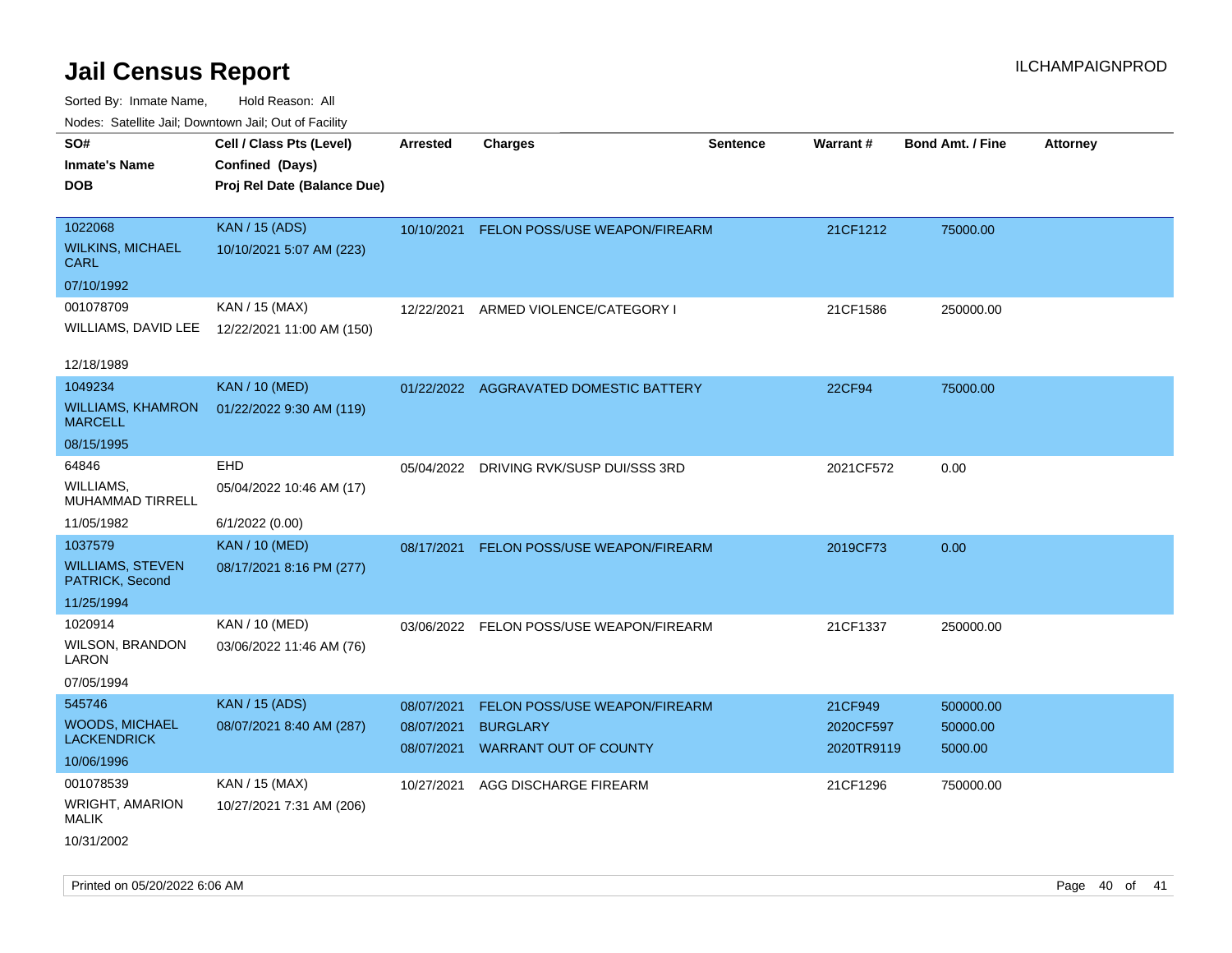# Jail Census Report

ILCHAMPAIGNPROD

Sorted By: Inmate Name, Hold Reason: All

Nodes: Satellite Jail; Downtown Jail; Out of Facility

| SO# / Inmate's Name / DOB | Cell / Class Pts (Level) / Confined (Days) / Proj Rel Date (Balance Due) | Arrested | Charges | Sentence | Warrant # | Bond Amt. / Fine | Attorney |
|---|---|---|---|---|---|---|---|
| 1022068<br>WILKINS, MICHAEL CARL<br>07/10/1992 | KAN / 15 (ADS)<br>10/10/2021 5:07 AM (223) | 10/10/2021 | FELON POSS/USE WEAPON/FIREARM | | 21CF1212 | 75000.00 | |
| 001078709<br>WILLIAMS, DAVID LEE<br>12/18/1989 | KAN / 15 (MAX)<br>12/22/2021 11:00 AM (150) | 12/22/2021 | ARMED VIOLENCE/CATEGORY I | | 21CF1586 | 250000.00 | |
| 1049234<br>WILLIAMS, KHAMRON MARCELL<br>08/15/1995 | KAN / 10 (MED)<br>01/22/2022 9:30 AM (119) | 01/22/2022 | AGGRAVATED DOMESTIC BATTERY | | 22CF94 | 75000.00 | |
| 64846<br>WILLIAMS, MUHAMMAD TIRRELL<br>11/05/1982 | EHD<br>05/04/2022 10:46 AM (17)<br>6/1/2022 (0.00) | 05/04/2022 | DRIVING RVK/SUSP DUI/SSS 3RD | | 2021CF572 | 0.00 | |
| 1037579<br>WILLIAMS, STEVEN PATRICK, Second<br>11/25/1994 | KAN / 10 (MED)<br>08/17/2021 8:16 PM (277) | 08/17/2021 | FELON POSS/USE WEAPON/FIREARM | | 2019CF73 | 0.00 | |
| 1020914<br>WILSON, BRANDON LARON<br>07/05/1994 | KAN / 10 (MED)<br>03/06/2022 11:46 AM (76) | 03/06/2022 | FELON POSS/USE WEAPON/FIREARM | | 21CF1337 | 250000.00 | |
| 545746<br>WOODS, MICHAEL LACKENDRICK<br>10/06/1996 | KAN / 15 (ADS)<br>08/07/2021 8:40 AM (287) | 08/07/2021<br>08/07/2021<br>08/07/2021 | FELON POSS/USE WEAPON/FIREARM<br>BURGLARY<br>WARRANT OUT OF COUNTY | | 21CF949<br>2020CF597<br>2020TR9119 | 500000.00<br>50000.00<br>5000.00 | |
| 001078539<br>WRIGHT, AMARION MALIK<br>10/31/2002 | KAN / 15 (MAX)<br>10/27/2021 7:31 AM (206) | 10/27/2021 | AGG DISCHARGE FIREARM | | 21CF1296 | 750000.00 | |

Printed on 05/20/2022 6:06 AM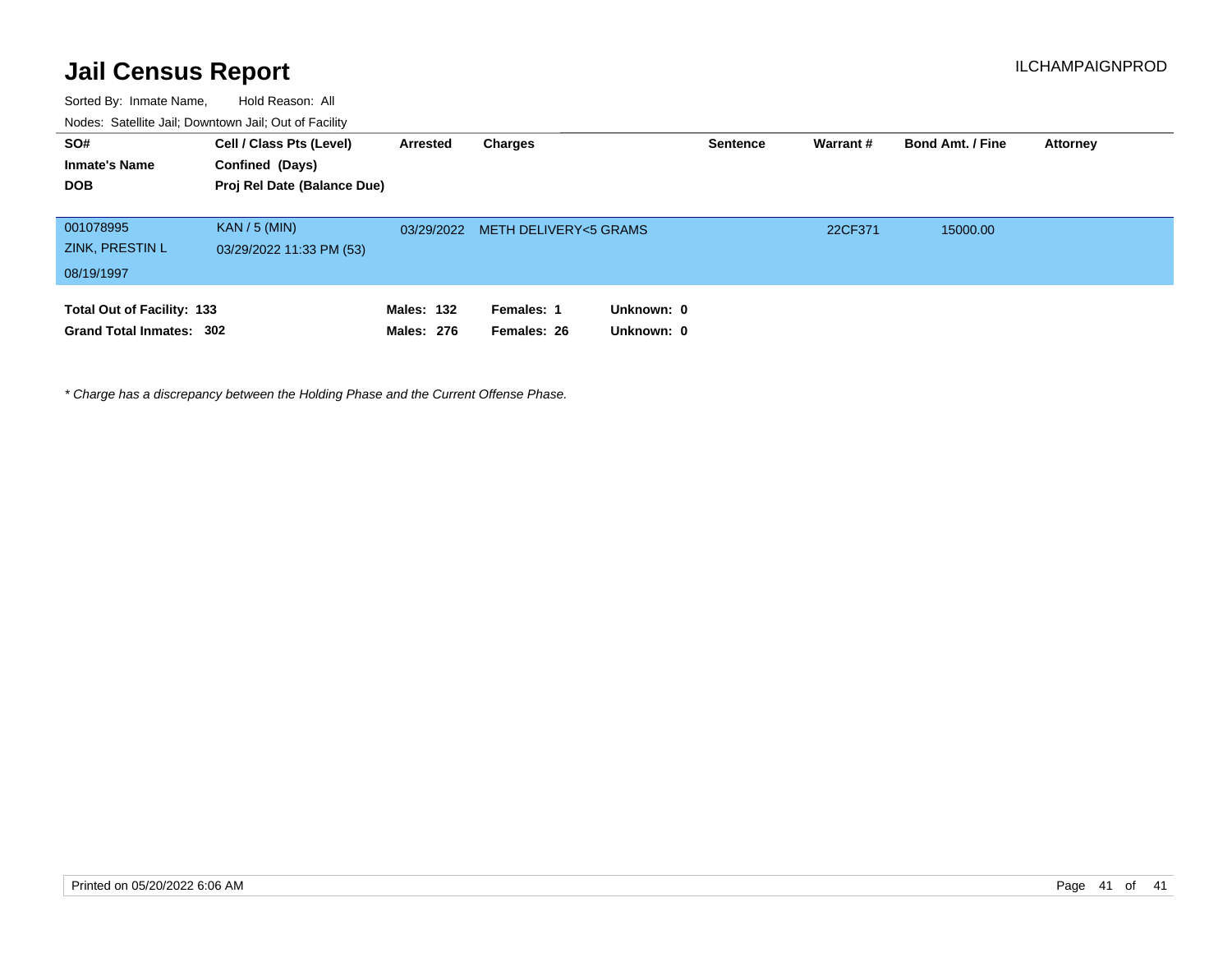# Jail Census Report

ILCHAMPAIGNPROD

Sorted By: Inmate Name, Hold Reason: All

Nodes: Satellite Jail; Downtown Jail; Out of Facility

| SO# / Inmate's Name / DOB | Cell / Class Pts (Level) / Confined (Days) / Proj Rel Date (Balance Due) | Arrested | Charges | Sentence | Warrant # | Bond Amt. / Fine | Attorney |
|---|---|---|---|---|---|---|---|
| 001078995<br>ZINK, PRESTIN L<br>08/19/1997 | KAN / 5 (MIN)<br>03/29/2022 11:33 PM (53) | 03/29/2022 | METH DELIVERY<5 GRAMS | | 22CF371 | 15000.00 | |

| | | | |
|---|---|---|---|
| **Total Out of Facility: 133** | **Males: 132** | **Females: 1** | **Unknown: 0** |
| **Grand Total Inmates: 302** | **Males: 276** | **Females: 26** | **Unknown: 0** |

*\* Charge has a discrepancy between the Holding Phase and the Current Offense Phase.*

Printed on 05/20/2022 6:06 AM